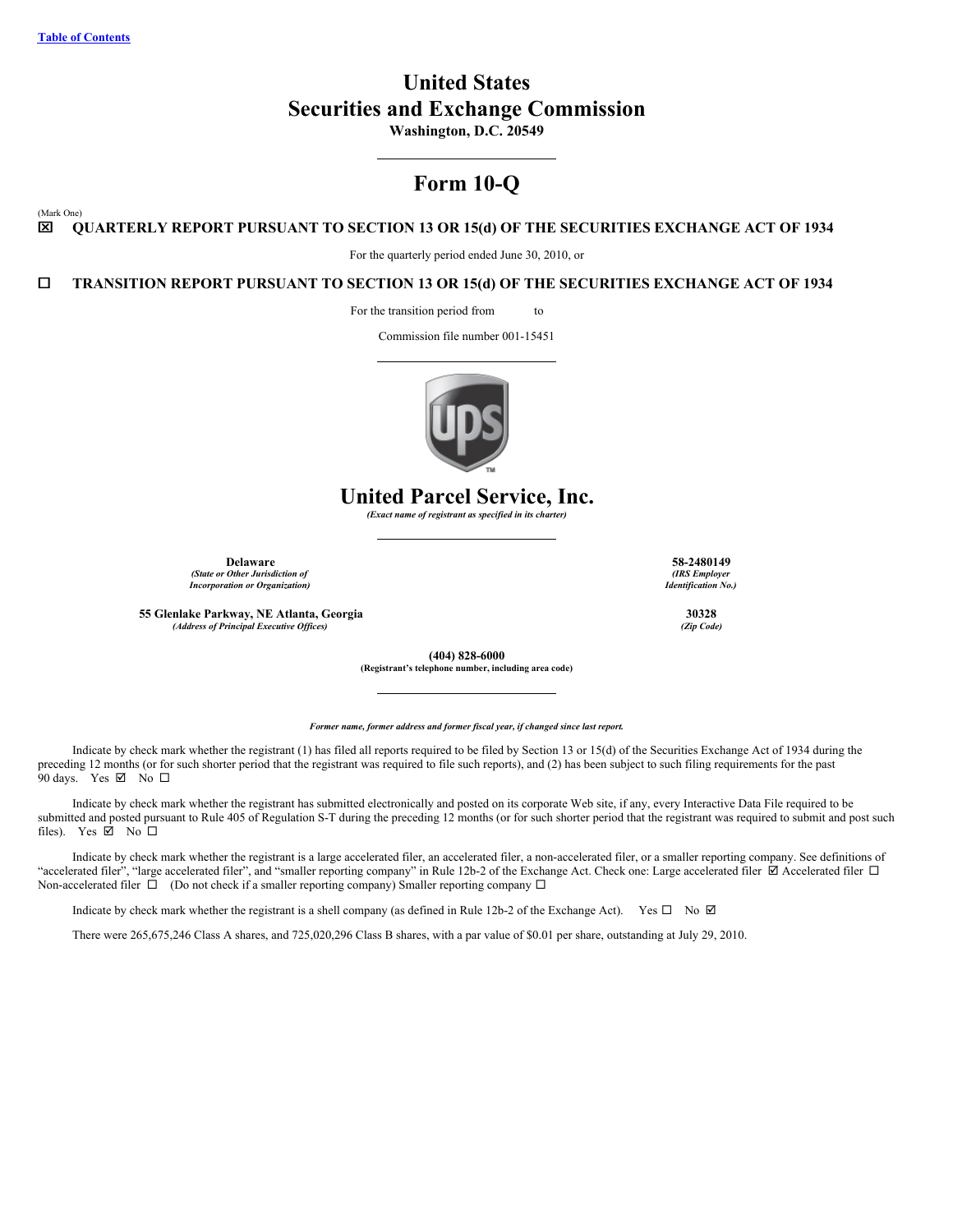[Table of Contents]

# United States
# Securities and Exchange Commission
**Washington, D.C. 20549**

## Form 10-Q

(Mark One)

☒ **QUARTERLY REPORT PURSUANT TO SECTION 13 OR 15(d) OF THE SECURITIES EXCHANGE ACT OF 1934**

For the quarterly period ended June 30, 2010, or

☐ **TRANSITION REPORT PURSUANT TO SECTION 13 OR 15(d) OF THE SECURITIES EXCHANGE ACT OF 1934**

For the transition period from to

Commission file number 001-15451

# United Parcel Service, Inc.
*(Exact name of registrant as specified in its charter)*

| | |
|---|---|
| **Delaware** | **58-2480149** |
| *(State or Other Jurisdiction of Incorporation or Organization)* | *(IRS Employer Identification No.)* |
| **55 Glenlake Parkway, NE Atlanta, Georgia** | **30328** |
| *(Address of Principal Executive Offices)* | *(Zip Code)* |

**(404) 828-6000**
**(Registrant's telephone number, including area code)**

***Former name, former address and former fiscal year, if changed since last report.***

Indicate by check mark whether the registrant (1) has filed all reports required to be filed by Section 13 or 15(d) of the Securities Exchange Act of 1934 during the preceding 12 months (or for such shorter period that the registrant was required to file such reports), and (2) has been subject to such filing requirements for the past 90 days. Yes ☑ No ☐

Indicate by check mark whether the registrant has submitted electronically and posted on its corporate Web site, if any, every Interactive Data File required to be submitted and posted pursuant to Rule 405 of Regulation S-T during the preceding 12 months (or for such shorter period that the registrant was required to submit and post such files). Yes ☑ No ☐

Indicate by check mark whether the registrant is a large accelerated filer, an accelerated filer, a non-accelerated filer, or a smaller reporting company. See definitions of "accelerated filer", "large accelerated filer", and "smaller reporting company" in Rule 12b-2 of the Exchange Act. Check one: Large accelerated filer ☑ Accelerated filer ☐ Non-accelerated filer ☐ (Do not check if a smaller reporting company) Smaller reporting company ☐

Indicate by check mark whether the registrant is a shell company (as defined in Rule 12b-2 of the Exchange Act). Yes ☐ No ☑

There were 265,675,246 Class A shares, and 725,020,296 Class B shares, with a par value of $0.01 per share, outstanding at July 29, 2010.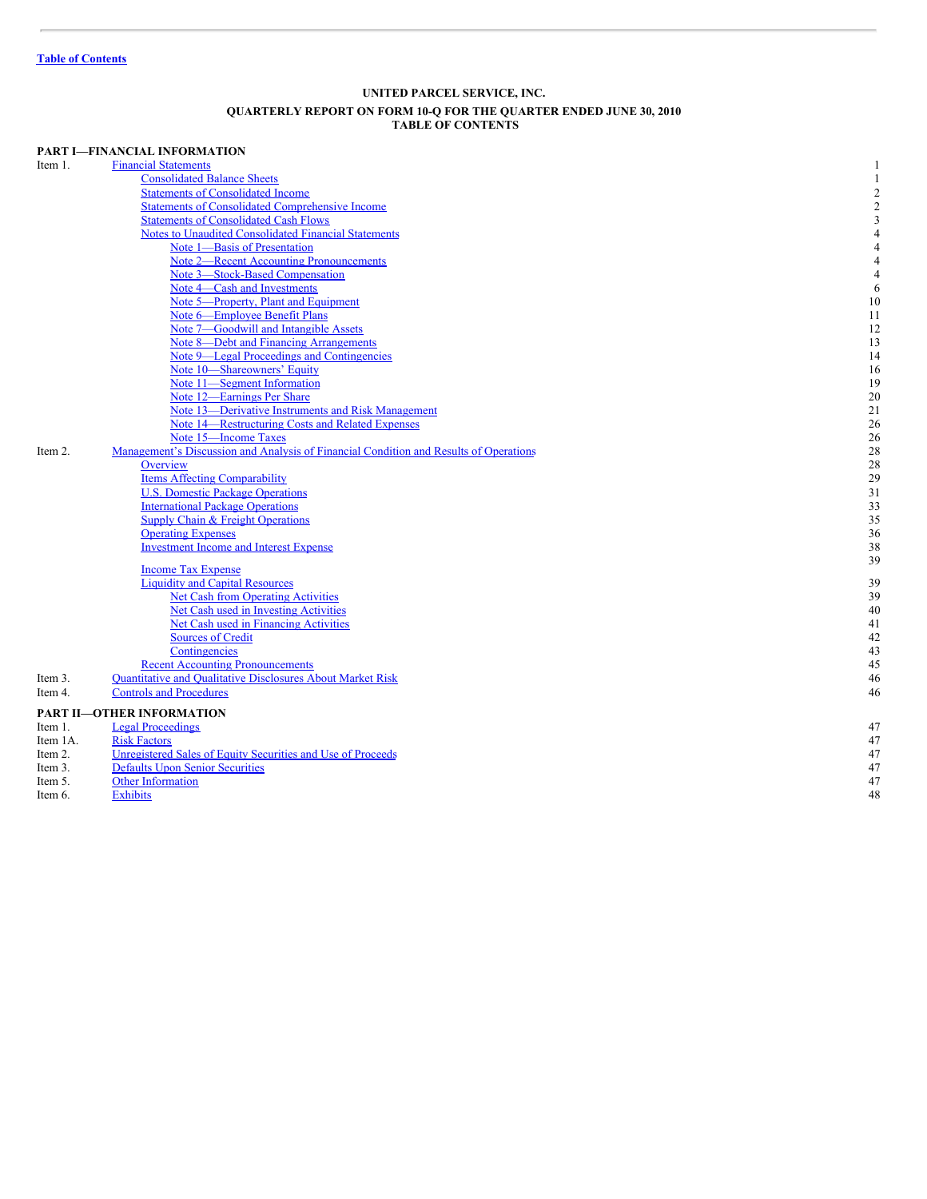Table of Contents

**UNITED PARCEL SERVICE, INC.**

**QUARTERLY REPORT ON FORM 10-Q FOR THE QUARTER ENDED JUNE 30, 2010**
**TABLE OF CONTENTS**

| | | |
|---|---|---|
| **PART I—FINANCIAL INFORMATION** | | |
| Item 1. | Financial Statements | 1 |
| | Consolidated Balance Sheets | 1 |
| | Statements of Consolidated Income | 2 |
| | Statements of Consolidated Comprehensive Income | 2 |
| | Statements of Consolidated Cash Flows | 3 |
| | Notes to Unaudited Consolidated Financial Statements | 4 |
| | Note 1—Basis of Presentation | 4 |
| | Note 2—Recent Accounting Pronouncements | 4 |
| | Note 3—Stock-Based Compensation | 4 |
| | Note 4—Cash and Investments | 6 |
| | Note 5—Property, Plant and Equipment | 10 |
| | Note 6—Employee Benefit Plans | 11 |
| | Note 7—Goodwill and Intangible Assets | 12 |
| | Note 8—Debt and Financing Arrangements | 13 |
| | Note 9—Legal Proceedings and Contingencies | 14 |
| | Note 10—Shareowners' Equity | 16 |
| | Note 11—Segment Information | 19 |
| | Note 12—Earnings Per Share | 20 |
| | Note 13—Derivative Instruments and Risk Management | 21 |
| | Note 14—Restructuring Costs and Related Expenses | 26 |
| | Note 15—Income Taxes | 26 |
| Item 2. | Management's Discussion and Analysis of Financial Condition and Results of Operations | 28 |
| | Overview | 28 |
| | Items Affecting Comparability | 29 |
| | U.S. Domestic Package Operations | 31 |
| | International Package Operations | 33 |
| | Supply Chain & Freight Operations | 35 |
| | Operating Expenses | 36 |
| | Investment Income and Interest Expense | 38 |
| | | 39 |
| | Income Tax Expense | |
| | Liquidity and Capital Resources | 39 |
| | Net Cash from Operating Activities | 39 |
| | Net Cash used in Investing Activities | 40 |
| | Net Cash used in Financing Activities | 41 |
| | Sources of Credit | 42 |
| | Contingencies | 43 |
| | Recent Accounting Pronouncements | 45 |
| Item 3. | Quantitative and Qualitative Disclosures About Market Risk | 46 |
| Item 4. | Controls and Procedures | 46 |
| **PART II—OTHER INFORMATION** | | |
| Item 1. | Legal Proceedings | 47 |
| Item 1A. | Risk Factors | 47 |
| Item 2. | Unregistered Sales of Equity Securities and Use of Proceeds | 47 |
| Item 3. | Defaults Upon Senior Securities | 47 |
| Item 5. | Other Information | 47 |
| Item 6. | Exhibits | 48 |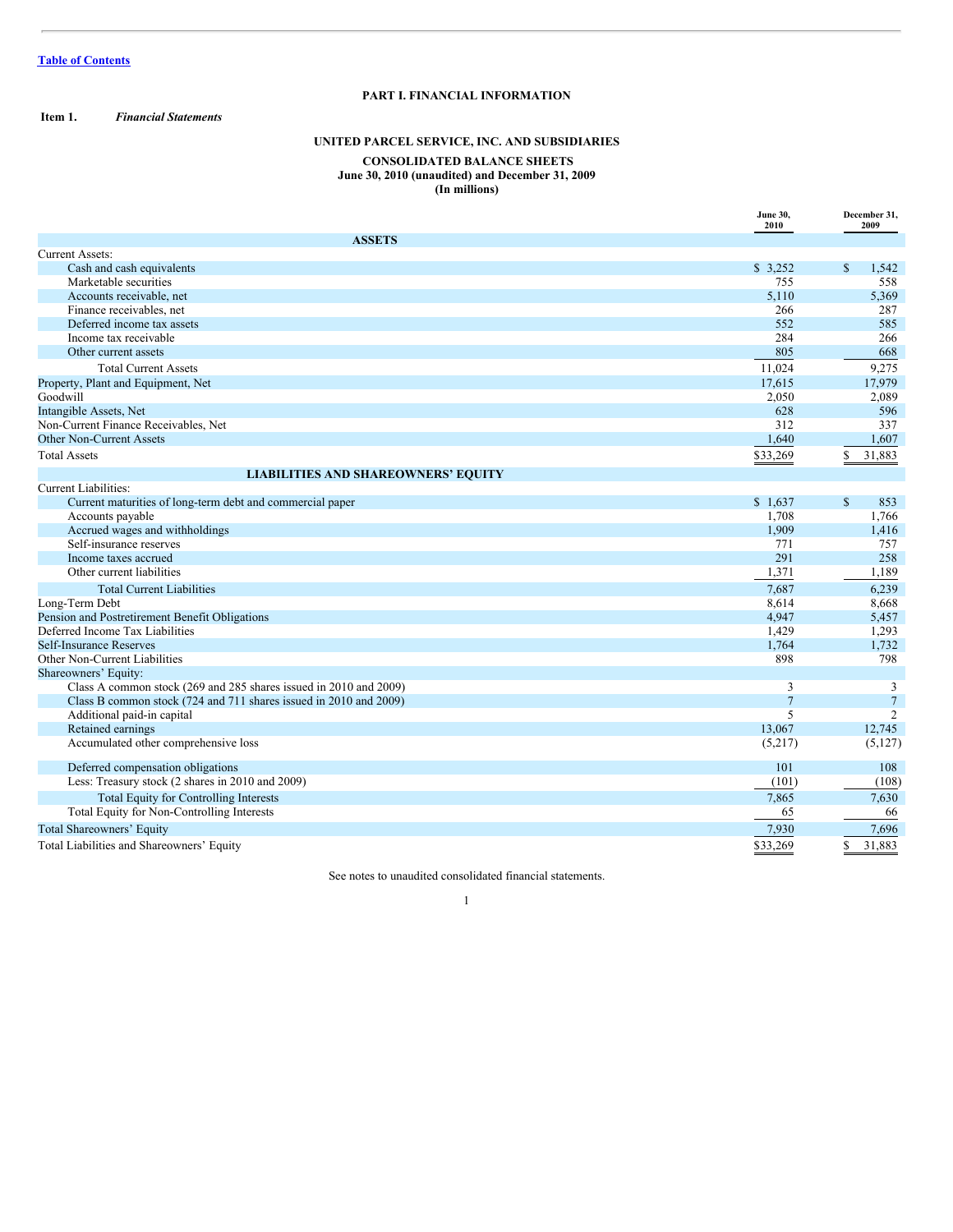Table of Contents

## PART I. FINANCIAL INFORMATION

**Item 1.** ***Financial Statements***

### UNITED PARCEL SERVICE, INC. AND SUBSIDIARIES

### CONSOLIDATED BALANCE SHEETS
**June 30, 2010 (unaudited) and December 31, 2009**
**(In millions)**

| | June 30, 2010 | December 31, 2009 |
|---|---|---|
| **ASSETS** | | |
| Current Assets: | | |
| Cash and cash equivalents | $ 3,252 | $ 1,542 |
| Marketable securities | 755 | 558 |
| Accounts receivable, net | 5,110 | 5,369 |
| Finance receivables, net | 266 | 287 |
| Deferred income tax assets | 552 | 585 |
| Income tax receivable | 284 | 266 |
| Other current assets | 805 | 668 |
| Total Current Assets | 11,024 | 9,275 |
| Property, Plant and Equipment, Net | 17,615 | 17,979 |
| Goodwill | 2,050 | 2,089 |
| Intangible Assets, Net | 628 | 596 |
| Non-Current Finance Receivables, Net | 312 | 337 |
| Other Non-Current Assets | 1,640 | 1,607 |
| Total Assets | $33,269 | $ 31,883 |
| **LIABILITIES AND SHAREOWNERS' EQUITY** | | |
| Current Liabilities: | | |
| Current maturities of long-term debt and commercial paper | $ 1,637 | $ 853 |
| Accounts payable | 1,708 | 1,766 |
| Accrued wages and withholdings | 1,909 | 1,416 |
| Self-insurance reserves | 771 | 757 |
| Income taxes accrued | 291 | 258 |
| Other current liabilities | 1,371 | 1,189 |
| Total Current Liabilities | 7,687 | 6,239 |
| Long-Term Debt | 8,614 | 8,668 |
| Pension and Postretirement Benefit Obligations | 4,947 | 5,457 |
| Deferred Income Tax Liabilities | 1,429 | 1,293 |
| Self-Insurance Reserves | 1,764 | 1,732 |
| Other Non-Current Liabilities | 898 | 798 |
| Shareowners' Equity: | | |
| Class A common stock (269 and 285 shares issued in 2010 and 2009) | 3 | 3 |
| Class B common stock (724 and 711 shares issued in 2010 and 2009) | 7 | 7 |
| Additional paid-in capital | 5 | 2 |
| Retained earnings | 13,067 | 12,745 |
| Accumulated other comprehensive loss | (5,217) | (5,127) |
| Deferred compensation obligations | 101 | 108 |
| Less: Treasury stock (2 shares in 2010 and 2009) | (101) | (108) |
| Total Equity for Controlling Interests | 7,865 | 7,630 |
| Total Equity for Non-Controlling Interests | 65 | 66 |
| Total Shareowners' Equity | 7,930 | 7,696 |
| Total Liabilities and Shareowners' Equity | $33,269 | $ 31,883 |

See notes to unaudited consolidated financial statements.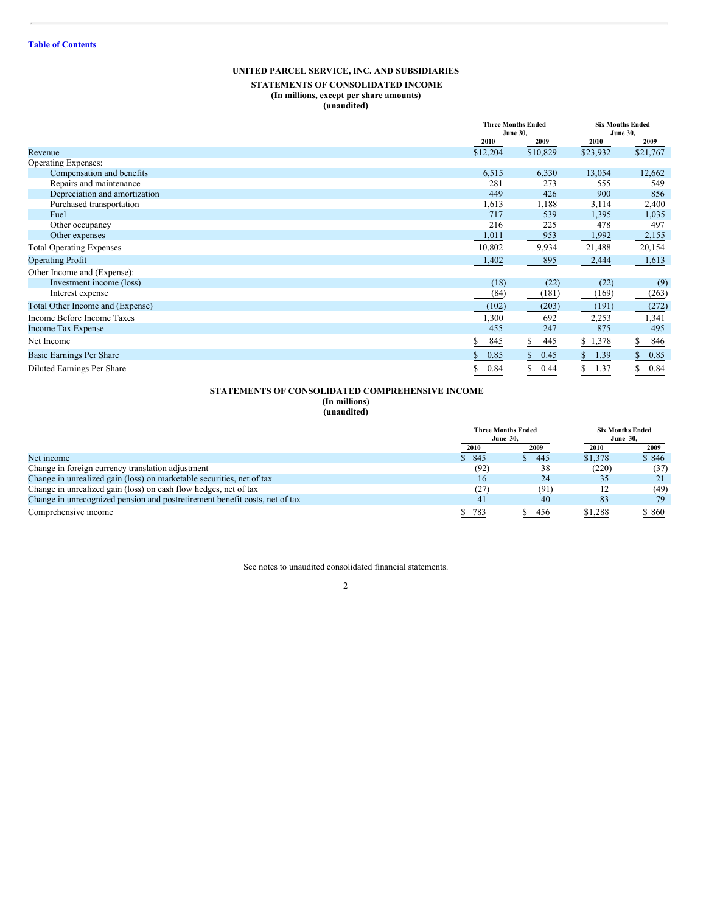[Table of Contents](#)

## UNITED PARCEL SERVICE, INC. AND SUBSIDIARIES

### STATEMENTS OF CONSOLIDATED INCOME

**(In millions, except per share amounts)**
**(unaudited)**

| | Three Months Ended June 30, | | Six Months Ended June 30, | |
|---|---|---|---|---|
| | 2010 | 2009 | 2010 | 2009 |
| Revenue | $12,204 | $10,829 | $23,932 | $21,767 |
| Operating Expenses: | | | | |
| Compensation and benefits | 6,515 | 6,330 | 13,054 | 12,662 |
| Repairs and maintenance | 281 | 273 | 555 | 549 |
| Depreciation and amortization | 449 | 426 | 900 | 856 |
| Purchased transportation | 1,613 | 1,188 | 3,114 | 2,400 |
| Fuel | 717 | 539 | 1,395 | 1,035 |
| Other occupancy | 216 | 225 | 478 | 497 |
| Other expenses | 1,011 | 953 | 1,992 | 2,155 |
| Total Operating Expenses | 10,802 | 9,934 | 21,488 | 20,154 |
| Operating Profit | 1,402 | 895 | 2,444 | 1,613 |
| Other Income and (Expense): | | | | |
| Investment income (loss) | (18) | (22) | (22) | (9) |
| Interest expense | (84) | (181) | (169) | (263) |
| Total Other Income and (Expense) | (102) | (203) | (191) | (272) |
| Income Before Income Taxes | 1,300 | 692 | 2,253 | 1,341 |
| Income Tax Expense | 455 | 247 | 875 | 495 |
| Net Income | $ 845 | $ 445 | $ 1,378 | $ 846 |
| Basic Earnings Per Share | $ 0.85 | $ 0.45 | $ 1.39 | $ 0.85 |
| Diluted Earnings Per Share | $ 0.84 | $ 0.44 | $ 1.37 | $ 0.84 |

### STATEMENTS OF CONSOLIDATED COMPREHENSIVE INCOME

**(In millions)**
**(unaudited)**

| | Three Months Ended June 30, | | Six Months Ended June 30, | |
|---|---|---|---|---|
| | 2010 | 2009 | 2010 | 2009 |
| Net income | $ 845 | $ 445 | $1,378 | $ 846 |
| Change in foreign currency translation adjustment | (92) | 38 | (220) | (37) |
| Change in unrealized gain (loss) on marketable securities, net of tax | 16 | 24 | 35 | 21 |
| Change in unrealized gain (loss) on cash flow hedges, net of tax | (27) | (91) | 12 | (49) |
| Change in unrecognized pension and postretirement benefit costs, net of tax | 41 | 40 | 83 | 79 |
| Comprehensive income | $ 783 | $ 456 | $1,288 | $ 860 |

See notes to unaudited consolidated financial statements.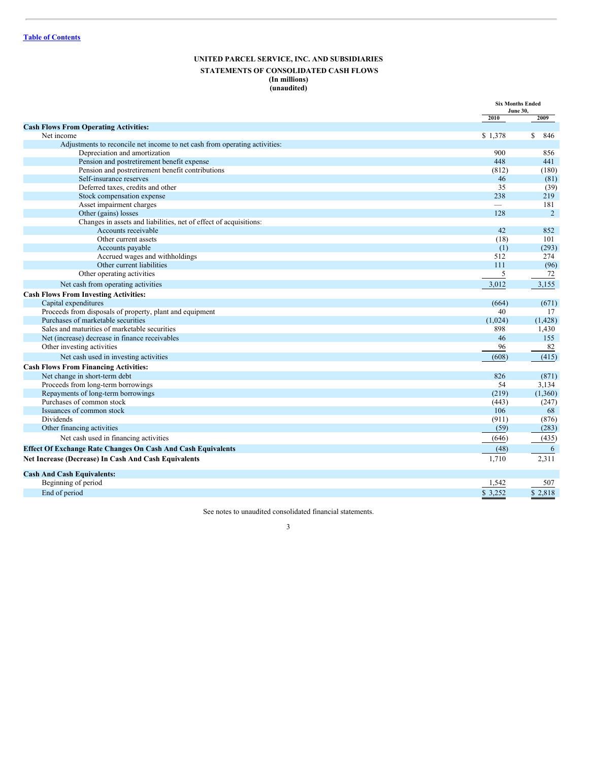[Table of Contents](#)

**UNITED PARCEL SERVICE, INC. AND SUBSIDIARIES**

**STATEMENTS OF CONSOLIDATED CASH FLOWS**

**(In millions)**

**(unaudited)**

| | Six Months Ended June 30, | |
|---|---|---|
| | 2010 | 2009 |
| **Cash Flows From Operating Activities:** | | |
| Net income | $ 1,378 | $ 846 |
| Adjustments to reconcile net income to net cash from operating activities: | | |
| Depreciation and amortization | 900 | 856 |
| Pension and postretirement benefit expense | 448 | 441 |
| Pension and postretirement benefit contributions | (812) | (180) |
| Self-insurance reserves | 46 | (81) |
| Deferred taxes, credits and other | 35 | (39) |
| Stock compensation expense | 238 | 219 |
| Asset impairment charges | — | 181 |
| Other (gains) losses | 128 | 2 |
| Changes in assets and liabilities, net of effect of acquisitions: | | |
| Accounts receivable | 42 | 852 |
| Other current assets | (18) | 101 |
| Accounts payable | (1) | (293) |
| Accrued wages and withholdings | 512 | 274 |
| Other current liabilities | 111 | (96) |
| Other operating activities | 5 | 72 |
| Net cash from operating activities | 3,012 | 3,155 |
| **Cash Flows From Investing Activities:** | | |
| Capital expenditures | (664) | (671) |
| Proceeds from disposals of property, plant and equipment | 40 | 17 |
| Purchases of marketable securities | (1,024) | (1,428) |
| Sales and maturities of marketable securities | 898 | 1,430 |
| Net (increase) decrease in finance receivables | 46 | 155 |
| Other investing activities | 96 | 82 |
| Net cash used in investing activities | (608) | (415) |
| **Cash Flows From Financing Activities:** | | |
| Net change in short-term debt | 826 | (871) |
| Proceeds from long-term borrowings | 54 | 3,134 |
| Repayments of long-term borrowings | (219) | (1,360) |
| Purchases of common stock | (443) | (247) |
| Issuances of common stock | 106 | 68 |
| Dividends | (911) | (876) |
| Other financing activities | (59) | (283) |
| Net cash used in financing activities | (646) | (435) |
| **Effect Of Exchange Rate Changes On Cash And Cash Equivalents** | (48) | 6 |
| **Net Increase (Decrease) In Cash And Cash Equivalents** | 1,710 | 2,311 |
| **Cash And Cash Equivalents:** | | |
| Beginning of period | 1,542 | 507 |
| End of period | $ 3,252 | $ 2,818 |

See notes to unaudited consolidated financial statements.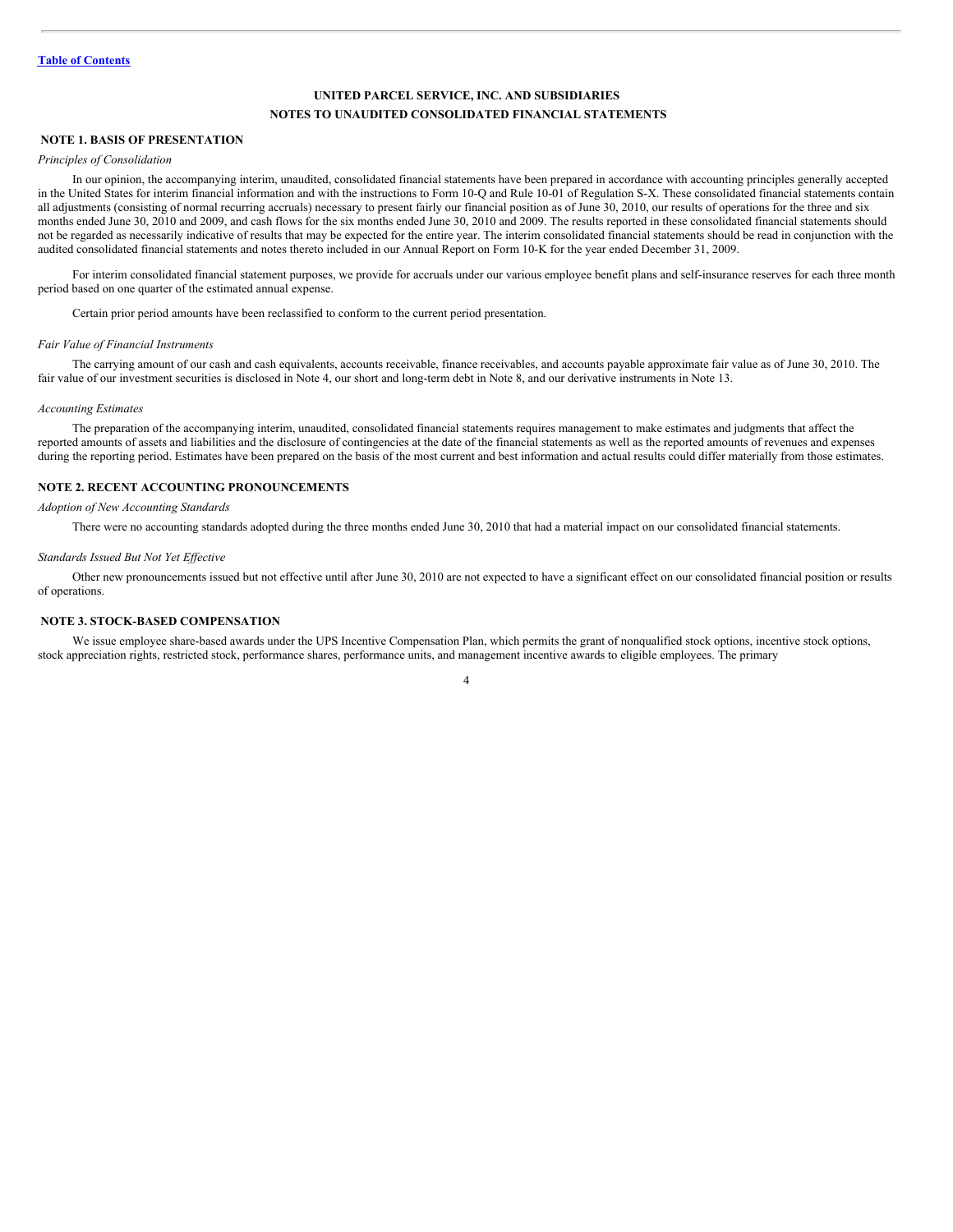# UNITED PARCEL SERVICE, INC. AND SUBSIDIARIES

## NOTES TO UNAUDITED CONSOLIDATED FINANCIAL STATEMENTS

### NOTE 1. BASIS OF PRESENTATION

*Principles of Consolidation*

In our opinion, the accompanying interim, unaudited, consolidated financial statements have been prepared in accordance with accounting principles generally accepted in the United States for interim financial information and with the instructions to Form 10-Q and Rule 10-01 of Regulation S-X. These consolidated financial statements contain all adjustments (consisting of normal recurring accruals) necessary to present fairly our financial position as of June 30, 2010, our results of operations for the three and six months ended June 30, 2010 and 2009, and cash flows for the six months ended June 30, 2010 and 2009. The results reported in these consolidated financial statements should not be regarded as necessarily indicative of results that may be expected for the entire year. The interim consolidated financial statements should be read in conjunction with the audited consolidated financial statements and notes thereto included in our Annual Report on Form 10-K for the year ended December 31, 2009.

For interim consolidated financial statement purposes, we provide for accruals under our various employee benefit plans and self-insurance reserves for each three month period based on one quarter of the estimated annual expense.

Certain prior period amounts have been reclassified to conform to the current period presentation.

*Fair Value of Financial Instruments*

The carrying amount of our cash and cash equivalents, accounts receivable, finance receivables, and accounts payable approximate fair value as of June 30, 2010. The fair value of our investment securities is disclosed in Note 4, our short and long-term debt in Note 8, and our derivative instruments in Note 13.

*Accounting Estimates*

The preparation of the accompanying interim, unaudited, consolidated financial statements requires management to make estimates and judgments that affect the reported amounts of assets and liabilities and the disclosure of contingencies at the date of the financial statements as well as the reported amounts of revenues and expenses during the reporting period. Estimates have been prepared on the basis of the most current and best information and actual results could differ materially from those estimates.

### NOTE 2. RECENT ACCOUNTING PRONOUNCEMENTS

*Adoption of New Accounting Standards*

There were no accounting standards adopted during the three months ended June 30, 2010 that had a material impact on our consolidated financial statements.

*Standards Issued But Not Yet Effective*

Other new pronouncements issued but not effective until after June 30, 2010 are not expected to have a significant effect on our consolidated financial position or results of operations.

### NOTE 3. STOCK-BASED COMPENSATION

We issue employee share-based awards under the UPS Incentive Compensation Plan, which permits the grant of nonqualified stock options, incentive stock options, stock appreciation rights, restricted stock, performance shares, performance units, and management incentive awards to eligible employees. The primary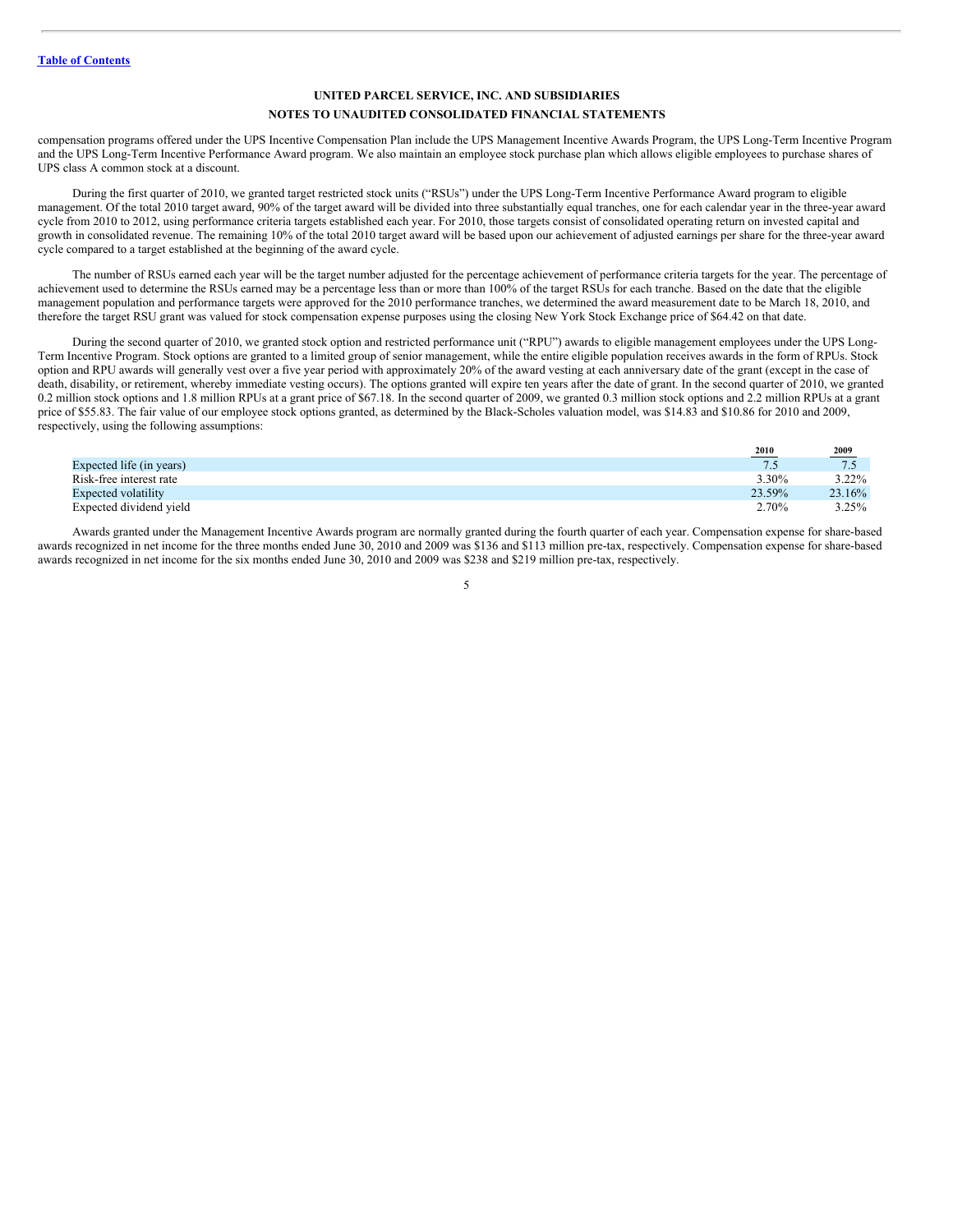compensation programs offered under the UPS Incentive Compensation Plan include the UPS Management Incentive Awards Program, the UPS Long-Term Incentive Program and the UPS Long-Term Incentive Performance Award program. We also maintain an employee stock purchase plan which allows eligible employees to purchase shares of UPS class A common stock at a discount.

During the first quarter of 2010, we granted target restricted stock units ("RSUs") under the UPS Long-Term Incentive Performance Award program to eligible management. Of the total 2010 target award, 90% of the target award will be divided into three substantially equal tranches, one for each calendar year in the three-year award cycle from 2010 to 2012, using performance criteria targets established each year. For 2010, those targets consist of consolidated operating return on invested capital and growth in consolidated revenue. The remaining 10% of the total 2010 target award will be based upon our achievement of adjusted earnings per share for the three-year award cycle compared to a target established at the beginning of the award cycle.

The number of RSUs earned each year will be the target number adjusted for the percentage achievement of performance criteria targets for the year. The percentage of achievement used to determine the RSUs earned may be a percentage less than or more than 100% of the target RSUs for each tranche. Based on the date that the eligible management population and performance targets were approved for the 2010 performance tranches, we determined the award measurement date to be March 18, 2010, and therefore the target RSU grant was valued for stock compensation expense purposes using the closing New York Stock Exchange price of $64.42 on that date.

During the second quarter of 2010, we granted stock option and restricted performance unit ("RPU") awards to eligible management employees under the UPS Long-Term Incentive Program. Stock options are granted to a limited group of senior management, while the entire eligible population receives awards in the form of RPUs. Stock option and RPU awards will generally vest over a five year period with approximately 20% of the award vesting at each anniversary date of the grant (except in the case of death, disability, or retirement, whereby immediate vesting occurs). The options granted will expire ten years after the date of grant. In the second quarter of 2010, we granted 0.2 million stock options and 1.8 million RPUs at a grant price of $67.18. In the second quarter of 2009, we granted 0.3 million stock options and 2.2 million RPUs at a grant price of $55.83. The fair value of our employee stock options granted, as determined by the Black-Scholes valuation model, was $14.83 and $10.86 for 2010 and 2009, respectively, using the following assumptions:

| | 2010 | 2009 |
|---|---|---|
| Expected life (in years) | 7.5 | 7.5 |
| Risk-free interest rate | 3.30% | 3.22% |
| Expected volatility | 23.59% | 23.16% |
| Expected dividend yield | 2.70% | 3.25% |

Awards granted under the Management Incentive Awards program are normally granted during the fourth quarter of each year. Compensation expense for share-based awards recognized in net income for the three months ended June 30, 2010 and 2009 was $136 and $113 million pre-tax, respectively. Compensation expense for share-based awards recognized in net income for the six months ended June 30, 2010 and 2009 was $238 and $219 million pre-tax, respectively.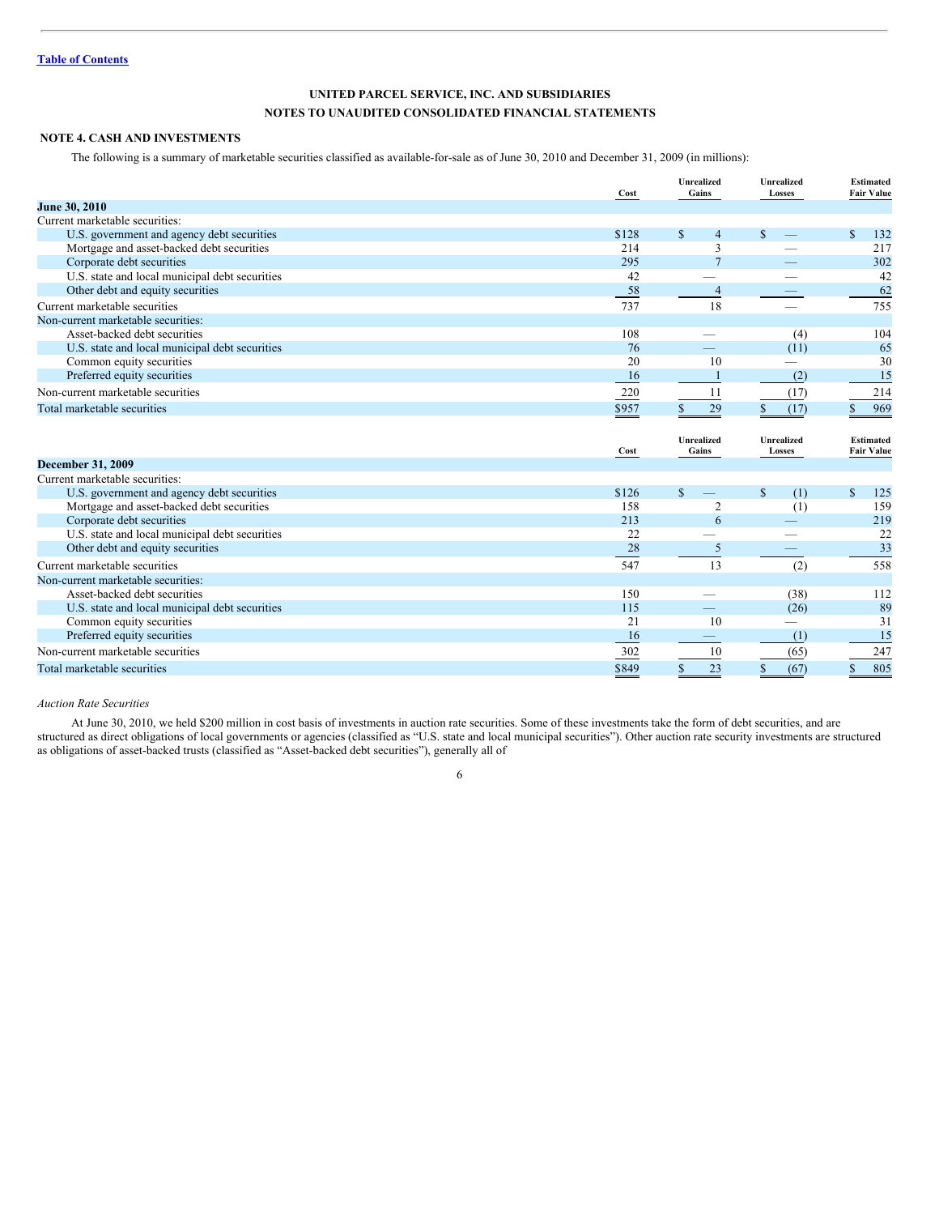[Table of Contents](#)

**UNITED PARCEL SERVICE, INC. AND SUBSIDIARIES**

**NOTES TO UNAUDITED CONSOLIDATED FINANCIAL STATEMENTS**

## NOTE 4. CASH AND INVESTMENTS

The following is a summary of marketable securities classified as available-for-sale as of June 30, 2010 and December 31, 2009 (in millions):

| | Cost | Unrealized Gains | Unrealized Losses | Estimated Fair Value |
|---|---|---|---|---|
| **June 30, 2010** | | | | |
| Current marketable securities: | | | | |
| U.S. government and agency debt securities | $128 | $ 4 | $ — | $ 132 |
| Mortgage and asset-backed debt securities | 214 | 3 | — | 217 |
| Corporate debt securities | 295 | 7 | — | 302 |
| U.S. state and local municipal debt securities | 42 | — | — | 42 |
| Other debt and equity securities | 58 | 4 | — | 62 |
| Current marketable securities | 737 | 18 | — | 755 |
| Non-current marketable securities: | | | | |
| Asset-backed debt securities | 108 | — | (4) | 104 |
| U.S. state and local municipal debt securities | 76 | — | (11) | 65 |
| Common equity securities | 20 | 10 | — | 30 |
| Preferred equity securities | 16 | 1 | (2) | 15 |
| Non-current marketable securities | 220 | 11 | (17) | 214 |
| Total marketable securities | $957 | $ 29 | $ (17) | $ 969 |

| | Cost | Unrealized Gains | Unrealized Losses | Estimated Fair Value |
|---|---|---|---|---|
| **December 31, 2009** | | | | |
| Current marketable securities: | | | | |
| U.S. government and agency debt securities | $126 | $ — | $ (1) | $ 125 |
| Mortgage and asset-backed debt securities | 158 | 2 | (1) | 159 |
| Corporate debt securities | 213 | 6 | — | 219 |
| U.S. state and local municipal debt securities | 22 | — | — | 22 |
| Other debt and equity securities | 28 | 5 | — | 33 |
| Current marketable securities | 547 | 13 | (2) | 558 |
| Non-current marketable securities: | | | | |
| Asset-backed debt securities | 150 | — | (38) | 112 |
| U.S. state and local municipal debt securities | 115 | — | (26) | 89 |
| Common equity securities | 21 | 10 | — | 31 |
| Preferred equity securities | 16 | — | (1) | 15 |
| Non-current marketable securities | 302 | 10 | (65) | 247 |
| Total marketable securities | $849 | $ 23 | $ (67) | $ 805 |

*Auction Rate Securities*

At June 30, 2010, we held $200 million in cost basis of investments in auction rate securities. Some of these investments take the form of debt securities, and are structured as direct obligations of local governments or agencies (classified as "U.S. state and local municipal securities"). Other auction rate security investments are structured as obligations of asset-backed trusts (classified as "Asset-backed debt securities"), generally all of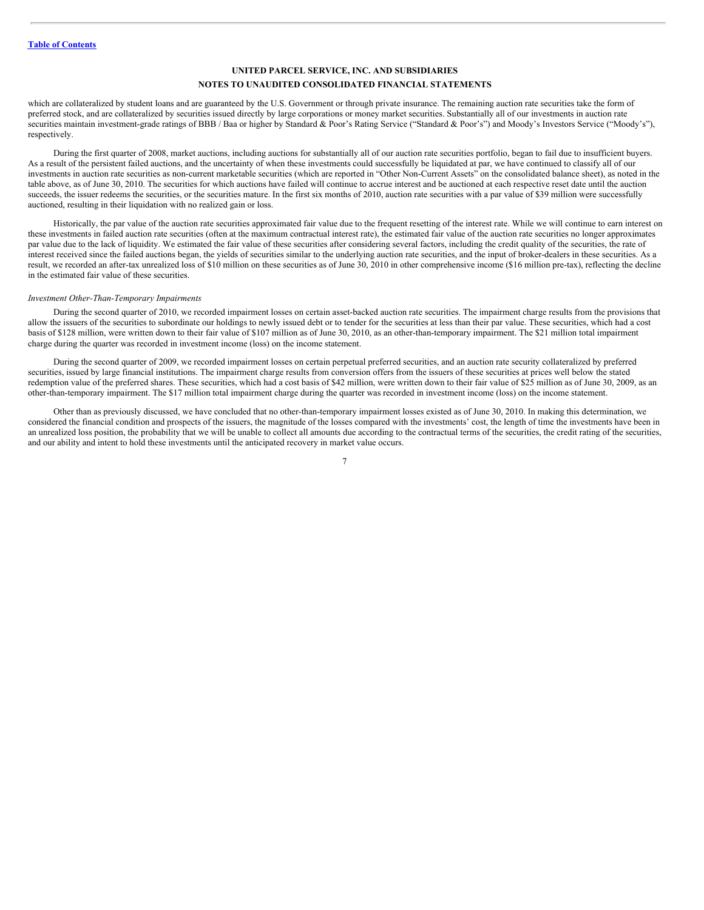which are collateralized by student loans and are guaranteed by the U.S. Government or through private insurance. The remaining auction rate securities take the form of preferred stock, and are collateralized by securities issued directly by large corporations or money market securities. Substantially all of our investments in auction rate securities maintain investment-grade ratings of BBB / Baa or higher by Standard & Poor's Rating Service ("Standard & Poor's") and Moody's Investors Service ("Moody's"), respectively.

During the first quarter of 2008, market auctions, including auctions for substantially all of our auction rate securities portfolio, began to fail due to insufficient buyers. As a result of the persistent failed auctions, and the uncertainty of when these investments could successfully be liquidated at par, we have continued to classify all of our investments in auction rate securities as non-current marketable securities (which are reported in "Other Non-Current Assets" on the consolidated balance sheet), as noted in the table above, as of June 30, 2010. The securities for which auctions have failed will continue to accrue interest and be auctioned at each respective reset date until the auction succeeds, the issuer redeems the securities, or the securities mature. In the first six months of 2010, auction rate securities with a par value of $39 million were successfully auctioned, resulting in their liquidation with no realized gain or loss.

Historically, the par value of the auction rate securities approximated fair value due to the frequent resetting of the interest rate. While we will continue to earn interest on these investments in failed auction rate securities (often at the maximum contractual interest rate), the estimated fair value of the auction rate securities no longer approximates par value due to the lack of liquidity. We estimated the fair value of these securities after considering several factors, including the credit quality of the securities, the rate of interest received since the failed auctions began, the yields of securities similar to the underlying auction rate securities, and the input of broker-dealers in these securities. As a result, we recorded an after-tax unrealized loss of $10 million on these securities as of June 30, 2010 in other comprehensive income ($16 million pre-tax), reflecting the decline in the estimated fair value of these securities.

*Investment Other-Than-Temporary Impairments*

During the second quarter of 2010, we recorded impairment losses on certain asset-backed auction rate securities. The impairment charge results from the provisions that allow the issuers of the securities to subordinate our holdings to newly issued debt or to tender for the securities at less than their par value. These securities, which had a cost basis of $128 million, were written down to their fair value of $107 million as of June 30, 2010, as an other-than-temporary impairment. The $21 million total impairment charge during the quarter was recorded in investment income (loss) on the income statement.

During the second quarter of 2009, we recorded impairment losses on certain perpetual preferred securities, and an auction rate security collateralized by preferred securities, issued by large financial institutions. The impairment charge results from conversion offers from the issuers of these securities at prices well below the stated redemption value of the preferred shares. These securities, which had a cost basis of $42 million, were written down to their fair value of $25 million as of June 30, 2009, as an other-than-temporary impairment. The $17 million total impairment charge during the quarter was recorded in investment income (loss) on the income statement.

Other than as previously discussed, we have concluded that no other-than-temporary impairment losses existed as of June 30, 2010. In making this determination, we considered the financial condition and prospects of the issuers, the magnitude of the losses compared with the investments' cost, the length of time the investments have been in an unrealized loss position, the probability that we will be unable to collect all amounts due according to the contractual terms of the securities, the credit rating of the securities, and our ability and intent to hold these investments until the anticipated recovery in market value occurs.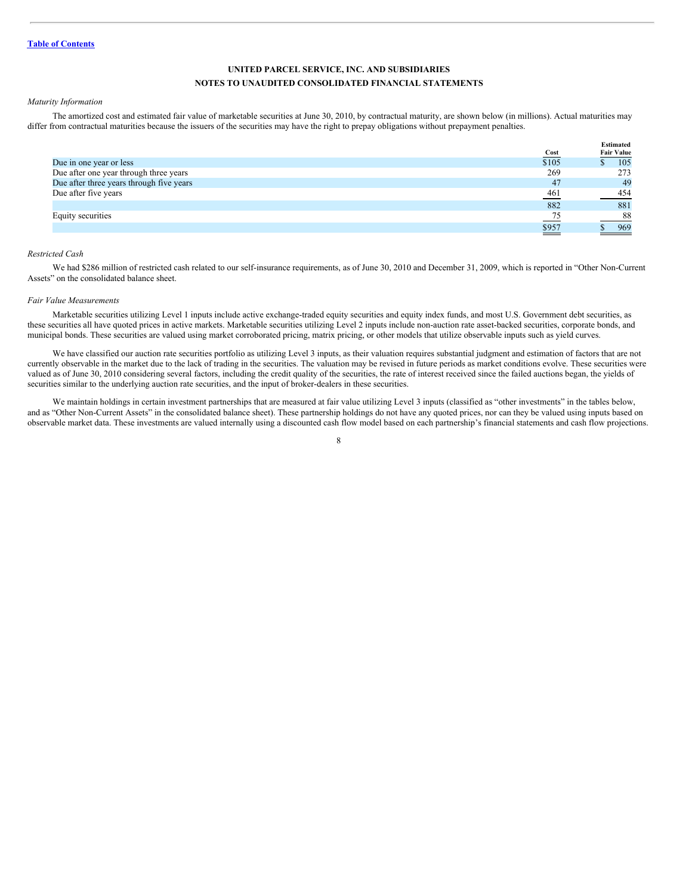[Table of Contents](#)

**UNITED PARCEL SERVICE, INC. AND SUBSIDIARIES**
**NOTES TO UNAUDITED CONSOLIDATED FINANCIAL STATEMENTS**

*Maturity Information*

The amortized cost and estimated fair value of marketable securities at June 30, 2010, by contractual maturity, are shown below (in millions). Actual maturities may differ from contractual maturities because the issuers of the securities may have the right to prepay obligations without prepayment penalties.

| | Cost | Estimated Fair Value |
|---|---|---|
| Due in one year or less | $105 | $ 105 |
| Due after one year through three years | 269 | 273 |
| Due after three years through five years | 47 | 49 |
| Due after five years | 461 | 454 |
| | 882 | 881 |
| Equity securities | 75 | 88 |
| | $957 | $ 969 |

*Restricted Cash*

We had $286 million of restricted cash related to our self-insurance requirements, as of June 30, 2010 and December 31, 2009, which is reported in "Other Non-Current Assets" on the consolidated balance sheet.

*Fair Value Measurements*

Marketable securities utilizing Level 1 inputs include active exchange-traded equity securities and equity index funds, and most U.S. Government debt securities, as these securities all have quoted prices in active markets. Marketable securities utilizing Level 2 inputs include non-auction rate asset-backed securities, corporate bonds, and municipal bonds. These securities are valued using market corroborated pricing, matrix pricing, or other models that utilize observable inputs such as yield curves.

We have classified our auction rate securities portfolio as utilizing Level 3 inputs, as their valuation requires substantial judgment and estimation of factors that are not currently observable in the market due to the lack of trading in the securities. The valuation may be revised in future periods as market conditions evolve. These securities were valued as of June 30, 2010 considering several factors, including the credit quality of the securities, the rate of interest received since the failed auctions began, the yields of securities similar to the underlying auction rate securities, and the input of broker-dealers in these securities.

We maintain holdings in certain investment partnerships that are measured at fair value utilizing Level 3 inputs (classified as "other investments" in the tables below, and as "Other Non-Current Assets" in the consolidated balance sheet). These partnership holdings do not have any quoted prices, nor can they be valued using inputs based on observable market data. These investments are valued internally using a discounted cash flow model based on each partnership's financial statements and cash flow projections.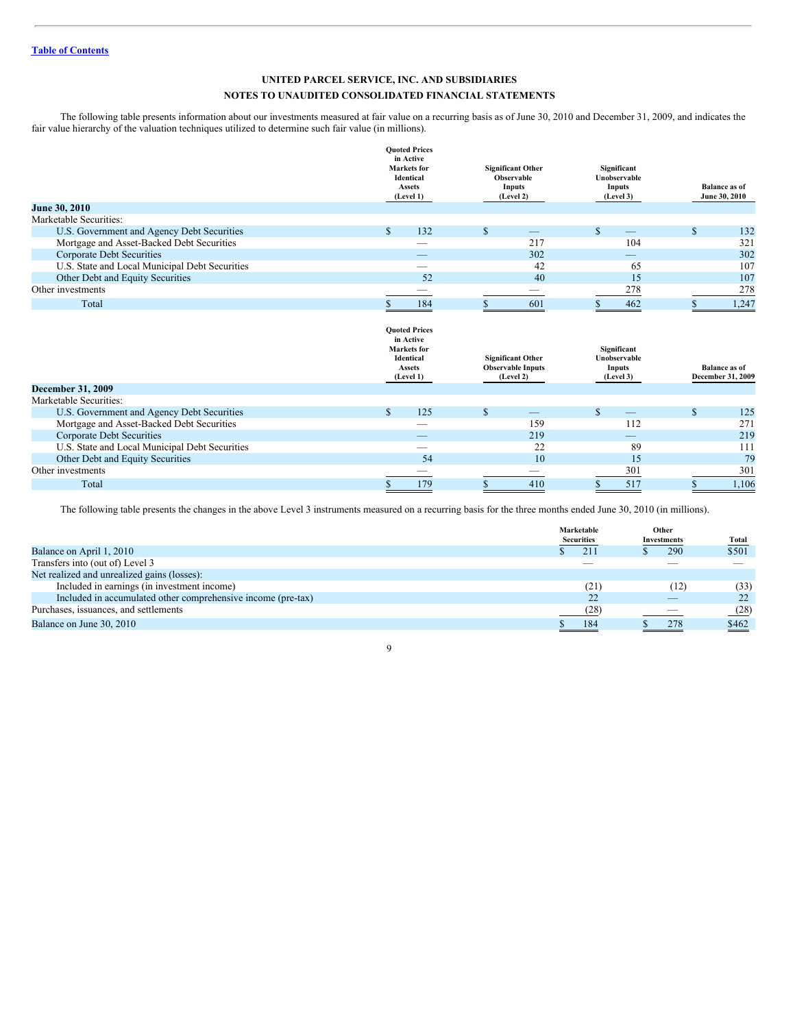[Table of Contents](#)

**UNITED PARCEL SERVICE, INC. AND SUBSIDIARIES**

**NOTES TO UNAUDITED CONSOLIDATED FINANCIAL STATEMENTS**

The following table presents information about our investments measured at fair value on a recurring basis as of June 30, 2010 and December 31, 2009, and indicates the fair value hierarchy of the valuation techniques utilized to determine such fair value (in millions).

| | Quoted Prices in Active Markets for Identical Assets (Level 1) | Significant Other Observable Inputs (Level 2) | Significant Unobservable Inputs (Level 3) | Balance as of June 30, 2010 |
|---|---|---|---|---|
| **June 30, 2010** | | | | |
| Marketable Securities: | | | | |
| U.S. Government and Agency Debt Securities | $ 132 | $ — | $ — | $ 132 |
| Mortgage and Asset-Backed Debt Securities | — | 217 | 104 | 321 |
| Corporate Debt Securities | — | 302 | — | 302 |
| U.S. State and Local Municipal Debt Securities | — | 42 | 65 | 107 |
| Other Debt and Equity Securities | 52 | 40 | 15 | 107 |
| Other investments | — | — | 278 | 278 |
| Total | $ 184 | $ 601 | $ 462 | $ 1,247 |

| | Quoted Prices in Active Markets for Identical Assets (Level 1) | Significant Other Observable Inputs (Level 2) | Significant Unobservable Inputs (Level 3) | Balance as of December 31, 2009 |
|---|---|---|---|---|
| **December 31, 2009** | | | | |
| Marketable Securities: | | | | |
| U.S. Government and Agency Debt Securities | $ 125 | $ — | $ — | $ 125 |
| Mortgage and Asset-Backed Debt Securities | — | 159 | 112 | 271 |
| Corporate Debt Securities | — | 219 | — | 219 |
| U.S. State and Local Municipal Debt Securities | — | 22 | 89 | 111 |
| Other Debt and Equity Securities | 54 | 10 | 15 | 79 |
| Other investments | — | — | 301 | 301 |
| Total | $ 179 | $ 410 | $ 517 | $ 1,106 |

The following table presents the changes in the above Level 3 instruments measured on a recurring basis for the three months ended June 30, 2010 (in millions).

| | Marketable Securities | Other Investments | Total |
|---|---|---|---|
| Balance on April 1, 2010 | $ 211 | $ 290 | $501 |
| Transfers into (out of) Level 3 | — | — | — |
| Net realized and unrealized gains (losses): | | | |
| Included in earnings (in investment income) | (21) | (12) | (33) |
| Included in accumulated other comprehensive income (pre-tax) | 22 | — | 22 |
| Purchases, issuances, and settlements | (28) | — | (28) |
| Balance on June 30, 2010 | $ 184 | $ 278 | $462 |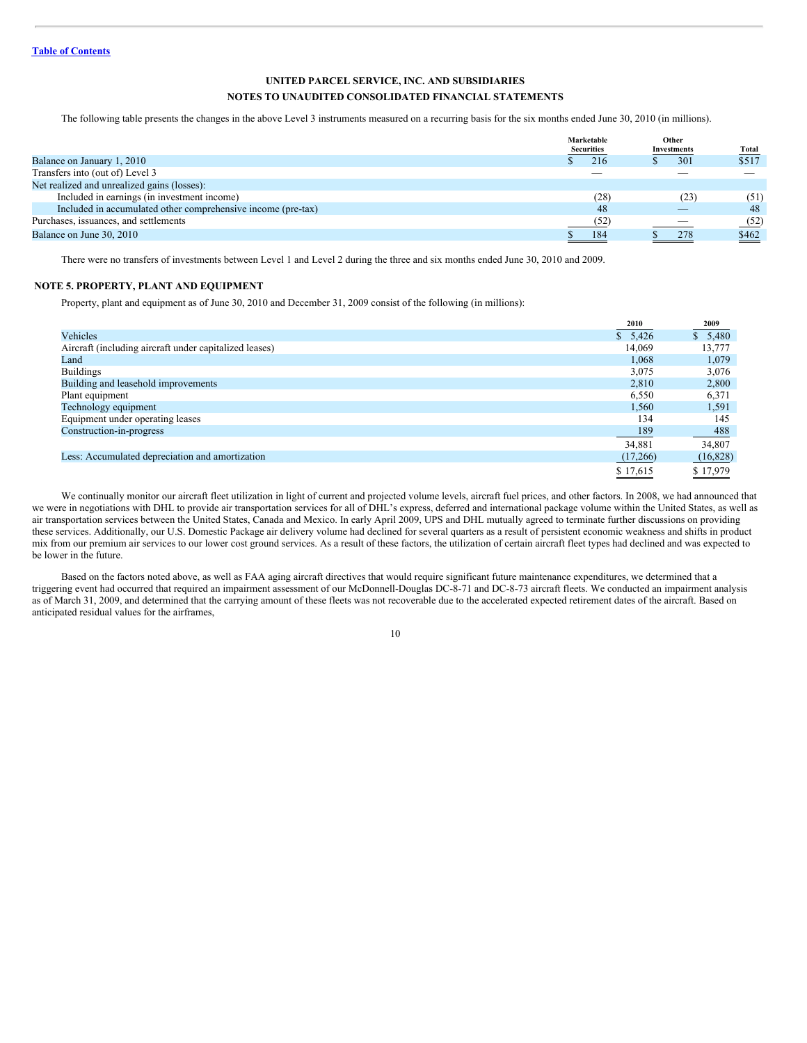**UNITED PARCEL SERVICE, INC. AND SUBSIDIARIES**

**NOTES TO UNAUDITED CONSOLIDATED FINANCIAL STATEMENTS**

The following table presents the changes in the above Level 3 instruments measured on a recurring basis for the six months ended June 30, 2010 (in millions).

| | Marketable Securities | Other Investments | Total |
|---|---|---|---|
| Balance on January 1, 2010 | $ 216 | $ 301 | $517 |
| Transfers into (out of) Level 3 | — | — | — |
| Net realized and unrealized gains (losses): | | | |
| Included in earnings (in investment income) | (28) | (23) | (51) |
| Included in accumulated other comprehensive income (pre-tax) | 48 | — | 48 |
| Purchases, issuances, and settlements | (52) | — | (52) |
| Balance on June 30, 2010 | $ 184 | $ 278 | $462 |

There were no transfers of investments between Level 1 and Level 2 during the three and six months ended June 30, 2010 and 2009.

## NOTE 5. PROPERTY, PLANT AND EQUIPMENT

Property, plant and equipment as of June 30, 2010 and December 31, 2009 consist of the following (in millions):

| | 2010 | 2009 |
|---|---|---|
| Vehicles | $ 5,426 | $ 5,480 |
| Aircraft (including aircraft under capitalized leases) | 14,069 | 13,777 |
| Land | 1,068 | 1,079 |
| Buildings | 3,075 | 3,076 |
| Building and leasehold improvements | 2,810 | 2,800 |
| Plant equipment | 6,550 | 6,371 |
| Technology equipment | 1,560 | 1,591 |
| Equipment under operating leases | 134 | 145 |
| Construction-in-progress | 189 | 488 |
| | 34,881 | 34,807 |
| Less: Accumulated depreciation and amortization | (17,266) | (16,828) |
| | $ 17,615 | $ 17,979 |

We continually monitor our aircraft fleet utilization in light of current and projected volume levels, aircraft fuel prices, and other factors. In 2008, we had announced that we were in negotiations with DHL to provide air transportation services for all of DHL's express, deferred and international package volume within the United States, as well as air transportation services between the United States, Canada and Mexico. In early April 2009, UPS and DHL mutually agreed to terminate further discussions on providing these services. Additionally, our U.S. Domestic Package air delivery volume had declined for several quarters as a result of persistent economic weakness and shifts in product mix from our premium air services to our lower cost ground services. As a result of these factors, the utilization of certain aircraft fleet types had declined and was expected to be lower in the future.

Based on the factors noted above, as well as FAA aging aircraft directives that would require significant future maintenance expenditures, we determined that a triggering event had occurred that required an impairment assessment of our McDonnell-Douglas DC-8-71 and DC-8-73 aircraft fleets. We conducted an impairment analysis as of March 31, 2009, and determined that the carrying amount of these fleets was not recoverable due to the accelerated expected retirement dates of the aircraft. Based on anticipated residual values for the airframes,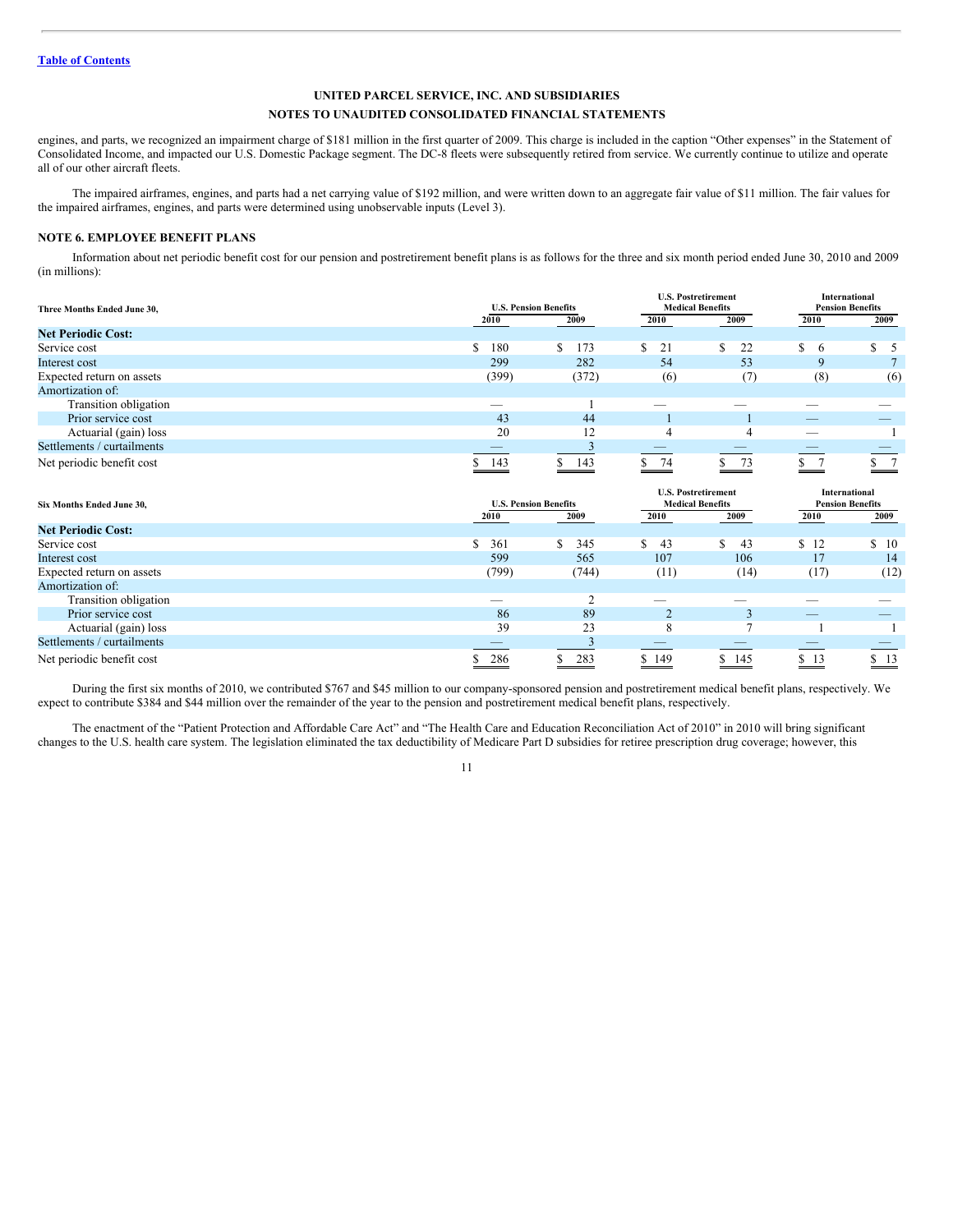engines, and parts, we recognized an impairment charge of $181 million in the first quarter of 2009. This charge is included in the caption "Other expenses" in the Statement of Consolidated Income, and impacted our U.S. Domestic Package segment. The DC-8 fleets were subsequently retired from service. We currently continue to utilize and operate all of our other aircraft fleets.

The impaired airframes, engines, and parts had a net carrying value of $192 million, and were written down to an aggregate fair value of $11 million. The fair values for the impaired airframes, engines, and parts were determined using unobservable inputs (Level 3).

## NOTE 6. EMPLOYEE BENEFIT PLANS

Information about net periodic benefit cost for our pension and postretirement benefit plans is as follows for the three and six month period ended June 30, 2010 and 2009 (in millions):

| Three Months Ended June 30, | U.S. Pension Benefits | | U.S. Postretirement Medical Benefits | | International Pension Benefits | |
|---|---|---|---|---|---|---|
| | 2010 | 2009 | 2010 | 2009 | 2010 | 2009 |
| **Net Periodic Cost:** | | | | | | |
| Service cost | $ 180 | $ 173 | $ 21 | $ 22 | $ 6 | $ 5 |
| Interest cost | 299 | 282 | 54 | 53 | 9 | 7 |
| Expected return on assets | (399) | (372) | (6) | (7) | (8) | (6) |
| Amortization of: | | | | | | |
| Transition obligation | — | 1 | — | — | — | — |
| Prior service cost | 43 | 44 | 1 | 1 | — | — |
| Actuarial (gain) loss | 20 | 12 | 4 | 4 | — | 1 |
| Settlements / curtailments | — | 3 | — | — | — | — |
| Net periodic benefit cost | $ 143 | $ 143 | $ 74 | $ 73 | $ 7 | $ 7 |

| Six Months Ended June 30, | U.S. Pension Benefits | | U.S. Postretirement Medical Benefits | | International Pension Benefits | |
|---|---|---|---|---|---|---|
| | 2010 | 2009 | 2010 | 2009 | 2010 | 2009 |
| **Net Periodic Cost:** | | | | | | |
| Service cost | $ 361 | $ 345 | $ 43 | $ 43 | $ 12 | $ 10 |
| Interest cost | 599 | 565 | 107 | 106 | 17 | 14 |
| Expected return on assets | (799) | (744) | (11) | (14) | (17) | (12) |
| Amortization of: | | | | | | |
| Transition obligation | — | 2 | — | — | — | — |
| Prior service cost | 86 | 89 | 2 | 3 | — | — |
| Actuarial (gain) loss | 39 | 23 | 8 | 7 | 1 | 1 |
| Settlements / curtailments | — | 3 | — | — | — | — |
| Net periodic benefit cost | $ 286 | $ 283 | $ 149 | $ 145 | $ 13 | $ 13 |

During the first six months of 2010, we contributed $767 and $45 million to our company-sponsored pension and postretirement medical benefit plans, respectively. We expect to contribute $384 and $44 million over the remainder of the year to the pension and postretirement medical benefit plans, respectively.

The enactment of the "Patient Protection and Affordable Care Act" and "The Health Care and Education Reconciliation Act of 2010" in 2010 will bring significant changes to the U.S. health care system. The legislation eliminated the tax deductibility of Medicare Part D subsidies for retiree prescription drug coverage; however, this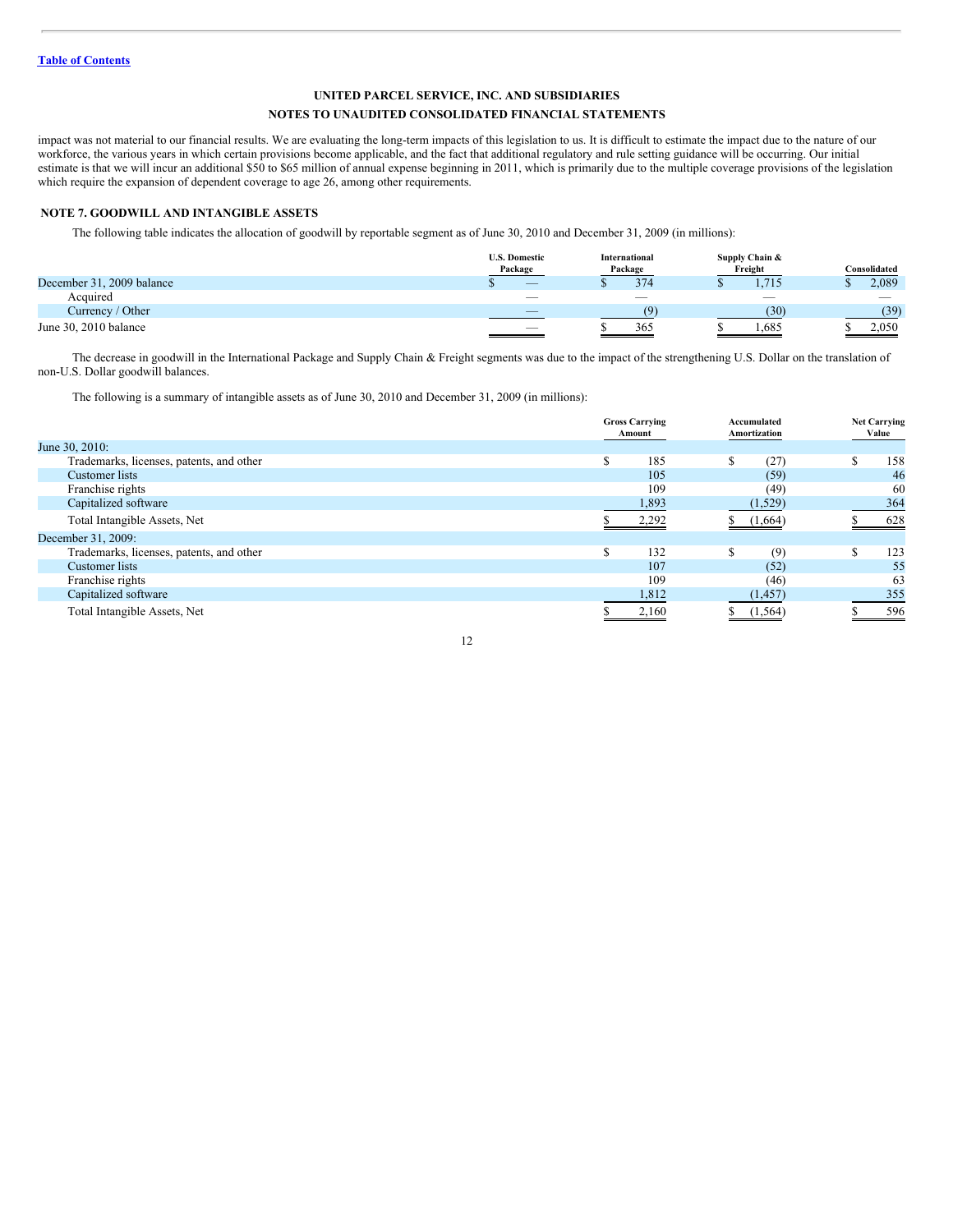UNITED PARCEL SERVICE, INC. AND SUBSIDIARIES

NOTES TO UNAUDITED CONSOLIDATED FINANCIAL STATEMENTS

impact was not material to our financial results. We are evaluating the long-term impacts of this legislation to us. It is difficult to estimate the impact due to the nature of our workforce, the various years in which certain provisions become applicable, and the fact that additional regulatory and rule setting guidance will be occurring. Our initial estimate is that we will incur an additional $50 to $65 million of annual expense beginning in 2011, which is primarily due to the multiple coverage provisions of the legislation which require the expansion of dependent coverage to age 26, among other requirements.

## NOTE 7. GOODWILL AND INTANGIBLE ASSETS

The following table indicates the allocation of goodwill by reportable segment as of June 30, 2010 and December 31, 2009 (in millions):

| | U.S. Domestic Package | International Package | Supply Chain & Freight | Consolidated |
|---|---|---|---|---|
| December 31, 2009 balance | $ — | $ 374 | $ 1,715 | $ 2,089 |
| Acquired | — | — | — | — |
| Currency / Other | — | (9) | (30) | (39) |
| June 30, 2010 balance | — | $ 365 | $ 1,685 | $ 2,050 |

The decrease in goodwill in the International Package and Supply Chain & Freight segments was due to the impact of the strengthening U.S. Dollar on the translation of non-U.S. Dollar goodwill balances.

The following is a summary of intangible assets as of June 30, 2010 and December 31, 2009 (in millions):

| | Gross Carrying Amount | Accumulated Amortization | Net Carrying Value |
|---|---|---|---|
| June 30, 2010: | | | |
| Trademarks, licenses, patents, and other | $ 185 | $ (27) | $ 158 |
| Customer lists | 105 | (59) | 46 |
| Franchise rights | 109 | (49) | 60 |
| Capitalized software | 1,893 | (1,529) | 364 |
| Total Intangible Assets, Net | $ 2,292 | $ (1,664) | $ 628 |
| December 31, 2009: | | | |
| Trademarks, licenses, patents, and other | $ 132 | $ (9) | $ 123 |
| Customer lists | 107 | (52) | 55 |
| Franchise rights | 109 | (46) | 63 |
| Capitalized software | 1,812 | (1,457) | 355 |
| Total Intangible Assets, Net | $ 2,160 | $ (1,564) | $ 596 |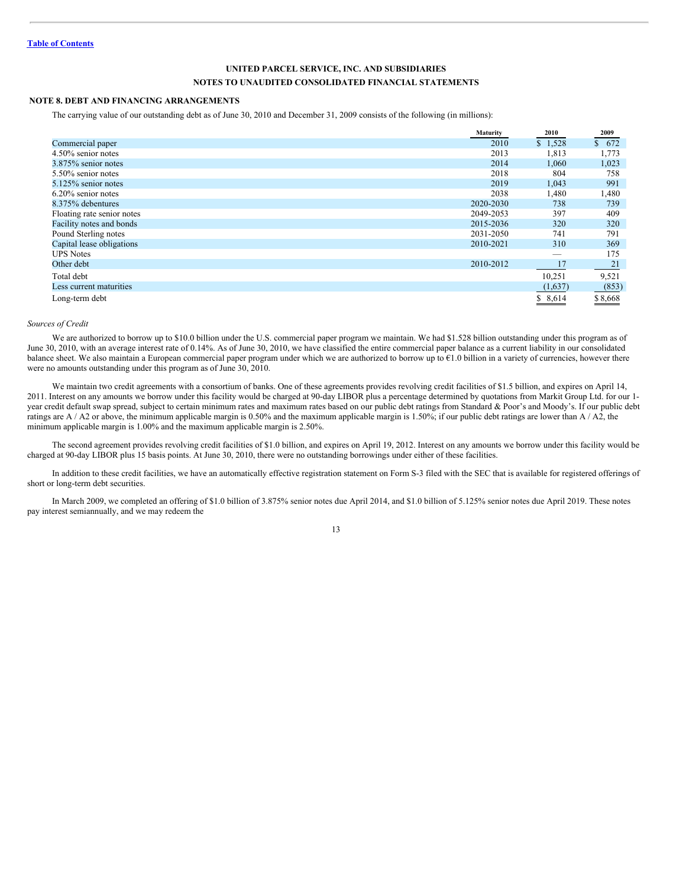[Table of Contents](#)

# UNITED PARCEL SERVICE, INC. AND SUBSIDIARIES

## NOTES TO UNAUDITED CONSOLIDATED FINANCIAL STATEMENTS

### NOTE 8. DEBT AND FINANCING ARRANGEMENTS

The carrying value of our outstanding debt as of June 30, 2010 and December 31, 2009 consists of the following (in millions):

| | Maturity | 2010 | 2009 |
|---|---|---|---|
| Commercial paper | 2010 | $ 1,528 | $ 672 |
| 4.50% senior notes | 2013 | 1,813 | 1,773 |
| 3.875% senior notes | 2014 | 1,060 | 1,023 |
| 5.50% senior notes | 2018 | 804 | 758 |
| 5.125% senior notes | 2019 | 1,043 | 991 |
| 6.20% senior notes | 2038 | 1,480 | 1,480 |
| 8.375% debentures | 2020-2030 | 738 | 739 |
| Floating rate senior notes | 2049-2053 | 397 | 409 |
| Facility notes and bonds | 2015-2036 | 320 | 320 |
| Pound Sterling notes | 2031-2050 | 741 | 791 |
| Capital lease obligations | 2010-2021 | 310 | 369 |
| UPS Notes | | — | 175 |
| Other debt | 2010-2012 | 17 | 21 |
| Total debt | | 10,251 | 9,521 |
| Less current maturities | | (1,637) | (853) |
| Long-term debt | | $ 8,614 | $ 8,668 |

*Sources of Credit*

We are authorized to borrow up to $10.0 billion under the U.S. commercial paper program we maintain. We had $1.528 billion outstanding under this program as of June 30, 2010, with an average interest rate of 0.14%. As of June 30, 2010, we have classified the entire commercial paper balance as a current liability in our consolidated balance sheet. We also maintain a European commercial paper program under which we are authorized to borrow up to €1.0 billion in a variety of currencies, however there were no amounts outstanding under this program as of June 30, 2010.

We maintain two credit agreements with a consortium of banks. One of these agreements provides revolving credit facilities of $1.5 billion, and expires on April 14, 2011. Interest on any amounts we borrow under this facility would be charged at 90-day LIBOR plus a percentage determined by quotations from Markit Group Ltd. for our 1-year credit default swap spread, subject to certain minimum rates and maximum rates based on our public debt ratings from Standard & Poor's and Moody's. If our public debt ratings are A / A2 or above, the minimum applicable margin is 0.50% and the maximum applicable margin is 1.50%; if our public debt ratings are lower than A / A2, the minimum applicable margin is 1.00% and the maximum applicable margin is 2.50%.

The second agreement provides revolving credit facilities of $1.0 billion, and expires on April 19, 2012. Interest on any amounts we borrow under this facility would be charged at 90-day LIBOR plus 15 basis points. At June 30, 2010, there were no outstanding borrowings under either of these facilities.

In addition to these credit facilities, we have an automatically effective registration statement on Form S-3 filed with the SEC that is available for registered offerings of short or long-term debt securities.

In March 2009, we completed an offering of $1.0 billion of 3.875% senior notes due April 2014, and $1.0 billion of 5.125% senior notes due April 2019. These notes pay interest semiannually, and we may redeem the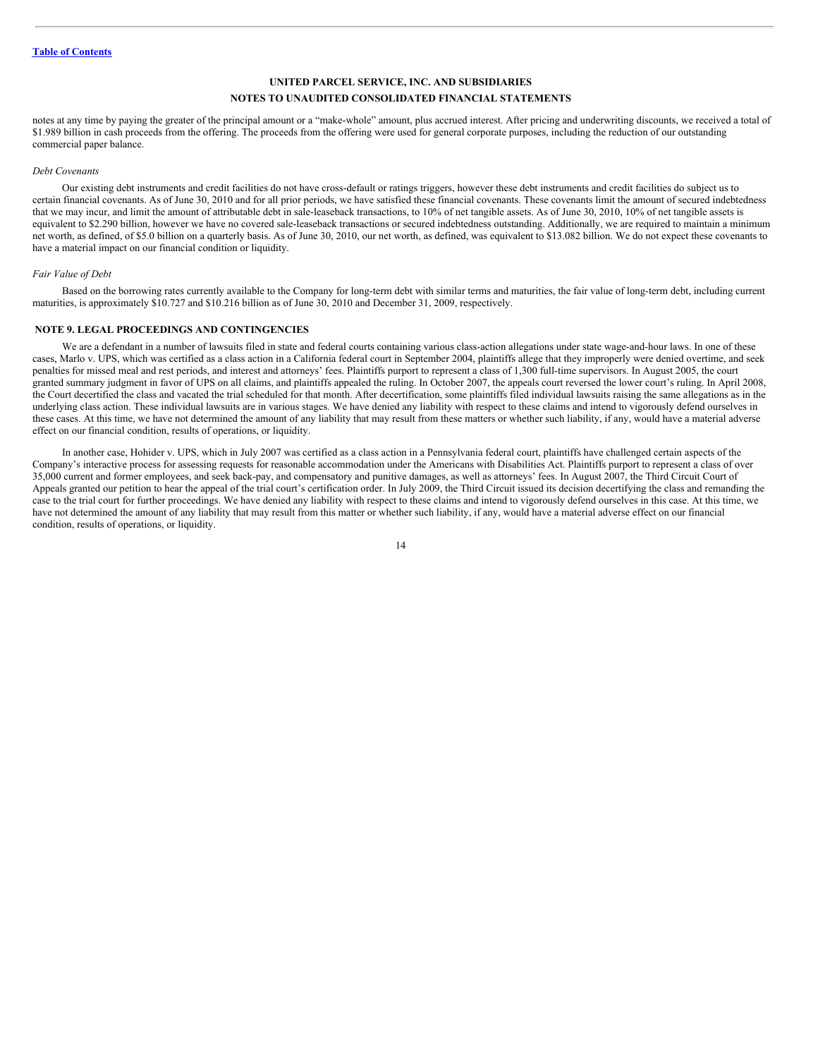notes at any time by paying the greater of the principal amount or a "make-whole" amount, plus accrued interest. After pricing and underwriting discounts, we received a total of $1.989 billion in cash proceeds from the offering. The proceeds from the offering were used for general corporate purposes, including the reduction of our outstanding commercial paper balance.

*Debt Covenants*

Our existing debt instruments and credit facilities do not have cross-default or ratings triggers, however these debt instruments and credit facilities do subject us to certain financial covenants. As of June 30, 2010 and for all prior periods, we have satisfied these financial covenants. These covenants limit the amount of secured indebtedness that we may incur, and limit the amount of attributable debt in sale-leaseback transactions, to 10% of net tangible assets. As of June 30, 2010, 10% of net tangible assets is equivalent to $2.290 billion, however we have no covered sale-leaseback transactions or secured indebtedness outstanding. Additionally, we are required to maintain a minimum net worth, as defined, of $5.0 billion on a quarterly basis. As of June 30, 2010, our net worth, as defined, was equivalent to $13.082 billion. We do not expect these covenants to have a material impact on our financial condition or liquidity.

*Fair Value of Debt*

Based on the borrowing rates currently available to the Company for long-term debt with similar terms and maturities, the fair value of long-term debt, including current maturities, is approximately $10.727 and $10.216 billion as of June 30, 2010 and December 31, 2009, respectively.

## NOTE 9. LEGAL PROCEEDINGS AND CONTINGENCIES

We are a defendant in a number of lawsuits filed in state and federal courts containing various class-action allegations under state wage-and-hour laws. In one of these cases, Marlo v. UPS, which was certified as a class action in a California federal court in September 2004, plaintiffs allege that they improperly were denied overtime, and seek penalties for missed meal and rest periods, and interest and attorneys' fees. Plaintiffs purport to represent a class of 1,300 full-time supervisors. In August 2005, the court granted summary judgment in favor of UPS on all claims, and plaintiffs appealed the ruling. In October 2007, the appeals court reversed the lower court's ruling. In April 2008, the Court decertified the class and vacated the trial scheduled for that month. After decertification, some plaintiffs filed individual lawsuits raising the same allegations as in the underlying class action. These individual lawsuits are in various stages. We have denied any liability with respect to these claims and intend to vigorously defend ourselves in these cases. At this time, we have not determined the amount of any liability that may result from these matters or whether such liability, if any, would have a material adverse effect on our financial condition, results of operations, or liquidity.

In another case, Hohider v. UPS, which in July 2007 was certified as a class action in a Pennsylvania federal court, plaintiffs have challenged certain aspects of the Company's interactive process for assessing requests for reasonable accommodation under the Americans with Disabilities Act. Plaintiffs purport to represent a class of over 35,000 current and former employees, and seek back-pay, and compensatory and punitive damages, as well as attorneys' fees. In August 2007, the Third Circuit Court of Appeals granted our petition to hear the appeal of the trial court's certification order. In July 2009, the Third Circuit issued its decision decertifying the class and remanding the case to the trial court for further proceedings. We have denied any liability with respect to these claims and intend to vigorously defend ourselves in this case. At this time, we have not determined the amount of any liability that may result from this matter or whether such liability, if any, would have a material adverse effect on our financial condition, results of operations, or liquidity.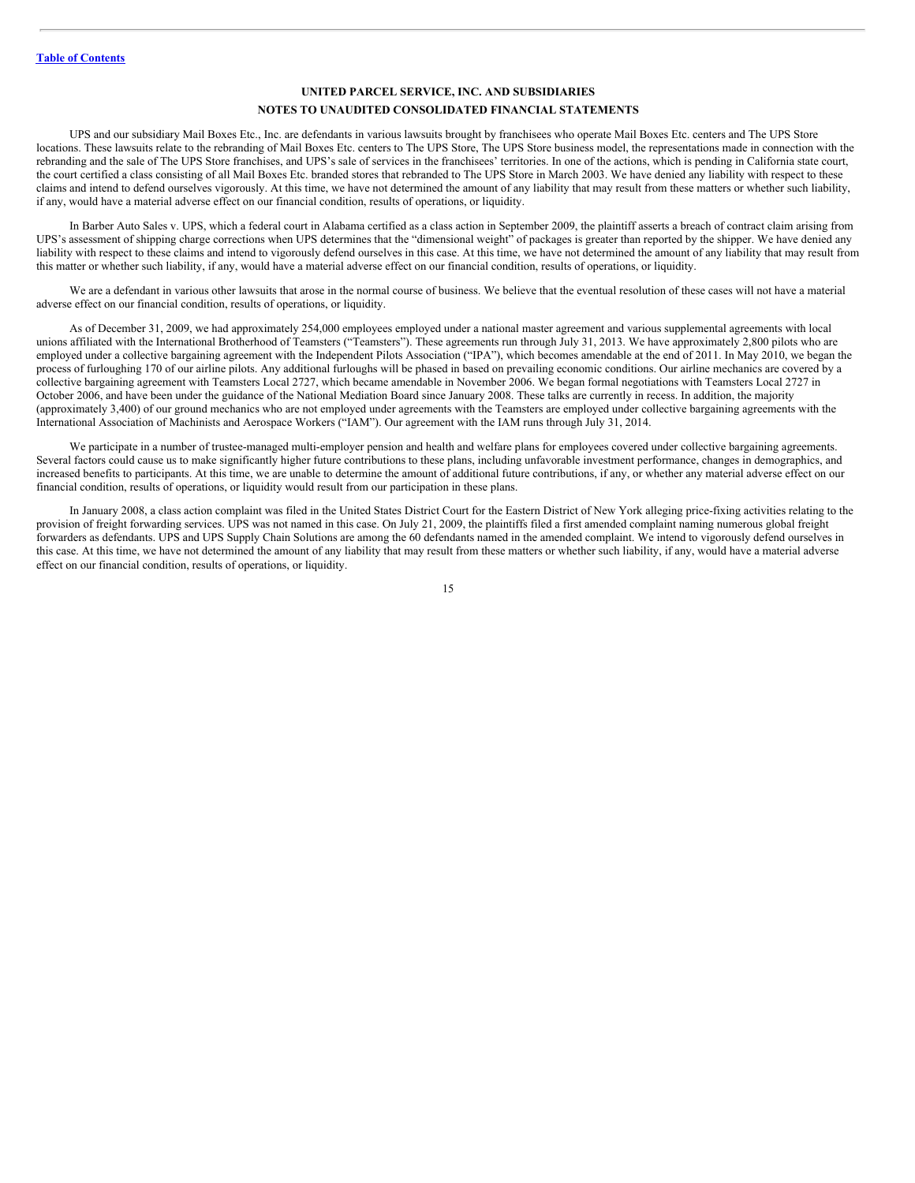UNITED PARCEL SERVICE, INC. AND SUBSIDIARIES

NOTES TO UNAUDITED CONSOLIDATED FINANCIAL STATEMENTS

UPS and our subsidiary Mail Boxes Etc., Inc. are defendants in various lawsuits brought by franchisees who operate Mail Boxes Etc. centers and The UPS Store locations. These lawsuits relate to the rebranding of Mail Boxes Etc. centers to The UPS Store, The UPS Store business model, the representations made in connection with the rebranding and the sale of The UPS Store franchises, and UPS's sale of services in the franchisees' territories. In one of the actions, which is pending in California state court, the court certified a class consisting of all Mail Boxes Etc. branded stores that rebranded to The UPS Store in March 2003. We have denied any liability with respect to these claims and intend to defend ourselves vigorously. At this time, we have not determined the amount of any liability that may result from these matters or whether such liability, if any, would have a material adverse effect on our financial condition, results of operations, or liquidity.

In Barber Auto Sales v. UPS, which a federal court in Alabama certified as a class action in September 2009, the plaintiff asserts a breach of contract claim arising from UPS's assessment of shipping charge corrections when UPS determines that the "dimensional weight" of packages is greater than reported by the shipper. We have denied any liability with respect to these claims and intend to vigorously defend ourselves in this case. At this time, we have not determined the amount of any liability that may result from this matter or whether such liability, if any, would have a material adverse effect on our financial condition, results of operations, or liquidity.

We are a defendant in various other lawsuits that arose in the normal course of business. We believe that the eventual resolution of these cases will not have a material adverse effect on our financial condition, results of operations, or liquidity.

As of December 31, 2009, we had approximately 254,000 employees employed under a national master agreement and various supplemental agreements with local unions affiliated with the International Brotherhood of Teamsters ("Teamsters"). These agreements run through July 31, 2013. We have approximately 2,800 pilots who are employed under a collective bargaining agreement with the Independent Pilots Association ("IPA"), which becomes amendable at the end of 2011. In May 2010, we began the process of furloughing 170 of our airline pilots. Any additional furloughs will be phased in based on prevailing economic conditions. Our airline mechanics are covered by a collective bargaining agreement with Teamsters Local 2727, which became amendable in November 2006. We began formal negotiations with Teamsters Local 2727 in October 2006, and have been under the guidance of the National Mediation Board since January 2008. These talks are currently in recess. In addition, the majority (approximately 3,400) of our ground mechanics who are not employed under agreements with the Teamsters are employed under collective bargaining agreements with the International Association of Machinists and Aerospace Workers ("IAM"). Our agreement with the IAM runs through July 31, 2014.

We participate in a number of trustee-managed multi-employer pension and health and welfare plans for employees covered under collective bargaining agreements. Several factors could cause us to make significantly higher future contributions to these plans, including unfavorable investment performance, changes in demographics, and increased benefits to participants. At this time, we are unable to determine the amount of additional future contributions, if any, or whether any material adverse effect on our financial condition, results of operations, or liquidity would result from our participation in these plans.

In January 2008, a class action complaint was filed in the United States District Court for the Eastern District of New York alleging price-fixing activities relating to the provision of freight forwarding services. UPS was not named in this case. On July 21, 2009, the plaintiffs filed a first amended complaint naming numerous global freight forwarders as defendants. UPS and UPS Supply Chain Solutions are among the 60 defendants named in the amended complaint. We intend to vigorously defend ourselves in this case. At this time, we have not determined the amount of any liability that may result from these matters or whether such liability, if any, would have a material adverse effect on our financial condition, results of operations, or liquidity.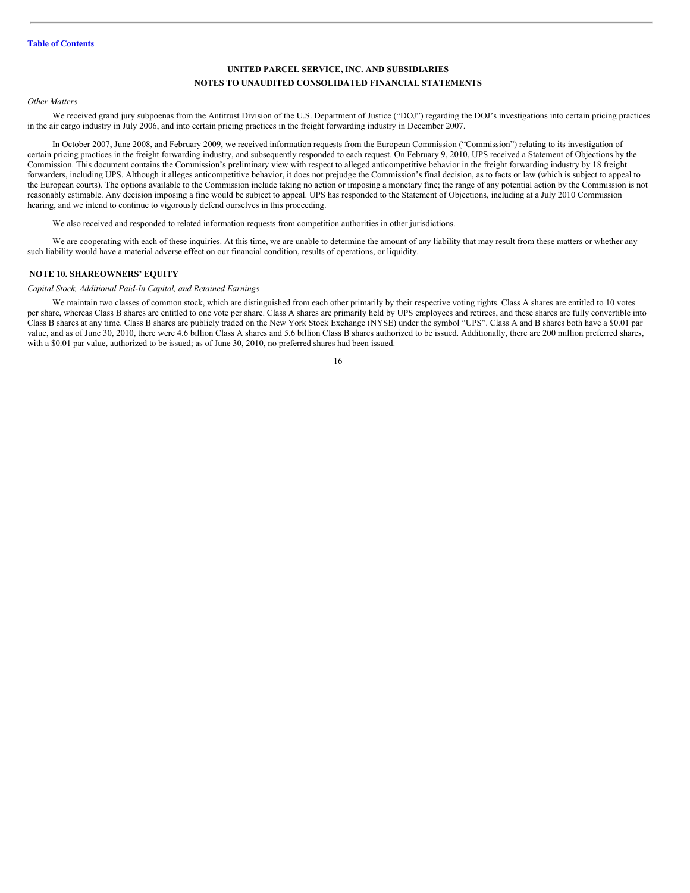*Other Matters*

We received grand jury subpoenas from the Antitrust Division of the U.S. Department of Justice ("DOJ") regarding the DOJ's investigations into certain pricing practices in the air cargo industry in July 2006, and into certain pricing practices in the freight forwarding industry in December 2007.

In October 2007, June 2008, and February 2009, we received information requests from the European Commission ("Commission") relating to its investigation of certain pricing practices in the freight forwarding industry, and subsequently responded to each request. On February 9, 2010, UPS received a Statement of Objections by the Commission. This document contains the Commission's preliminary view with respect to alleged anticompetitive behavior in the freight forwarding industry by 18 freight forwarders, including UPS. Although it alleges anticompetitive behavior, it does not prejudge the Commission's final decision, as to facts or law (which is subject to appeal to the European courts). The options available to the Commission include taking no action or imposing a monetary fine; the range of any potential action by the Commission is not reasonably estimable. Any decision imposing a fine would be subject to appeal. UPS has responded to the Statement of Objections, including at a July 2010 Commission hearing, and we intend to continue to vigorously defend ourselves in this proceeding.

We also received and responded to related information requests from competition authorities in other jurisdictions.

We are cooperating with each of these inquiries. At this time, we are unable to determine the amount of any liability that may result from these matters or whether any such liability would have a material adverse effect on our financial condition, results of operations, or liquidity.

## NOTE 10. SHAREOWNERS' EQUITY

*Capital Stock, Additional Paid-In Capital, and Retained Earnings*

We maintain two classes of common stock, which are distinguished from each other primarily by their respective voting rights. Class A shares are entitled to 10 votes per share, whereas Class B shares are entitled to one vote per share. Class A shares are primarily held by UPS employees and retirees, and these shares are fully convertible into Class B shares at any time. Class B shares are publicly traded on the New York Stock Exchange (NYSE) under the symbol "UPS". Class A and B shares both have a $0.01 par value, and as of June 30, 2010, there were 4.6 billion Class A shares and 5.6 billion Class B shares authorized to be issued. Additionally, there are 200 million preferred shares, with a $0.01 par value, authorized to be issued; as of June 30, 2010, no preferred shares had been issued.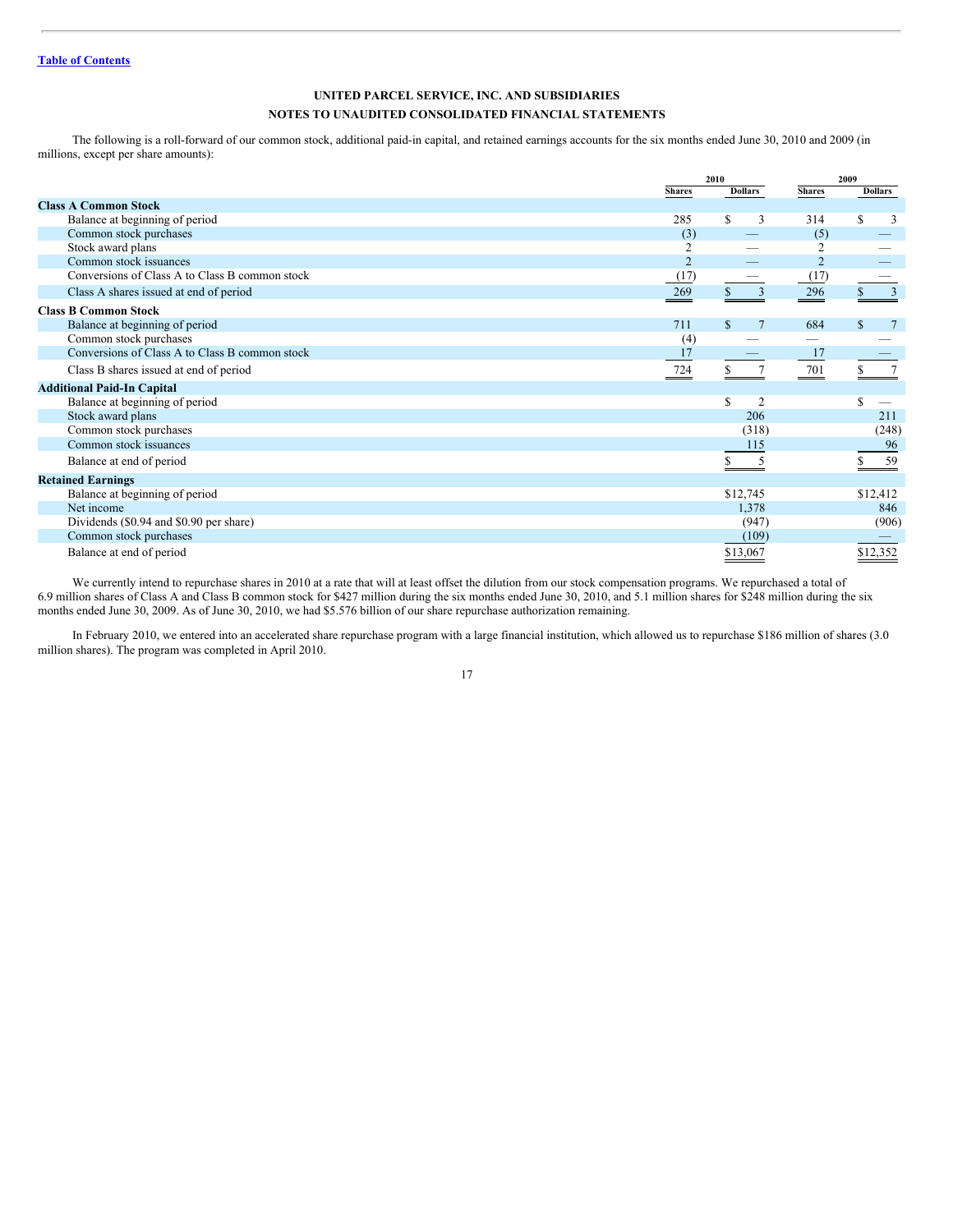**UNITED PARCEL SERVICE, INC. AND SUBSIDIARIES**

**NOTES TO UNAUDITED CONSOLIDATED FINANCIAL STATEMENTS**

The following is a roll-forward of our common stock, additional paid-in capital, and retained earnings accounts for the six months ended June 30, 2010 and 2009 (in millions, except per share amounts):

| | 2010 | | 2009 | |
|---|---|---|---|---|
| | Shares | Dollars | Shares | Dollars |
| **Class A Common Stock** | | | | |
| Balance at beginning of period | 285 | $ 3 | 314 | $ 3 |
| Common stock purchases | (3) | — | (5) | — |
| Stock award plans | 2 | — | 2 | — |
| Common stock issuances | 2 | — | 2 | — |
| Conversions of Class A to Class B common stock | (17) | — | (17) | — |
| Class A shares issued at end of period | 269 | $ 3 | 296 | $ 3 |
| **Class B Common Stock** | | | | |
| Balance at beginning of period | 711 | $ 7 | 684 | $ 7 |
| Common stock purchases | (4) | — | — | — |
| Conversions of Class A to Class B common stock | 17 | — | 17 | — |
| Class B shares issued at end of period | 724 | $ 7 | 701 | $ 7 |
| **Additional Paid-In Capital** | | | | |
| Balance at beginning of period | | $ 2 | | $ — |
| Stock award plans | | 206 | | 211 |
| Common stock purchases | | (318) | | (248) |
| Common stock issuances | | 115 | | 96 |
| Balance at end of period | | $ 5 | | $ 59 |
| **Retained Earnings** | | | | |
| Balance at beginning of period | | $12,745 | | $12,412 |
| Net income | | 1,378 | | 846 |
| Dividends ($0.94 and $0.90 per share) | | (947) | | (906) |
| Common stock purchases | | (109) | | — |
| Balance at end of period | | $13,067 | | $12,352 |

We currently intend to repurchase shares in 2010 at a rate that will at least offset the dilution from our stock compensation programs. We repurchased a total of 6.9 million shares of Class A and Class B common stock for $427 million during the six months ended June 30, 2010, and 5.1 million shares for $248 million during the six months ended June 30, 2009. As of June 30, 2010, we had $5.576 billion of our share repurchase authorization remaining.

In February 2010, we entered into an accelerated share repurchase program with a large financial institution, which allowed us to repurchase $186 million of shares (3.0 million shares). The program was completed in April 2010.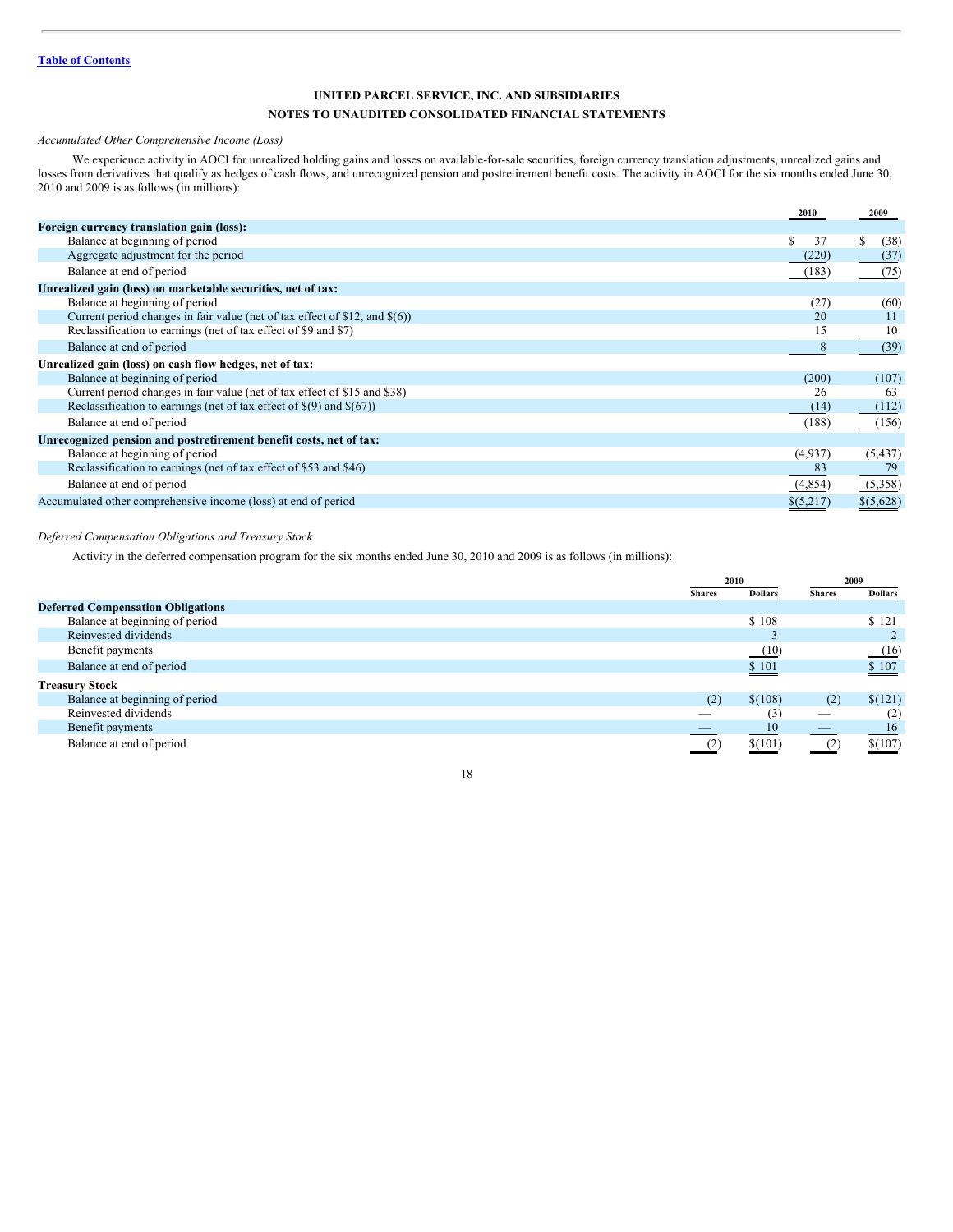Table of Contents

**UNITED PARCEL SERVICE, INC. AND SUBSIDIARIES**

**NOTES TO UNAUDITED CONSOLIDATED FINANCIAL STATEMENTS**

*Accumulated Other Comprehensive Income (Loss)*

We experience activity in AOCI for unrealized holding gains and losses on available-for-sale securities, foreign currency translation adjustments, unrealized gains and losses from derivatives that qualify as hedges of cash flows, and unrecognized pension and postretirement benefit costs. The activity in AOCI for the six months ended June 30, 2010 and 2009 is as follows (in millions):

| | 2010 | 2009 |
|---|---|---|
| **Foreign currency translation gain (loss):** | | |
| Balance at beginning of period | $ 37 | $ (38) |
| Aggregate adjustment for the period | (220) | (37) |
| Balance at end of period | (183) | (75) |
| **Unrealized gain (loss) on marketable securities, net of tax:** | | |
| Balance at beginning of period | (27) | (60) |
| Current period changes in fair value (net of tax effect of $12, and $(6)) | 20 | 11 |
| Reclassification to earnings (net of tax effect of $9 and $7) | 15 | 10 |
| Balance at end of period | 8 | (39) |
| **Unrealized gain (loss) on cash flow hedges, net of tax:** | | |
| Balance at beginning of period | (200) | (107) |
| Current period changes in fair value (net of tax effect of $15 and $38) | 26 | 63 |
| Reclassification to earnings (net of tax effect of $(9) and $(67)) | (14) | (112) |
| Balance at end of period | (188) | (156) |
| **Unrecognized pension and postretirement benefit costs, net of tax:** | | |
| Balance at beginning of period | (4,937) | (5,437) |
| Reclassification to earnings (net of tax effect of $53 and $46) | 83 | 79 |
| Balance at end of period | (4,854) | (5,358) |
| Accumulated other comprehensive income (loss) at end of period | $(5,217) | $(5,628) |

*Deferred Compensation Obligations and Treasury Stock*

Activity in the deferred compensation program for the six months ended June 30, 2010 and 2009 is as follows (in millions):

| | 2010 | | 2009 | |
|---|---|---|---|---|
| | Shares | Dollars | Shares | Dollars |
| **Deferred Compensation Obligations** | | | | |
| Balance at beginning of period | | $ 108 | | $ 121 |
| Reinvested dividends | | 3 | | 2 |
| Benefit payments | | (10) | | (16) |
| Balance at end of period | | $ 101 | | $ 107 |
| **Treasury Stock** | | | | |
| Balance at beginning of period | (2) | $(108) | (2) | $(121) |
| Reinvested dividends | — | (3) | — | (2) |
| Benefit payments | — | 10 | — | 16 |
| Balance at end of period | (2) | $(101) | (2) | $(107) |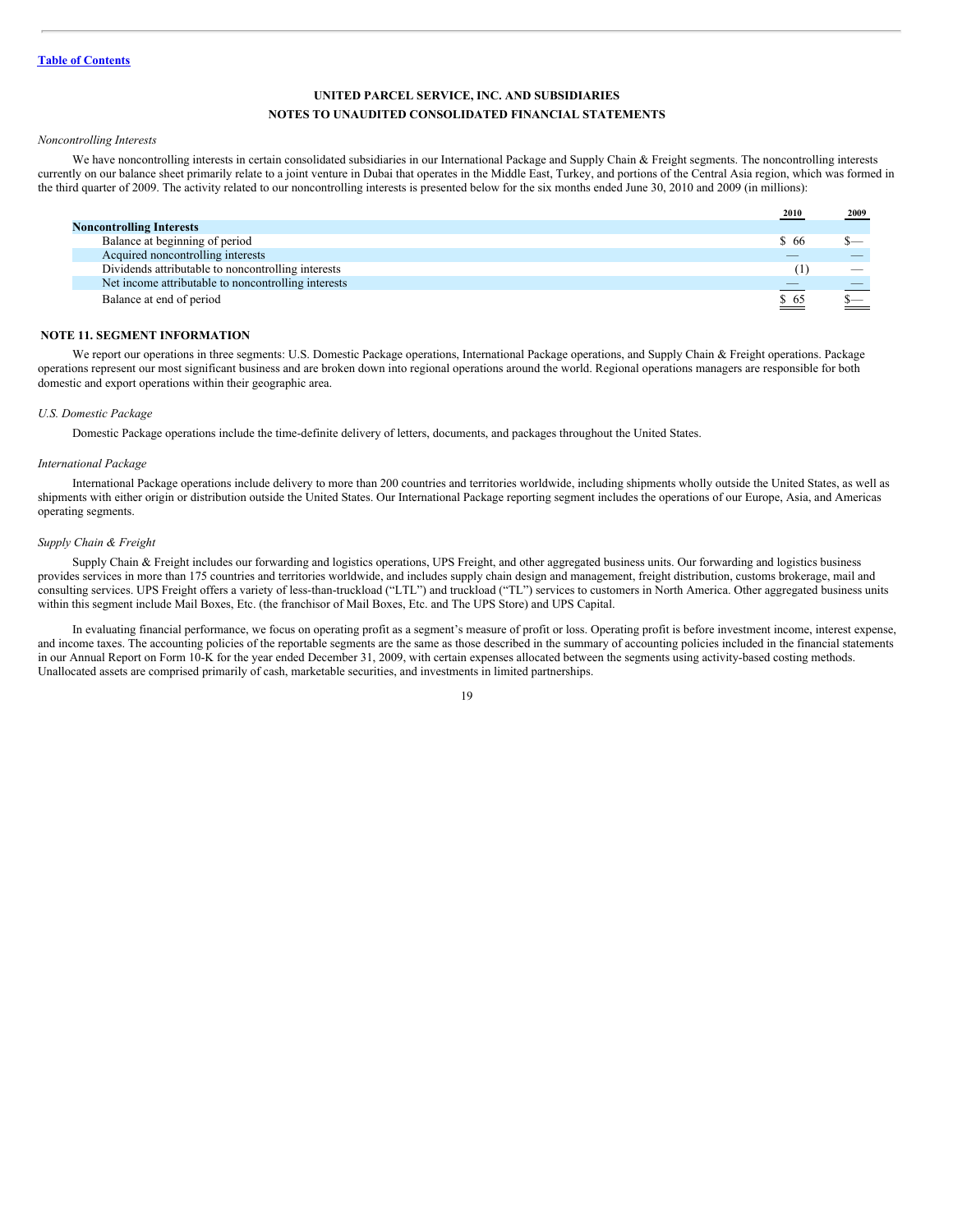[Table of Contents](#)

**UNITED PARCEL SERVICE, INC. AND SUBSIDIARIES**

**NOTES TO UNAUDITED CONSOLIDATED FINANCIAL STATEMENTS**

*Noncontrolling Interests*

We have noncontrolling interests in certain consolidated subsidiaries in our International Package and Supply Chain & Freight segments. The noncontrolling interests currently on our balance sheet primarily relate to a joint venture in Dubai that operates in the Middle East, Turkey, and portions of the Central Asia region, which was formed in the third quarter of 2009. The activity related to our noncontrolling interests is presented below for the six months ended June 30, 2010 and 2009 (in millions):

| | 2010 | 2009 |
|---|---|---|
| **Noncontrolling Interests** | | |
| Balance at beginning of period | $ 66 | $— |
| Acquired noncontrolling interests | — | — |
| Dividends attributable to noncontrolling interests | (1) | — |
| Net income attributable to noncontrolling interests | — | — |
| Balance at end of period | $ 65 | $— |

## NOTE 11. SEGMENT INFORMATION

We report our operations in three segments: U.S. Domestic Package operations, International Package operations, and Supply Chain & Freight operations. Package operations represent our most significant business and are broken down into regional operations around the world. Regional operations managers are responsible for both domestic and export operations within their geographic area.

*U.S. Domestic Package*

Domestic Package operations include the time-definite delivery of letters, documents, and packages throughout the United States.

*International Package*

International Package operations include delivery to more than 200 countries and territories worldwide, including shipments wholly outside the United States, as well as shipments with either origin or distribution outside the United States. Our International Package reporting segment includes the operations of our Europe, Asia, and Americas operating segments.

*Supply Chain & Freight*

Supply Chain & Freight includes our forwarding and logistics operations, UPS Freight, and other aggregated business units. Our forwarding and logistics business provides services in more than 175 countries and territories worldwide, and includes supply chain design and management, freight distribution, customs brokerage, mail and consulting services. UPS Freight offers a variety of less-than-truckload ("LTL") and truckload ("TL") services to customers in North America. Other aggregated business units within this segment include Mail Boxes, Etc. (the franchisor of Mail Boxes, Etc. and The UPS Store) and UPS Capital.

In evaluating financial performance, we focus on operating profit as a segment's measure of profit or loss. Operating profit is before investment income, interest expense, and income taxes. The accounting policies of the reportable segments are the same as those described in the summary of accounting policies included in the financial statements in our Annual Report on Form 10-K for the year ended December 31, 2009, with certain expenses allocated between the segments using activity-based costing methods. Unallocated assets are comprised primarily of cash, marketable securities, and investments in limited partnerships.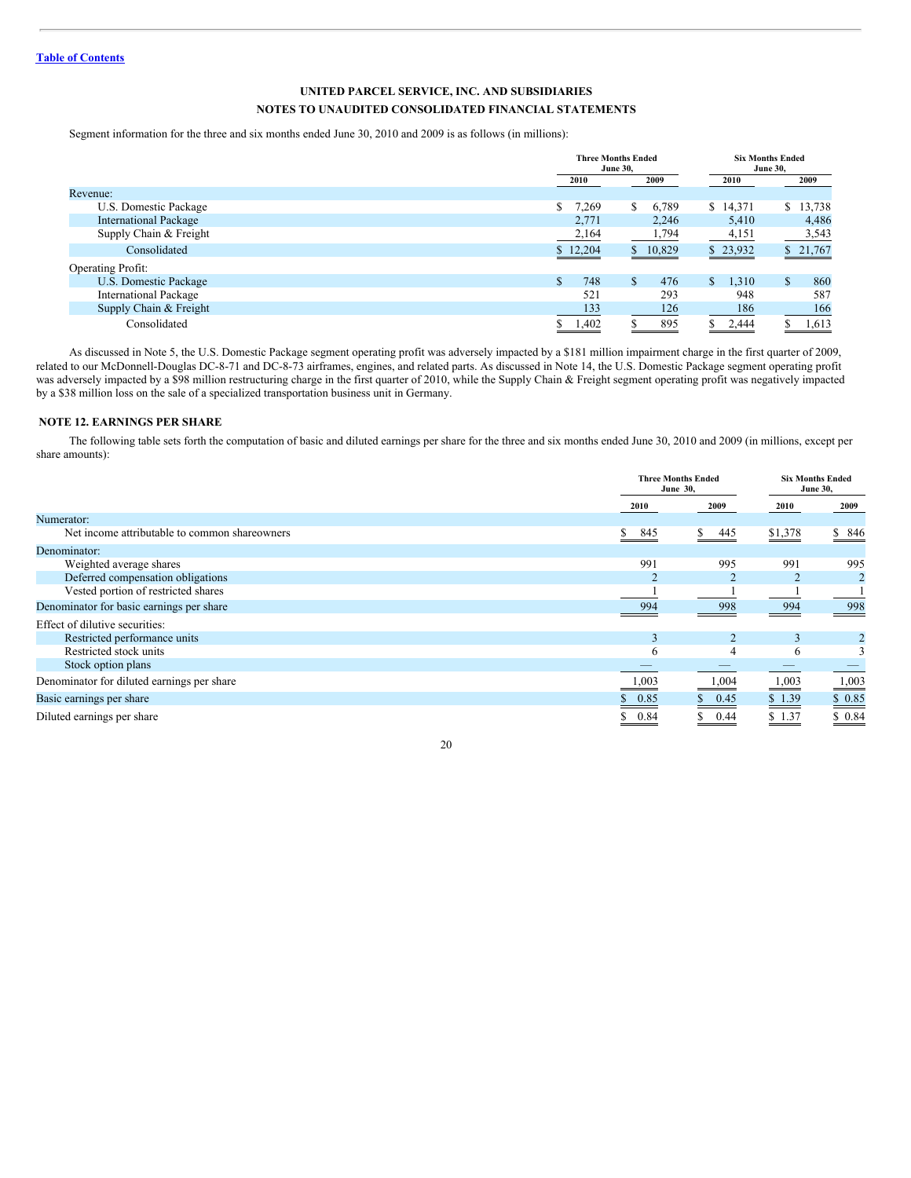**UNITED PARCEL SERVICE, INC. AND SUBSIDIARIES**

**NOTES TO UNAUDITED CONSOLIDATED FINANCIAL STATEMENTS**

Segment information for the three and six months ended June 30, 2010 and 2009 is as follows (in millions):

| | Three Months Ended June 30, | | Six Months Ended June 30, | |
|---|---|---|---|---|
| | 2010 | 2009 | 2010 | 2009 |
| Revenue: | | | | |
| U.S. Domestic Package | $ 7,269 | $ 6,789 | $ 14,371 | $ 13,738 |
| International Package | 2,771 | 2,246 | 5,410 | 4,486 |
| Supply Chain & Freight | 2,164 | 1,794 | 4,151 | 3,543 |
| Consolidated | $ 12,204 | $ 10,829 | $ 23,932 | $ 21,767 |
| Operating Profit: | | | | |
| U.S. Domestic Package | $ 748 | $ 476 | $ 1,310 | $ 860 |
| International Package | 521 | 293 | 948 | 587 |
| Supply Chain & Freight | 133 | 126 | 186 | 166 |
| Consolidated | $ 1,402 | $ 895 | $ 2,444 | $ 1,613 |

As discussed in Note 5, the U.S. Domestic Package segment operating profit was adversely impacted by a $181 million impairment charge in the first quarter of 2009, related to our McDonnell-Douglas DC-8-71 and DC-8-73 airframes, engines, and related parts. As discussed in Note 14, the U.S. Domestic Package segment operating profit was adversely impacted by a $98 million restructuring charge in the first quarter of 2010, while the Supply Chain & Freight segment operating profit was negatively impacted by a $38 million loss on the sale of a specialized transportation business unit in Germany.

## NOTE 12. EARNINGS PER SHARE

The following table sets forth the computation of basic and diluted earnings per share for the three and six months ended June 30, 2010 and 2009 (in millions, except per share amounts):

| | Three Months Ended June 30, | | Six Months Ended June 30, | |
|---|---|---|---|---|
| | 2010 | 2009 | 2010 | 2009 |
| Numerator: | | | | |
| Net income attributable to common shareowners | $ 845 | $ 445 | $1,378 | $ 846 |
| Denominator: | | | | |
| Weighted average shares | 991 | 995 | 991 | 995 |
| Deferred compensation obligations | 2 | 2 | 2 | 2 |
| Vested portion of restricted shares | 1 | 1 | 1 | 1 |
| Denominator for basic earnings per share | 994 | 998 | 994 | 998 |
| Effect of dilutive securities: | | | | |
| Restricted performance units | 3 | 2 | 3 | 2 |
| Restricted stock units | 6 | 4 | 6 | 3 |
| Stock option plans | — | — | — | — |
| Denominator for diluted earnings per share | 1,003 | 1,004 | 1,003 | 1,003 |
| Basic earnings per share | $ 0.85 | $ 0.45 | $ 1.39 | $ 0.85 |
| Diluted earnings per share | $ 0.84 | $ 0.44 | $ 1.37 | $ 0.84 |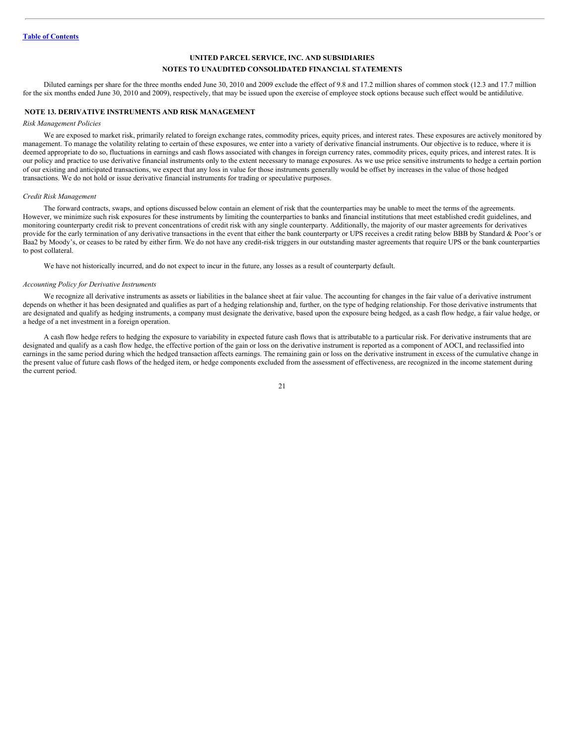**UNITED PARCEL SERVICE, INC. AND SUBSIDIARIES**

**NOTES TO UNAUDITED CONSOLIDATED FINANCIAL STATEMENTS**

Diluted earnings per share for the three months ended June 30, 2010 and 2009 exclude the effect of 9.8 and 17.2 million shares of common stock (12.3 and 17.7 million for the six months ended June 30, 2010 and 2009), respectively, that may be issued upon the exercise of employee stock options because such effect would be antidilutive.

## NOTE 13. DERIVATIVE INSTRUMENTS AND RISK MANAGEMENT

*Risk Management Policies*

We are exposed to market risk, primarily related to foreign exchange rates, commodity prices, equity prices, and interest rates. These exposures are actively monitored by management. To manage the volatility relating to certain of these exposures, we enter into a variety of derivative financial instruments. Our objective is to reduce, where it is deemed appropriate to do so, fluctuations in earnings and cash flows associated with changes in foreign currency rates, commodity prices, equity prices, and interest rates. It is our policy and practice to use derivative financial instruments only to the extent necessary to manage exposures. As we use price sensitive instruments to hedge a certain portion of our existing and anticipated transactions, we expect that any loss in value for those instruments generally would be offset by increases in the value of those hedged transactions. We do not hold or issue derivative financial instruments for trading or speculative purposes.

*Credit Risk Management*

The forward contracts, swaps, and options discussed below contain an element of risk that the counterparties may be unable to meet the terms of the agreements. However, we minimize such risk exposures for these instruments by limiting the counterparties to banks and financial institutions that meet established credit guidelines, and monitoring counterparty credit risk to prevent concentrations of credit risk with any single counterparty. Additionally, the majority of our master agreements for derivatives provide for the early termination of any derivative transactions in the event that either the bank counterparty or UPS receives a credit rating below BBB by Standard & Poor's or Baa2 by Moody's, or ceases to be rated by either firm. We do not have any credit-risk triggers in our outstanding master agreements that require UPS or the bank counterparties to post collateral.

We have not historically incurred, and do not expect to incur in the future, any losses as a result of counterparty default.

*Accounting Policy for Derivative Instruments*

We recognize all derivative instruments as assets or liabilities in the balance sheet at fair value. The accounting for changes in the fair value of a derivative instrument depends on whether it has been designated and qualifies as part of a hedging relationship and, further, on the type of hedging relationship. For those derivative instruments that are designated and qualify as hedging instruments, a company must designate the derivative, based upon the exposure being hedged, as a cash flow hedge, a fair value hedge, or a hedge of a net investment in a foreign operation.

A cash flow hedge refers to hedging the exposure to variability in expected future cash flows that is attributable to a particular risk. For derivative instruments that are designated and qualify as a cash flow hedge, the effective portion of the gain or loss on the derivative instrument is reported as a component of AOCI, and reclassified into earnings in the same period during which the hedged transaction affects earnings. The remaining gain or loss on the derivative instrument in excess of the cumulative change in the present value of future cash flows of the hedged item, or hedge components excluded from the assessment of effectiveness, are recognized in the income statement during the current period.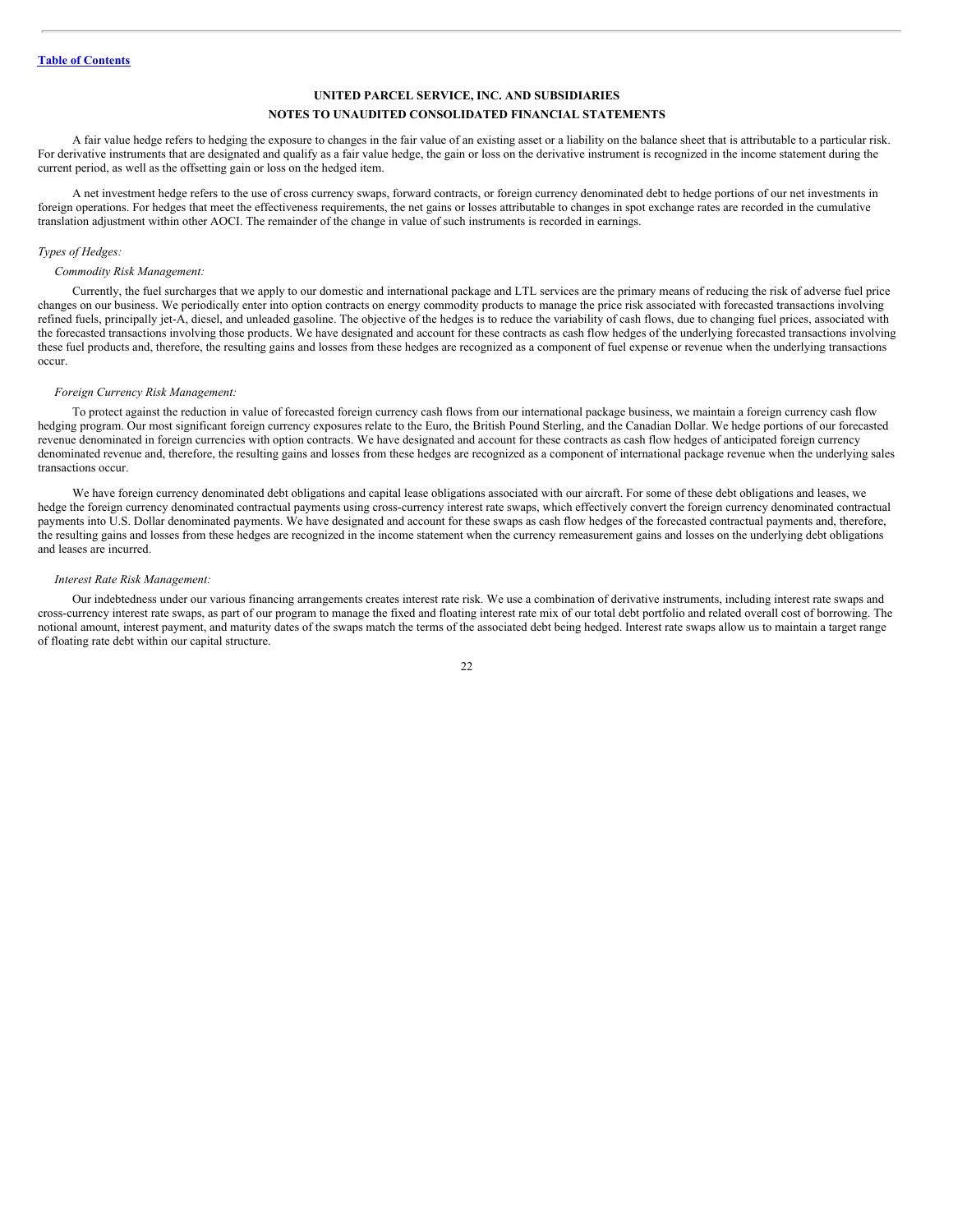**UNITED PARCEL SERVICE, INC. AND SUBSIDIARIES**

**NOTES TO UNAUDITED CONSOLIDATED FINANCIAL STATEMENTS**

A fair value hedge refers to hedging the exposure to changes in the fair value of an existing asset or a liability on the balance sheet that is attributable to a particular risk. For derivative instruments that are designated and qualify as a fair value hedge, the gain or loss on the derivative instrument is recognized in the income statement during the current period, as well as the offsetting gain or loss on the hedged item.

A net investment hedge refers to the use of cross currency swaps, forward contracts, or foreign currency denominated debt to hedge portions of our net investments in foreign operations. For hedges that meet the effectiveness requirements, the net gains or losses attributable to changes in spot exchange rates are recorded in the cumulative translation adjustment within other AOCI. The remainder of the change in value of such instruments is recorded in earnings.

*Types of Hedges:*

*Commodity Risk Management:*

Currently, the fuel surcharges that we apply to our domestic and international package and LTL services are the primary means of reducing the risk of adverse fuel price changes on our business. We periodically enter into option contracts on energy commodity products to manage the price risk associated with forecasted transactions involving refined fuels, principally jet-A, diesel, and unleaded gasoline. The objective of the hedges is to reduce the variability of cash flows, due to changing fuel prices, associated with the forecasted transactions involving those products. We have designated and account for these contracts as cash flow hedges of the underlying forecasted transactions involving these fuel products and, therefore, the resulting gains and losses from these hedges are recognized as a component of fuel expense or revenue when the underlying transactions occur.

*Foreign Currency Risk Management:*

To protect against the reduction in value of forecasted foreign currency cash flows from our international package business, we maintain a foreign currency cash flow hedging program. Our most significant foreign currency exposures relate to the Euro, the British Pound Sterling, and the Canadian Dollar. We hedge portions of our forecasted revenue denominated in foreign currencies with option contracts. We have designated and account for these contracts as cash flow hedges of anticipated foreign currency denominated revenue and, therefore, the resulting gains and losses from these hedges are recognized as a component of international package revenue when the underlying sales transactions occur.

We have foreign currency denominated debt obligations and capital lease obligations associated with our aircraft. For some of these debt obligations and leases, we hedge the foreign currency denominated contractual payments using cross-currency interest rate swaps, which effectively convert the foreign currency denominated contractual payments into U.S. Dollar denominated payments. We have designated and account for these swaps as cash flow hedges of the forecasted contractual payments and, therefore, the resulting gains and losses from these hedges are recognized in the income statement when the currency remeasurement gains and losses on the underlying debt obligations and leases are incurred.

*Interest Rate Risk Management:*

Our indebtedness under our various financing arrangements creates interest rate risk. We use a combination of derivative instruments, including interest rate swaps and cross-currency interest rate swaps, as part of our program to manage the fixed and floating interest rate mix of our total debt portfolio and related overall cost of borrowing. The notional amount, interest payment, and maturity dates of the swaps match the terms of the associated debt being hedged. Interest rate swaps allow us to maintain a target range of floating rate debt within our capital structure.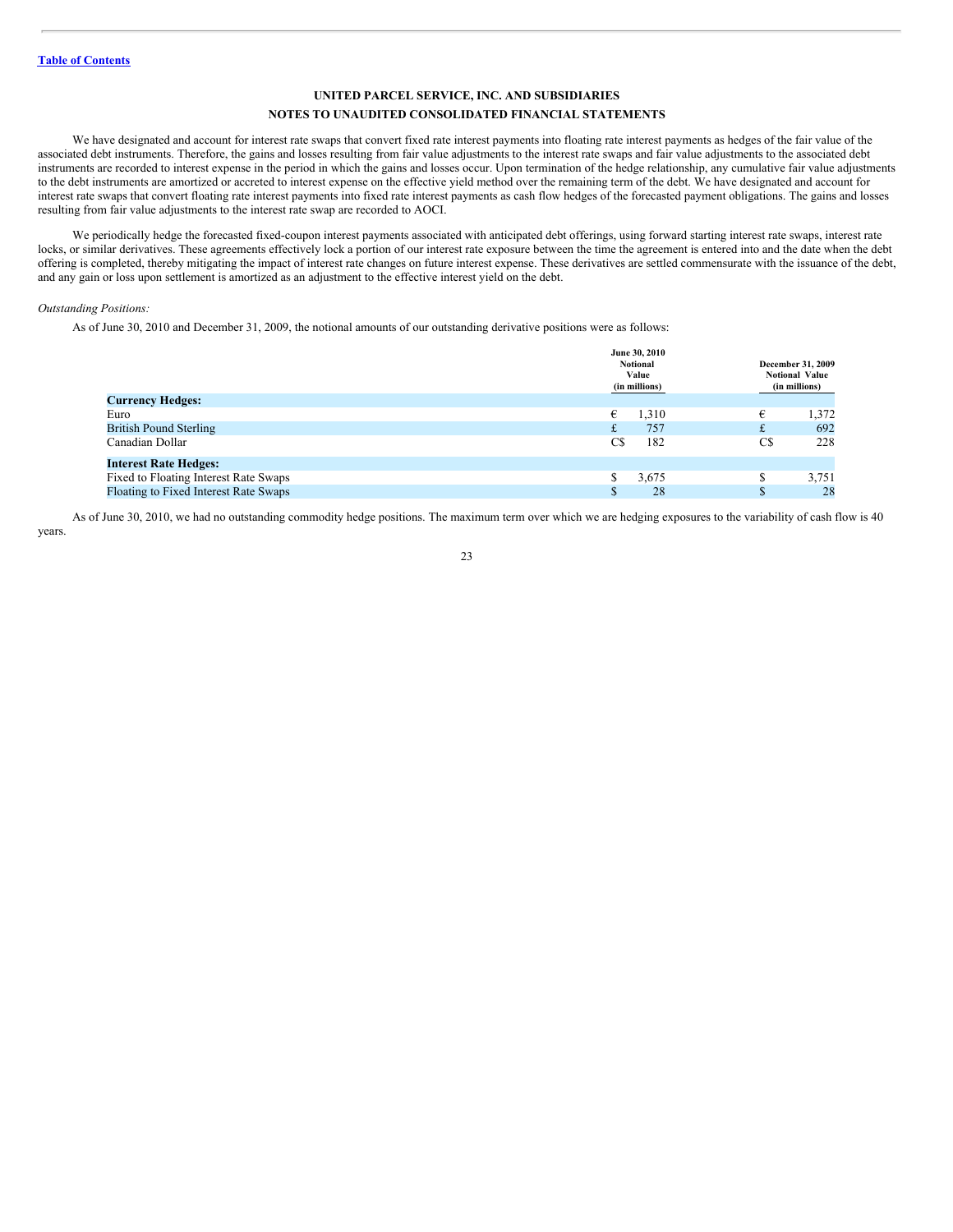**Table of Contents**

## UNITED PARCEL SERVICE, INC. AND SUBSIDIARIES

## NOTES TO UNAUDITED CONSOLIDATED FINANCIAL STATEMENTS

We have designated and account for interest rate swaps that convert fixed rate interest payments into floating rate interest payments as hedges of the fair value of the associated debt instruments. Therefore, the gains and losses resulting from fair value adjustments to the interest rate swaps and fair value adjustments to the associated debt instruments are recorded to interest expense in the period in which the gains and losses occur. Upon termination of the hedge relationship, any cumulative fair value adjustments to the debt instruments are amortized or accreted to interest expense on the effective yield method over the remaining term of the debt. We have designated and account for interest rate swaps that convert floating rate interest payments into fixed rate interest payments as cash flow hedges of the forecasted payment obligations. The gains and losses resulting from fair value adjustments to the interest rate swap are recorded to AOCI.

We periodically hedge the forecasted fixed-coupon interest payments associated with anticipated debt offerings, using forward starting interest rate swaps, interest rate locks, or similar derivatives. These agreements effectively lock a portion of our interest rate exposure between the time the agreement is entered into and the date when the debt offering is completed, thereby mitigating the impact of interest rate changes on future interest expense. These derivatives are settled commensurate with the issuance of the debt, and any gain or loss upon settlement is amortized as an adjustment to the effective interest yield on the debt.

*Outstanding Positions:*

As of June 30, 2010 and December 31, 2009, the notional amounts of our outstanding derivative positions were as follows:

| | June 30, 2010 Notional Value (in millions) | | December 31, 2009 Notional Value (in millions) | |
|---|---|---|---|---|
| **Currency Hedges:** | | | | |
| Euro | € | 1,310 | € | 1,372 |
| British Pound Sterling | £ | 757 | £ | 692 |
| Canadian Dollar | C$ | 182 | C$ | 228 |
| **Interest Rate Hedges:** | | | | |
| Fixed to Floating Interest Rate Swaps | $ | 3,675 | $ | 3,751 |
| Floating to Fixed Interest Rate Swaps | $ | 28 | $ | 28 |

As of June 30, 2010, we had no outstanding commodity hedge positions. The maximum term over which we are hedging exposures to the variability of cash flow is 40 years.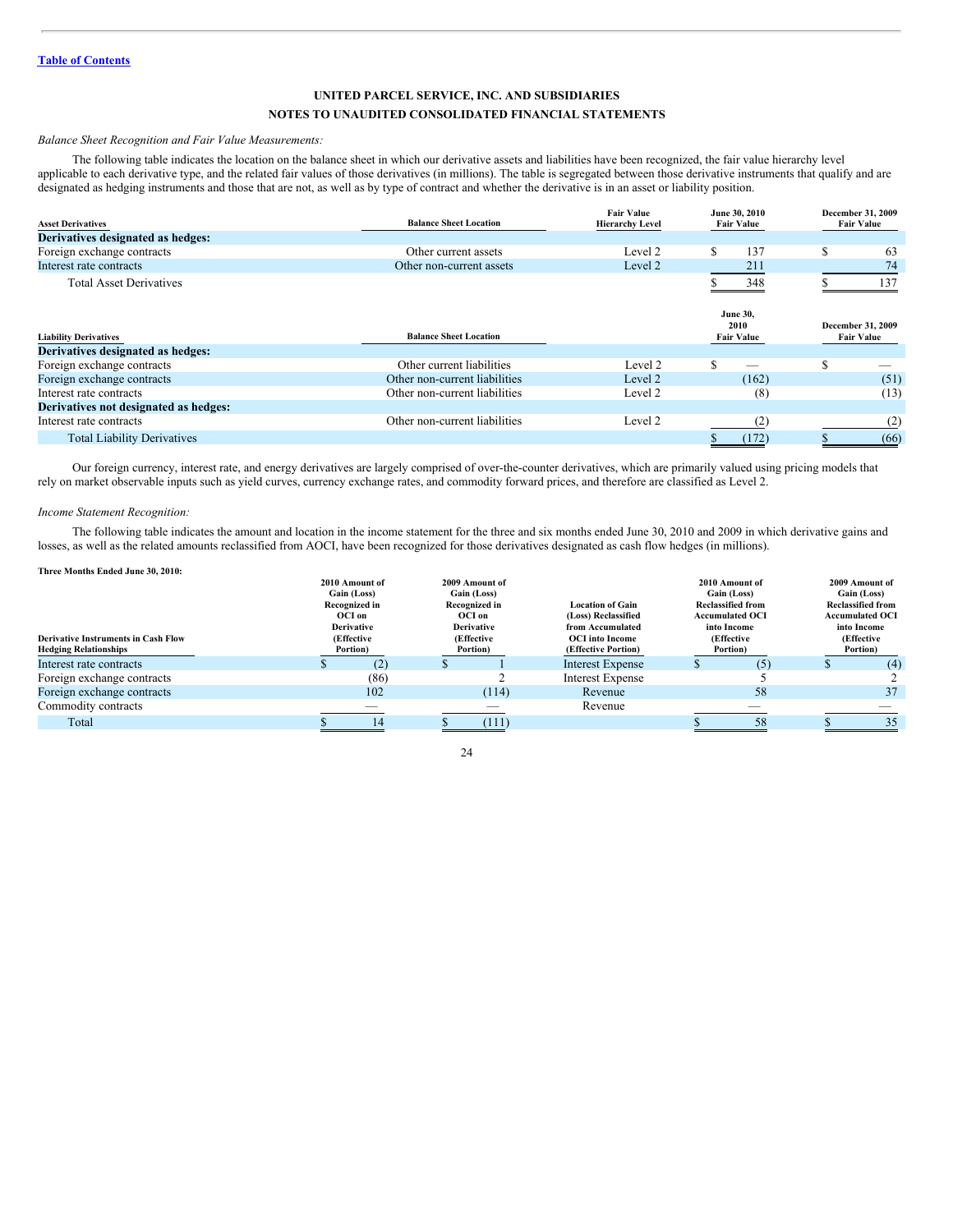[Table of Contents](#)

**UNITED PARCEL SERVICE, INC. AND SUBSIDIARIES**

**NOTES TO UNAUDITED CONSOLIDATED FINANCIAL STATEMENTS**

*Balance Sheet Recognition and Fair Value Measurements:*

The following table indicates the location on the balance sheet in which our derivative assets and liabilities have been recognized, the fair value hierarchy level applicable to each derivative type, and the related fair values of those derivatives (in millions). The table is segregated between those derivative instruments that qualify and are designated as hedging instruments and those that are not, as well as by type of contract and whether the derivative is in an asset or liability position.

| Asset Derivatives | Balance Sheet Location | Fair Value Hierarchy Level | June 30, 2010 Fair Value | December 31, 2009 Fair Value |
|---|---|---|---|---|
| **Derivatives designated as hedges:** | | | | |
| Foreign exchange contracts | Other current assets | Level 2 | $ 137 | $ 63 |
| Interest rate contracts | Other non-current assets | Level 2 | 211 | 74 |
| Total Asset Derivatives | | | $ 348 | $ 137 |

| Liability Derivatives | Balance Sheet Location | | June 30, 2010 Fair Value | December 31, 2009 Fair Value |
|---|---|---|---|---|
| **Derivatives designated as hedges:** | | | | |
| Foreign exchange contracts | Other current liabilities | Level 2 | $ — | $ — |
| Foreign exchange contracts | Other non-current liabilities | Level 2 | (162) | (51) |
| Interest rate contracts | Other non-current liabilities | Level 2 | (8) | (13) |
| **Derivatives not designated as hedges:** | | | | |
| Interest rate contracts | Other non-current liabilities | Level 2 | (2) | (2) |
| Total Liability Derivatives | | | $ (172) | $ (66) |

Our foreign currency, interest rate, and energy derivatives are largely comprised of over-the-counter derivatives, which are primarily valued using pricing models that rely on market observable inputs such as yield curves, currency exchange rates, and commodity forward prices, and therefore are classified as Level 2.

*Income Statement Recognition:*

The following table indicates the amount and location in the income statement for the three and six months ended June 30, 2010 and 2009 in which derivative gains and losses, as well as the related amounts reclassified from AOCI, have been recognized for those derivatives designated as cash flow hedges (in millions).

**Three Months Ended June 30, 2010:**

| Derivative Instruments in Cash Flow Hedging Relationships | 2010 Amount of Gain (Loss) Recognized in OCI on Derivative (Effective Portion) | 2009 Amount of Gain (Loss) Recognized in OCI on Derivative (Effective Portion) | Location of Gain (Loss) Reclassified from Accumulated OCI into Income (Effective Portion) | 2010 Amount of Gain (Loss) Reclassified from Accumulated OCI into Income (Effective Portion) | 2009 Amount of Gain (Loss) Reclassified from Accumulated OCI into Income (Effective Portion) |
|---|---|---|---|---|---|
| Interest rate contracts | $ (2) | $ 1 | Interest Expense | $ (5) | $ (4) |
| Foreign exchange contracts | (86) | 2 | Interest Expense | 5 | 2 |
| Foreign exchange contracts | 102 | (114) | Revenue | 58 | 37 |
| Commodity contracts | — | — | Revenue | — | — |
| Total | $ 14 | $ (111) | | $ 58 | $ 35 |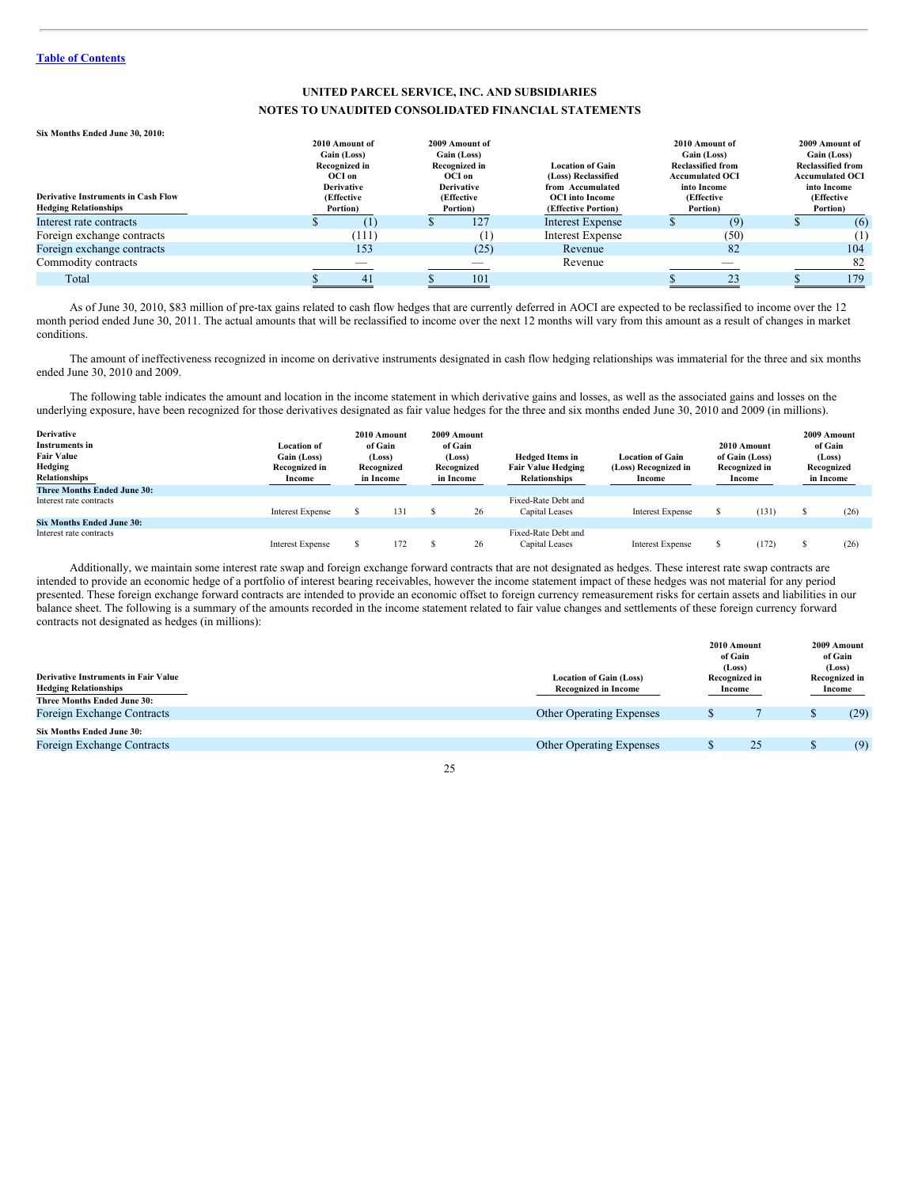[Table of Contents](#)

**UNITED PARCEL SERVICE, INC. AND SUBSIDIARIES**

**NOTES TO UNAUDITED CONSOLIDATED FINANCIAL STATEMENTS**

**Six Months Ended June 30, 2010:**

| Derivative Instruments in Cash Flow Hedging Relationships | 2010 Amount of Gain (Loss) Recognized in OCI on Derivative (Effective Portion) | 2009 Amount of Gain (Loss) Recognized in OCI on Derivative (Effective Portion) | Location of Gain (Loss) Reclassified from Accumulated OCI into Income (Effective Portion) | 2010 Amount of Gain (Loss) Reclassified from Accumulated OCI into Income (Effective Portion) | 2009 Amount of Gain (Loss) Reclassified from Accumulated OCI into Income (Effective Portion) |
|---|---|---|---|---|---|
| Interest rate contracts | $ (1) | $ 127 | Interest Expense | $ (9) | $ (6) |
| Foreign exchange contracts | (111) | (1) | Interest Expense | (50) | (1) |
| Foreign exchange contracts | 153 | (25) | Revenue | 82 | 104 |
| Commodity contracts | — | — | Revenue | — | 82 |
| Total | $ 41 | $ 101 | | $ 23 | $ 179 |

As of June 30, 2010, $83 million of pre-tax gains related to cash flow hedges that are currently deferred in AOCI are expected to be reclassified to income over the 12 month period ended June 30, 2011. The actual amounts that will be reclassified to income over the next 12 months will vary from this amount as a result of changes in market conditions.

The amount of ineffectiveness recognized in income on derivative instruments designated in cash flow hedging relationships was immaterial for the three and six months ended June 30, 2010 and 2009.

The following table indicates the amount and location in the income statement in which derivative gains and losses, as well as the associated gains and losses on the underlying exposure, have been recognized for those derivatives designated as fair value hedges for the three and six months ended June 30, 2010 and 2009 (in millions).

| Derivative Instruments in Fair Value Hedging Relationships | Location of Gain (Loss) Recognized in Income | 2010 Amount of Gain (Loss) Recognized in Income | 2009 Amount of Gain (Loss) Recognized in Income | Hedged Items in Fair Value Hedging Relationships | Location of Gain (Loss) Recognized in Income | 2010 Amount of Gain (Loss) Recognized in Income | 2009 Amount of Gain (Loss) Recognized in Income |
|---|---|---|---|---|---|---|---|
| **Three Months Ended June 30:** | | | | | | | |
| Interest rate contracts | Interest Expense | $ 131 | $ 26 | Fixed-Rate Debt and Capital Leases | Interest Expense | $ (131) | $ (26) |
| **Six Months Ended June 30:** | | | | | | | |
| Interest rate contracts | Interest Expense | $ 172 | $ 26 | Fixed-Rate Debt and Capital Leases | Interest Expense | $ (172) | $ (26) |

Additionally, we maintain some interest rate swap and foreign exchange forward contracts that are not designated as hedges. These interest rate swap contracts are intended to provide an economic hedge of a portfolio of interest bearing receivables, however the income statement impact of these hedges was not material for any period presented. These foreign exchange forward contracts are intended to provide an economic offset to foreign currency remeasurement risks for certain assets and liabilities in our balance sheet. The following is a summary of the amounts recorded in the income statement related to fair value changes and settlements of these foreign currency forward contracts not designated as hedges (in millions):

| Derivative Instruments in Fair Value Hedging Relationships | Location of Gain (Loss) Recognized in Income | 2010 Amount of Gain (Loss) Recognized in Income | 2009 Amount of Gain (Loss) Recognized in Income |
|---|---|---|---|
| **Three Months Ended June 30:** | | | |
| Foreign Exchange Contracts | Other Operating Expenses | $ 7 | $ (29) |
| **Six Months Ended June 30:** | | | |
| Foreign Exchange Contracts | Other Operating Expenses | $ 25 | $ (9) |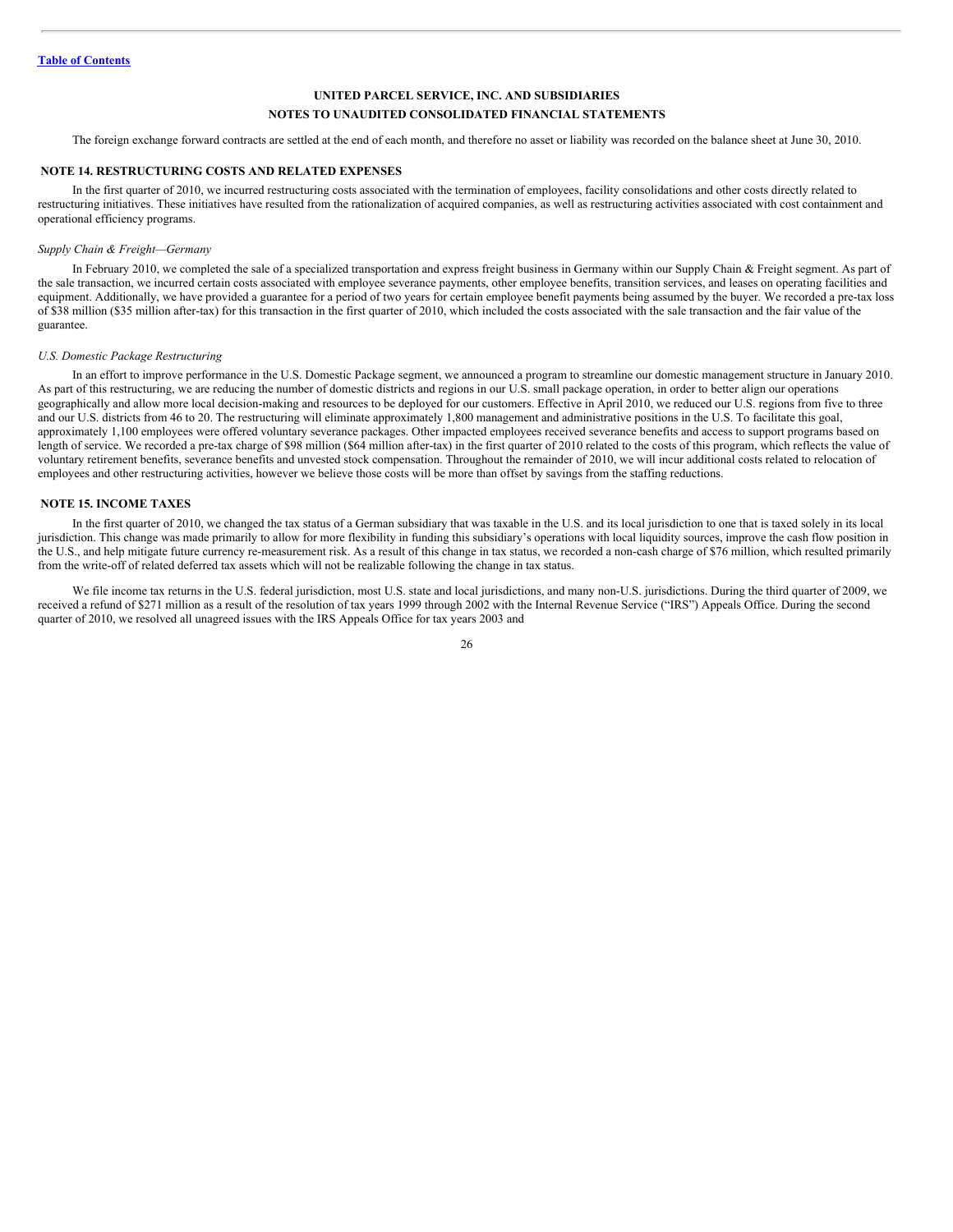The foreign exchange forward contracts are settled at the end of each month, and therefore no asset or liability was recorded on the balance sheet at June 30, 2010.

## NOTE 14. RESTRUCTURING COSTS AND RELATED EXPENSES

In the first quarter of 2010, we incurred restructuring costs associated with the termination of employees, facility consolidations and other costs directly related to restructuring initiatives. These initiatives have resulted from the rationalization of acquired companies, as well as restructuring activities associated with cost containment and operational efficiency programs.

*Supply Chain & Freight—Germany*

In February 2010, we completed the sale of a specialized transportation and express freight business in Germany within our Supply Chain & Freight segment. As part of the sale transaction, we incurred certain costs associated with employee severance payments, other employee benefits, transition services, and leases on operating facilities and equipment. Additionally, we have provided a guarantee for a period of two years for certain employee benefit payments being assumed by the buyer. We recorded a pre-tax loss of $38 million ($35 million after-tax) for this transaction in the first quarter of 2010, which included the costs associated with the sale transaction and the fair value of the guarantee.

*U.S. Domestic Package Restructuring*

In an effort to improve performance in the U.S. Domestic Package segment, we announced a program to streamline our domestic management structure in January 2010. As part of this restructuring, we are reducing the number of domestic districts and regions in our U.S. small package operation, in order to better align our operations geographically and allow more local decision-making and resources to be deployed for our customers. Effective in April 2010, we reduced our U.S. regions from five to three and our U.S. districts from 46 to 20. The restructuring will eliminate approximately 1,800 management and administrative positions in the U.S. To facilitate this goal, approximately 1,100 employees were offered voluntary severance packages. Other impacted employees received severance benefits and access to support programs based on length of service. We recorded a pre-tax charge of $98 million ($64 million after-tax) in the first quarter of 2010 related to the costs of this program, which reflects the value of voluntary retirement benefits, severance benefits and unvested stock compensation. Throughout the remainder of 2010, we will incur additional costs related to relocation of employees and other restructuring activities, however we believe those costs will be more than offset by savings from the staffing reductions.

## NOTE 15. INCOME TAXES

In the first quarter of 2010, we changed the tax status of a German subsidiary that was taxable in the U.S. and its local jurisdiction to one that is taxed solely in its local jurisdiction. This change was made primarily to allow for more flexibility in funding this subsidiary's operations with local liquidity sources, improve the cash flow position in the U.S., and help mitigate future currency re-measurement risk. As a result of this change in tax status, we recorded a non-cash charge of $76 million, which resulted primarily from the write-off of related deferred tax assets which will not be realizable following the change in tax status.

We file income tax returns in the U.S. federal jurisdiction, most U.S. state and local jurisdictions, and many non-U.S. jurisdictions. During the third quarter of 2009, we received a refund of $271 million as a result of the resolution of tax years 1999 through 2002 with the Internal Revenue Service ("IRS") Appeals Office. During the second quarter of 2010, we resolved all unagreed issues with the IRS Appeals Office for tax years 2003 and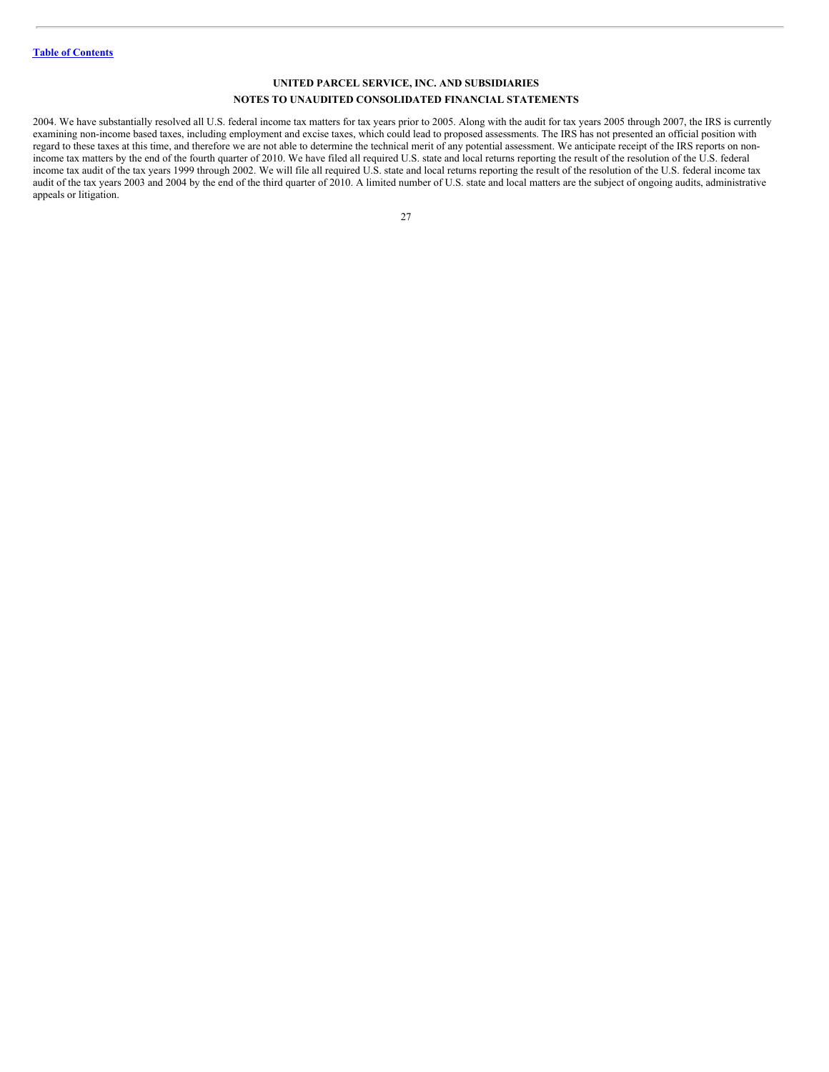Table of Contents

# UNITED PARCEL SERVICE, INC. AND SUBSIDIARIES

## NOTES TO UNAUDITED CONSOLIDATED FINANCIAL STATEMENTS

2004. We have substantially resolved all U.S. federal income tax matters for tax years prior to 2005. Along with the audit for tax years 2005 through 2007, the IRS is currently examining non-income based taxes, including employment and excise taxes, which could lead to proposed assessments. The IRS has not presented an official position with regard to these taxes at this time, and therefore we are not able to determine the technical merit of any potential assessment. We anticipate receipt of the IRS reports on non-income tax matters by the end of the fourth quarter of 2010. We have filed all required U.S. state and local returns reporting the result of the resolution of the U.S. federal income tax audit of the tax years 1999 through 2002. We will file all required U.S. state and local returns reporting the result of the resolution of the U.S. federal income tax audit of the tax years 2003 and 2004 by the end of the third quarter of 2010. A limited number of U.S. state and local matters are the subject of ongoing audits, administrative appeals or litigation.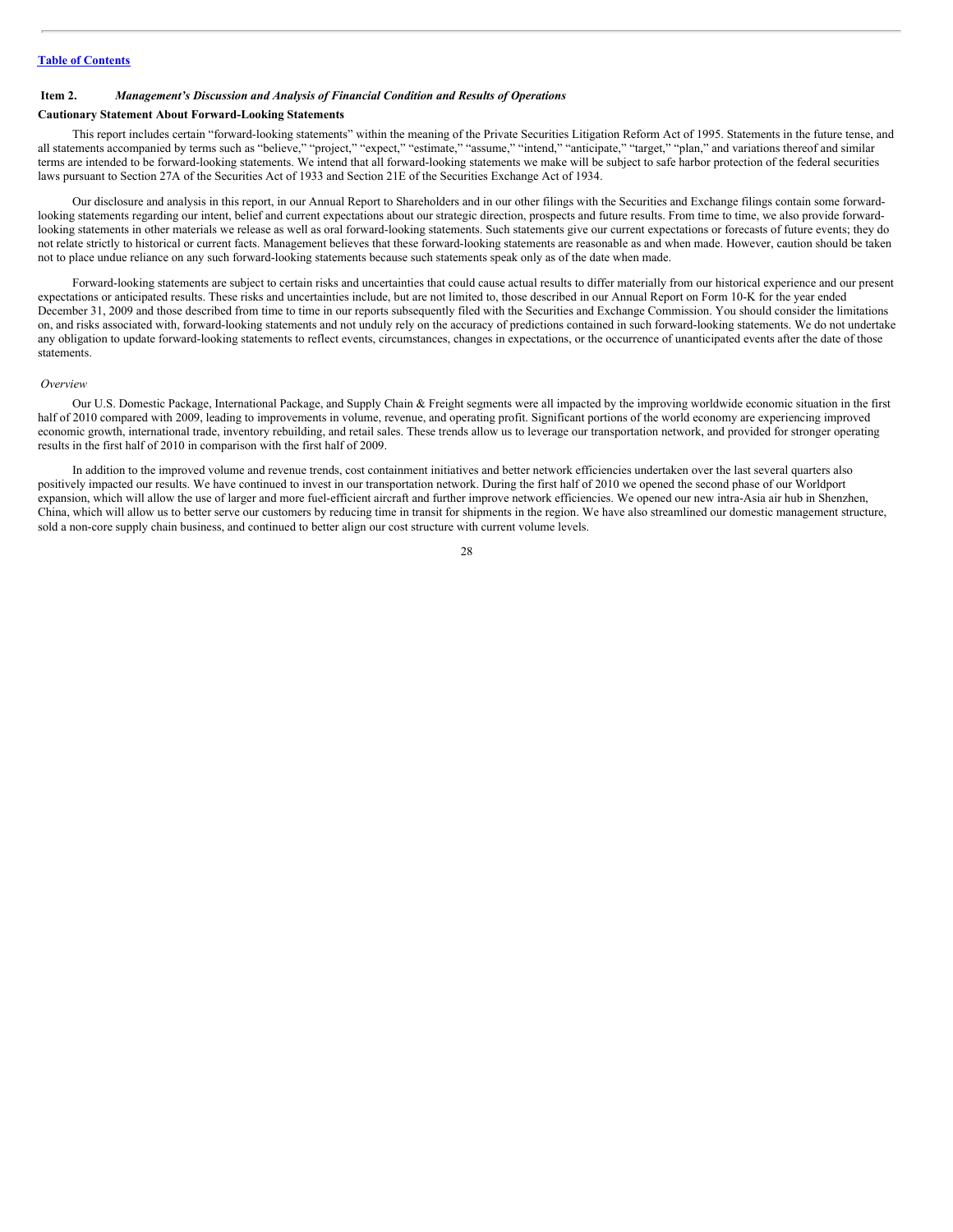## Item 2. *Management's Discussion and Analysis of Financial Condition and Results of Operations*

### Cautionary Statement About Forward-Looking Statements

This report includes certain "forward-looking statements" within the meaning of the Private Securities Litigation Reform Act of 1995. Statements in the future tense, and all statements accompanied by terms such as "believe," "project," "expect," "estimate," "assume," "intend," "anticipate," "target," "plan," and variations thereof and similar terms are intended to be forward-looking statements. We intend that all forward-looking statements we make will be subject to safe harbor protection of the federal securities laws pursuant to Section 27A of the Securities Act of 1933 and Section 21E of the Securities Exchange Act of 1934.

Our disclosure and analysis in this report, in our Annual Report to Shareholders and in our other filings with the Securities and Exchange filings contain some forward-looking statements regarding our intent, belief and current expectations about our strategic direction, prospects and future results. From time to time, we also provide forward-looking statements in other materials we release as well as oral forward-looking statements. Such statements give our current expectations or forecasts of future events; they do not relate strictly to historical or current facts. Management believes that these forward-looking statements are reasonable as and when made. However, caution should be taken not to place undue reliance on any such forward-looking statements because such statements speak only as of the date when made.

Forward-looking statements are subject to certain risks and uncertainties that could cause actual results to differ materially from our historical experience and our present expectations or anticipated results. These risks and uncertainties include, but are not limited to, those described in our Annual Report on Form 10-K for the year ended December 31, 2009 and those described from time to time in our reports subsequently filed with the Securities and Exchange Commission. You should consider the limitations on, and risks associated with, forward-looking statements and not unduly rely on the accuracy of predictions contained in such forward-looking statements. We do not undertake any obligation to update forward-looking statements to reflect events, circumstances, changes in expectations, or the occurrence of unanticipated events after the date of those statements.

*Overview*

Our U.S. Domestic Package, International Package, and Supply Chain & Freight segments were all impacted by the improving worldwide economic situation in the first half of 2010 compared with 2009, leading to improvements in volume, revenue, and operating profit. Significant portions of the world economy are experiencing improved economic growth, international trade, inventory rebuilding, and retail sales. These trends allow us to leverage our transportation network, and provided for stronger operating results in the first half of 2010 in comparison with the first half of 2009.

In addition to the improved volume and revenue trends, cost containment initiatives and better network efficiencies undertaken over the last several quarters also positively impacted our results. We have continued to invest in our transportation network. During the first half of 2010 we opened the second phase of our Worldport expansion, which will allow the use of larger and more fuel-efficient aircraft and further improve network efficiencies. We opened our new intra-Asia air hub in Shenzhen, China, which will allow us to better serve our customers by reducing time in transit for shipments in the region. We have also streamlined our domestic management structure, sold a non-core supply chain business, and continued to better align our cost structure with current volume levels.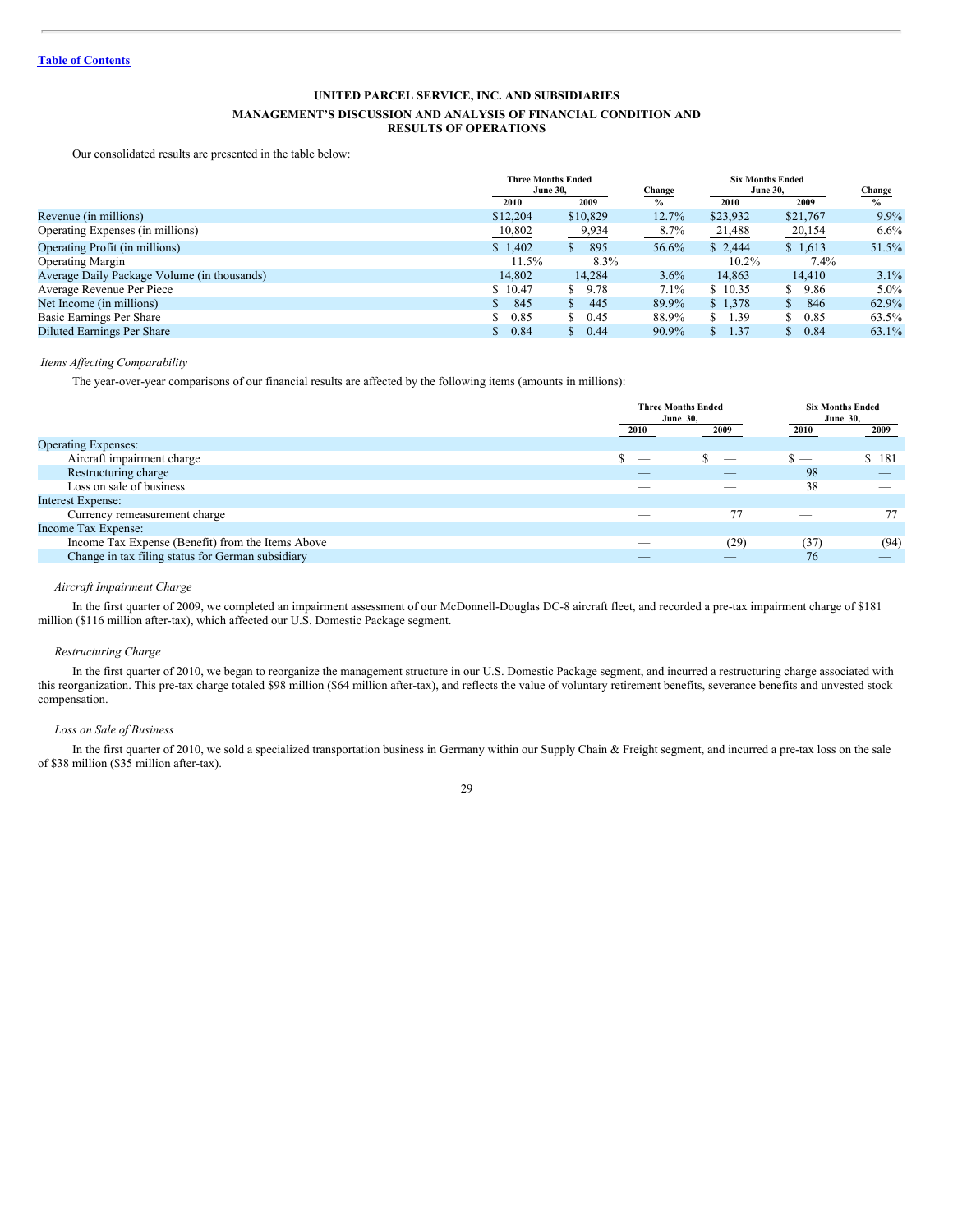Table of Contents

**UNITED PARCEL SERVICE, INC. AND SUBSIDIARIES**

**MANAGEMENT'S DISCUSSION AND ANALYSIS OF FINANCIAL CONDITION AND RESULTS OF OPERATIONS**

Our consolidated results are presented in the table below:

| | Three Months Ended June 30, | | Change | Six Months Ended June 30, | | Change |
|---|---|---|---|---|---|---|
| | 2010 | 2009 | % | 2010 | 2009 | % |
| Revenue (in millions) | $12,204 | $10,829 | 12.7% | $23,932 | $21,767 | 9.9% |
| Operating Expenses (in millions) | 10,802 | 9,934 | 8.7% | 21,488 | 20,154 | 6.6% |
| Operating Profit (in millions) | $ 1,402 | $ 895 | 56.6% | $ 2,444 | $ 1,613 | 51.5% |
| Operating Margin | 11.5% | 8.3% | | 10.2% | 7.4% | |
| Average Daily Package Volume (in thousands) | 14,802 | 14,284 | 3.6% | 14,863 | 14,410 | 3.1% |
| Average Revenue Per Piece | $ 10.47 | $ 9.78 | 7.1% | $ 10.35 | $ 9.86 | 5.0% |
| Net Income (in millions) | $ 845 | $ 445 | 89.9% | $ 1,378 | $ 846 | 62.9% |
| Basic Earnings Per Share | $ 0.85 | $ 0.45 | 88.9% | $ 1.39 | $ 0.85 | 63.5% |
| Diluted Earnings Per Share | $ 0.84 | $ 0.44 | 90.9% | $ 1.37 | $ 0.84 | 63.1% |

*Items Affecting Comparability*

The year-over-year comparisons of our financial results are affected by the following items (amounts in millions):

| | Three Months Ended June 30, | | Six Months Ended June 30, | |
|---|---|---|---|---|
| | 2010 | 2009 | 2010 | 2009 |
| Operating Expenses: | | | | |
| Aircraft impairment charge | $ — | $ — | $ — | $ 181 |
| Restructuring charge | — | — | 98 | — |
| Loss on sale of business | — | — | 38 | — |
| Interest Expense: | | | | |
| Currency remeasurement charge | — | 77 | — | 77 |
| Income Tax Expense: | | | | |
| Income Tax Expense (Benefit) from the Items Above | — | (29) | (37) | (94) |
| Change in tax filing status for German subsidiary | — | — | 76 | — |

*Aircraft Impairment Charge*

In the first quarter of 2009, we completed an impairment assessment of our McDonnell-Douglas DC-8 aircraft fleet, and recorded a pre-tax impairment charge of $181 million ($116 million after-tax), which affected our U.S. Domestic Package segment.

*Restructuring Charge*

In the first quarter of 2010, we began to reorganize the management structure in our U.S. Domestic Package segment, and incurred a restructuring charge associated with this reorganization. This pre-tax charge totaled $98 million ($64 million after-tax), and reflects the value of voluntary retirement benefits, severance benefits and unvested stock compensation.

*Loss on Sale of Business*

In the first quarter of 2010, we sold a specialized transportation business in Germany within our Supply Chain & Freight segment, and incurred a pre-tax loss on the sale of $38 million ($35 million after-tax).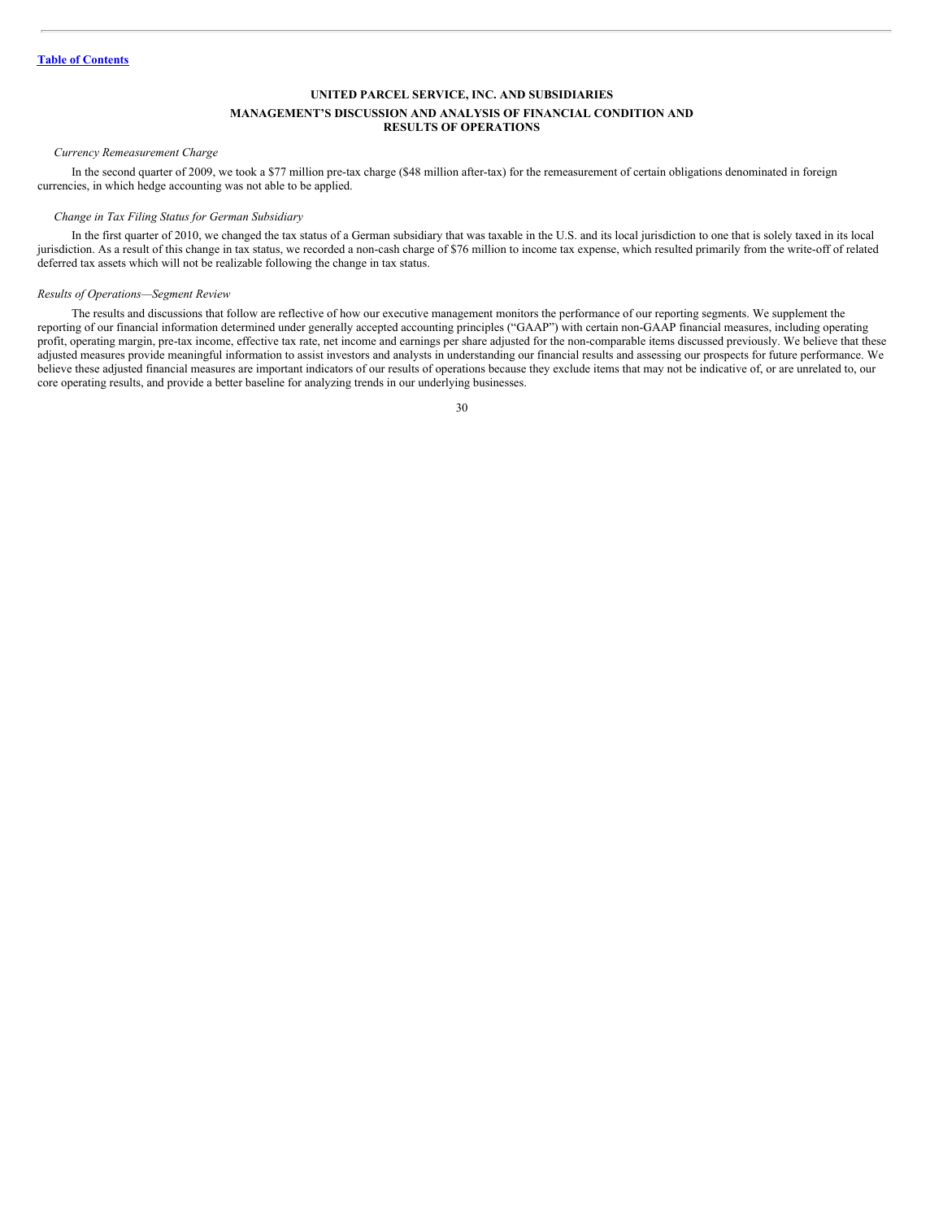*Currency Remeasurement Charge*

In the second quarter of 2009, we took a $77 million pre-tax charge ($48 million after-tax) for the remeasurement of certain obligations denominated in foreign currencies, in which hedge accounting was not able to be applied.

*Change in Tax Filing Status for German Subsidiary*

In the first quarter of 2010, we changed the tax status of a German subsidiary that was taxable in the U.S. and its local jurisdiction to one that is solely taxed in its local jurisdiction. As a result of this change in tax status, we recorded a non-cash charge of $76 million to income tax expense, which resulted primarily from the write-off of related deferred tax assets which will not be realizable following the change in tax status.

*Results of Operations—Segment Review*

The results and discussions that follow are reflective of how our executive management monitors the performance of our reporting segments. We supplement the reporting of our financial information determined under generally accepted accounting principles ("GAAP") with certain non-GAAP financial measures, including operating profit, operating margin, pre-tax income, effective tax rate, net income and earnings per share adjusted for the non-comparable items discussed previously. We believe that these adjusted measures provide meaningful information to assist investors and analysts in understanding our financial results and assessing our prospects for future performance. We believe these adjusted financial measures are important indicators of our results of operations because they exclude items that may not be indicative of, or are unrelated to, our core operating results, and provide a better baseline for analyzing trends in our underlying businesses.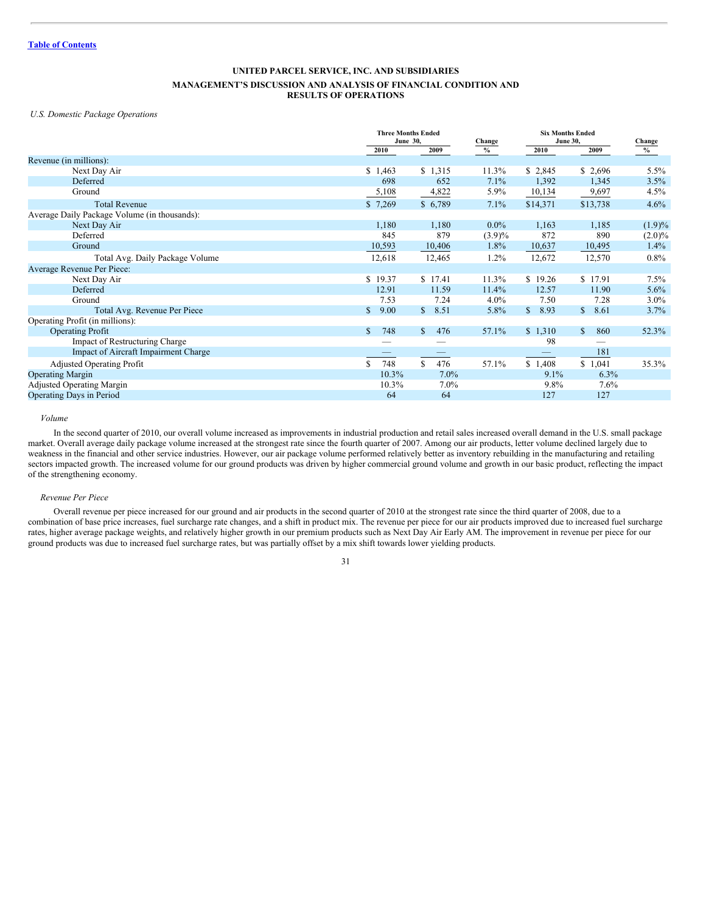UNITED PARCEL SERVICE, INC. AND SUBSIDIARIES

MANAGEMENT'S DISCUSSION AND ANALYSIS OF FINANCIAL CONDITION AND RESULTS OF OPERATIONS

*U.S. Domestic Package Operations*

| | Three Months Ended June 30, | | Change | Six Months Ended June 30, | | Change |
|---|---|---|---|---|---|---|
| | 2010 | 2009 | % | 2010 | 2009 | % |
| Revenue (in millions): | | | | | | |
| Next Day Air | $ 1,463 | $ 1,315 | 11.3% | $ 2,845 | $ 2,696 | 5.5% |
| Deferred | 698 | 652 | 7.1% | 1,392 | 1,345 | 3.5% |
| Ground | 5,108 | 4,822 | 5.9% | 10,134 | 9,697 | 4.5% |
| Total Revenue | $ 7,269 | $ 6,789 | 7.1% | $14,371 | $13,738 | 4.6% |
| Average Daily Package Volume (in thousands): | | | | | | |
| Next Day Air | 1,180 | 1,180 | 0.0% | 1,163 | 1,185 | (1.9)% |
| Deferred | 845 | 879 | (3.9)% | 872 | 890 | (2.0)% |
| Ground | 10,593 | 10,406 | 1.8% | 10,637 | 10,495 | 1.4% |
| Total Avg. Daily Package Volume | 12,618 | 12,465 | 1.2% | 12,672 | 12,570 | 0.8% |
| Average Revenue Per Piece: | | | | | | |
| Next Day Air | $ 19.37 | $ 17.41 | 11.3% | $ 19.26 | $ 17.91 | 7.5% |
| Deferred | 12.91 | 11.59 | 11.4% | 12.57 | 11.90 | 5.6% |
| Ground | 7.53 | 7.24 | 4.0% | 7.50 | 7.28 | 3.0% |
| Total Avg. Revenue Per Piece | $ 9.00 | $ 8.51 | 5.8% | $ 8.93 | $ 8.61 | 3.7% |
| Operating Profit (in millions): | | | | | | |
| Operating Profit | $ 748 | $ 476 | 57.1% | $ 1,310 | $ 860 | 52.3% |
| Impact of Restructuring Charge | — | — | | 98 | — | |
| Impact of Aircraft Impairment Charge | — | — | | — | 181 | |
| Adjusted Operating Profit | $ 748 | $ 476 | 57.1% | $ 1,408 | $ 1,041 | 35.3% |
| Operating Margin | 10.3% | 7.0% | | 9.1% | 6.3% | |
| Adjusted Operating Margin | 10.3% | 7.0% | | 9.8% | 7.6% | |
| Operating Days in Period | 64 | 64 | | 127 | 127 | |

*Volume*

In the second quarter of 2010, our overall volume increased as improvements in industrial production and retail sales increased overall demand in the U.S. small package market. Overall average daily package volume increased at the strongest rate since the fourth quarter of 2007. Among our air products, letter volume declined largely due to weakness in the financial and other service industries. However, our air package volume performed relatively better as inventory rebuilding in the manufacturing and retailing sectors impacted growth. The increased volume for our ground products was driven by higher commercial ground volume and growth in our basic product, reflecting the impact of the strengthening economy.

*Revenue Per Piece*

Overall revenue per piece increased for our ground and air products in the second quarter of 2010 at the strongest rate since the third quarter of 2008, due to a combination of base price increases, fuel surcharge rate changes, and a shift in product mix. The revenue per piece for our air products improved due to increased fuel surcharge rates, higher average package weights, and relatively higher growth in our premium products such as Next Day Air Early AM. The improvement in revenue per piece for our ground products was due to increased fuel surcharge rates, but was partially offset by a mix shift towards lower yielding products.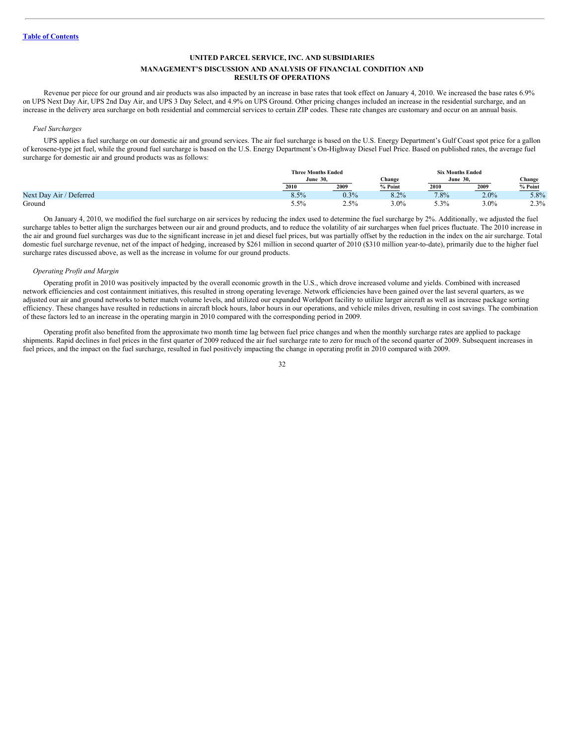Revenue per piece for our ground and air products was also impacted by an increase in base rates that took effect on January 4, 2010. We increased the base rates 6.9% on UPS Next Day Air, UPS 2nd Day Air, and UPS 3 Day Select, and 4.9% on UPS Ground. Other pricing changes included an increase in the residential surcharge, and an increase in the delivery area surcharge on both residential and commercial services to certain ZIP codes. These rate changes are customary and occur on an annual basis.

*Fuel Surcharges*

UPS applies a fuel surcharge on our domestic air and ground services. The air fuel surcharge is based on the U.S. Energy Department's Gulf Coast spot price for a gallon of kerosene-type jet fuel, while the ground fuel surcharge is based on the U.S. Energy Department's On-Highway Diesel Fuel Price. Based on published rates, the average fuel surcharge for domestic air and ground products was as follows:

| | Three Months Ended June 30, | | Change | Six Months Ended June 30, | | Change |
|---|---|---|---|---|---|---|
| | 2010 | 2009 | % Point | 2010 | 2009 | % Point |
| Next Day Air / Deferred | 8.5% | 0.3% | 8.2% | 7.8% | 2.0% | 5.8% |
| Ground | 5.5% | 2.5% | 3.0% | 5.3% | 3.0% | 2.3% |

On January 4, 2010, we modified the fuel surcharge on air services by reducing the index used to determine the fuel surcharge by 2%. Additionally, we adjusted the fuel surcharge tables to better align the surcharges between our air and ground products, and to reduce the volatility of air surcharges when fuel prices fluctuate. The 2010 increase in the air and ground fuel surcharges was due to the significant increase in jet and diesel fuel prices, but was partially offset by the reduction in the index on the air surcharge. Total domestic fuel surcharge revenue, net of the impact of hedging, increased by $261 million in second quarter of 2010 ($310 million year-to-date), primarily due to the higher fuel surcharge rates discussed above, as well as the increase in volume for our ground products.

*Operating Profit and Margin*

Operating profit in 2010 was positively impacted by the overall economic growth in the U.S., which drove increased volume and yields. Combined with increased network efficiencies and cost containment initiatives, this resulted in strong operating leverage. Network efficiencies have been gained over the last several quarters, as we adjusted our air and ground networks to better match volume levels, and utilized our expanded Worldport facility to utilize larger aircraft as well as increase package sorting efficiency. These changes have resulted in reductions in aircraft block hours, labor hours in our operations, and vehicle miles driven, resulting in cost savings. The combination of these factors led to an increase in the operating margin in 2010 compared with the corresponding period in 2009.

Operating profit also benefited from the approximate two month time lag between fuel price changes and when the monthly surcharge rates are applied to package shipments. Rapid declines in fuel prices in the first quarter of 2009 reduced the air fuel surcharge rate to zero for much of the second quarter of 2009. Subsequent increases in fuel prices, and the impact on the fuel surcharge, resulted in fuel positively impacting the change in operating profit in 2010 compared with 2009.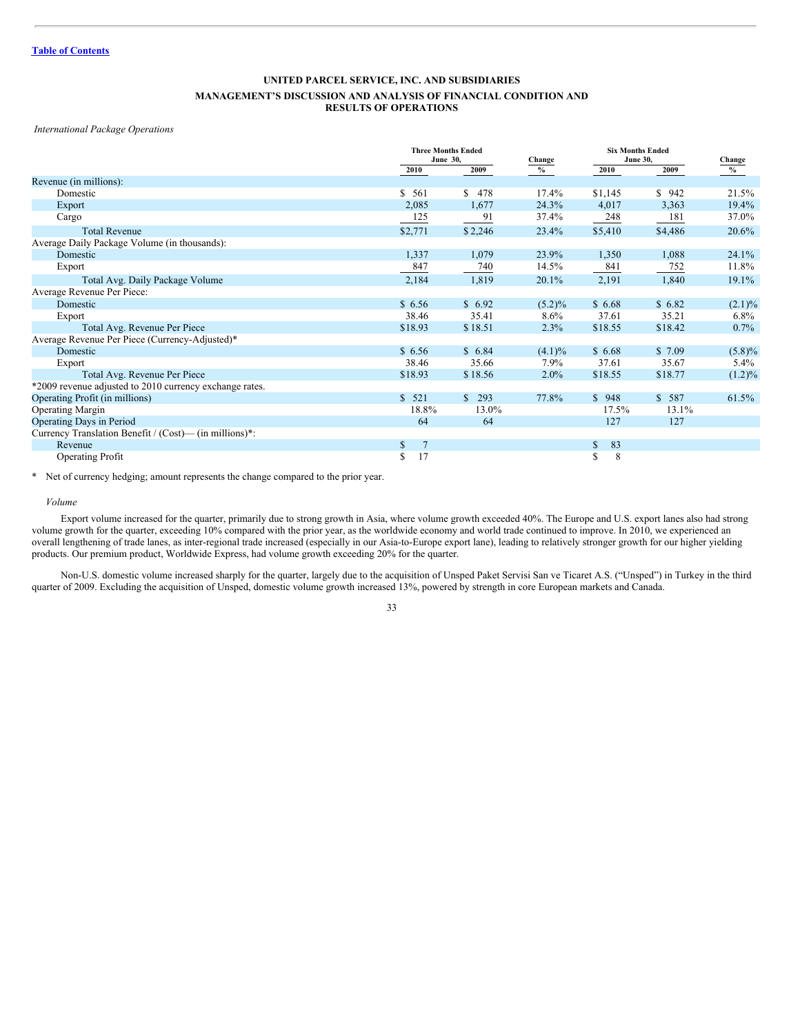[Table of Contents](#)

**UNITED PARCEL SERVICE, INC. AND SUBSIDIARIES**

**MANAGEMENT'S DISCUSSION AND ANALYSIS OF FINANCIAL CONDITION AND RESULTS OF OPERATIONS**

*International Package Operations*

| | Three Months Ended June 30, | | Change | Six Months Ended June 30, | | Change |
|---|---|---|---|---|---|---|
| | 2010 | 2009 | % | 2010 | 2009 | % |
| Revenue (in millions): | | | | | | |
| Domestic | $ 561 | $ 478 | 17.4% | $1,145 | $ 942 | 21.5% |
| Export | 2,085 | 1,677 | 24.3% | 4,017 | 3,363 | 19.4% |
| Cargo | 125 | 91 | 37.4% | 248 | 181 | 37.0% |
| Total Revenue | $2,771 | $2,246 | 23.4% | $5,410 | $4,486 | 20.6% |
| Average Daily Package Volume (in thousands): | | | | | | |
| Domestic | 1,337 | 1,079 | 23.9% | 1,350 | 1,088 | 24.1% |
| Export | 847 | 740 | 14.5% | 841 | 752 | 11.8% |
| Total Avg. Daily Package Volume | 2,184 | 1,819 | 20.1% | 2,191 | 1,840 | 19.1% |
| Average Revenue Per Piece: | | | | | | |
| Domestic | $ 6.56 | $ 6.92 | (5.2)% | $ 6.68 | $ 6.82 | (2.1)% |
| Export | 38.46 | 35.41 | 8.6% | 37.61 | 35.21 | 6.8% |
| Total Avg. Revenue Per Piece | $18.93 | $18.51 | 2.3% | $18.55 | $18.42 | 0.7% |
| Average Revenue Per Piece (Currency-Adjusted)* | | | | | | |
| Domestic | $ 6.56 | $ 6.84 | (4.1)% | $ 6.68 | $ 7.09 | (5.8)% |
| Export | 38.46 | 35.66 | 7.9% | 37.61 | 35.67 | 5.4% |
| Total Avg. Revenue Per Piece | $18.93 | $18.56 | 2.0% | $18.55 | $18.77 | (1.2)% |
| *2009 revenue adjusted to 2010 currency exchange rates. | | | | | | |
| Operating Profit (in millions) | $ 521 | $ 293 | 77.8% | $ 948 | $ 587 | 61.5% |
| Operating Margin | 18.8% | 13.0% | | 17.5% | 13.1% | |
| Operating Days in Period | 64 | 64 | | 127 | 127 | |
| Currency Translation Benefit / (Cost)— (in millions)*: | | | | | | |
| Revenue | $ 7 | | | $ 83 | | |
| Operating Profit | $ 17 | | | $ 8 | | |

\* Net of currency hedging; amount represents the change compared to the prior year.

*Volume*

Export volume increased for the quarter, primarily due to strong growth in Asia, where volume growth exceeded 40%. The Europe and U.S. export lanes also had strong volume growth for the quarter, exceeding 10% compared with the prior year, as the worldwide economy and world trade continued to improve. In 2010, we experienced an overall lengthening of trade lanes, as inter-regional trade increased (especially in our Asia-to-Europe export lane), leading to relatively stronger growth for our higher yielding products. Our premium product, Worldwide Express, had volume growth exceeding 20% for the quarter.

Non-U.S. domestic volume increased sharply for the quarter, largely due to the acquisition of Unsped Paket Servisi San ve Ticaret A.S. ("Unsped") in Turkey in the third quarter of 2009. Excluding the acquisition of Unsped, domestic volume growth increased 13%, powered by strength in core European markets and Canada.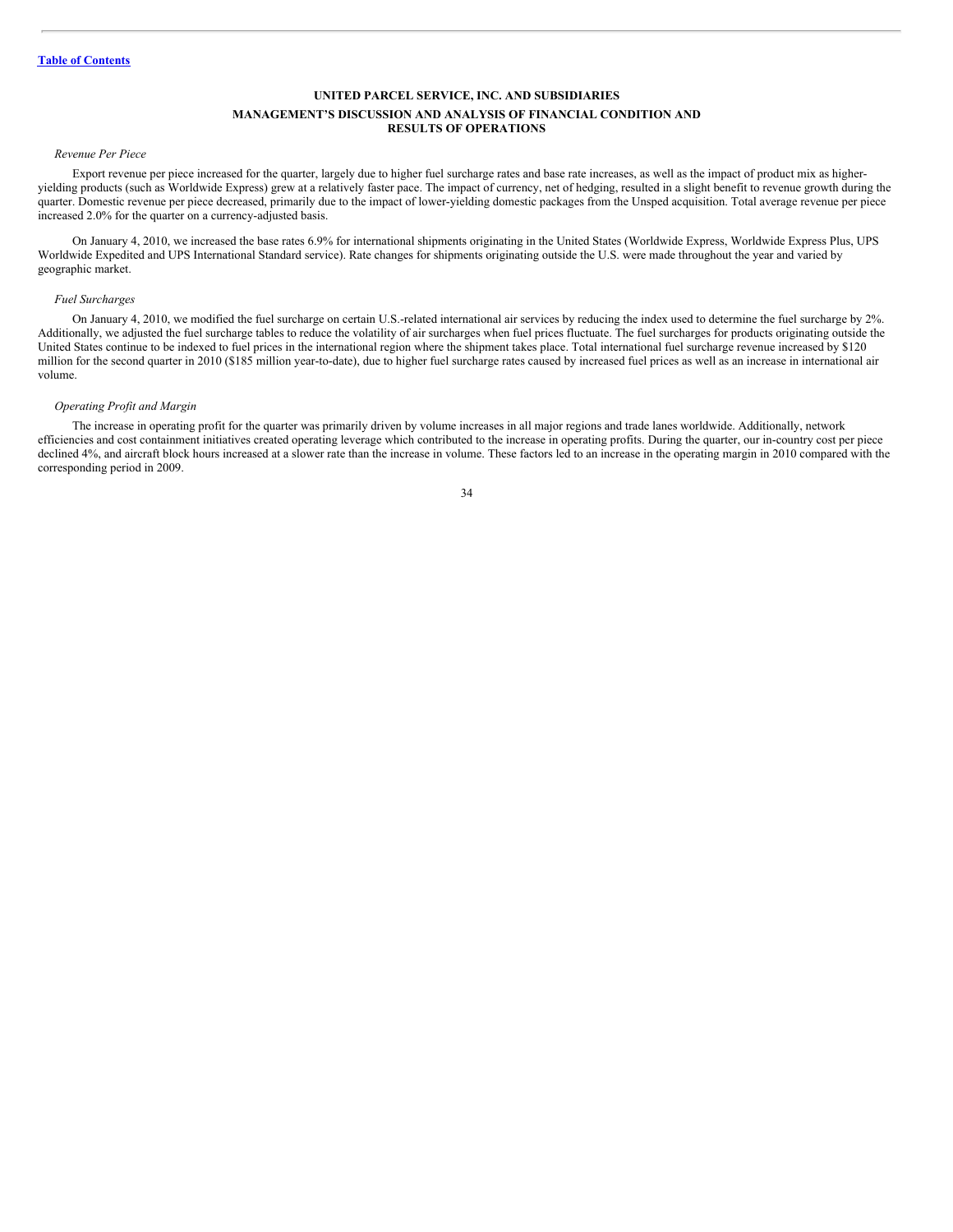**Table of Contents**

**UNITED PARCEL SERVICE, INC. AND SUBSIDIARIES**

**MANAGEMENT'S DISCUSSION AND ANALYSIS OF FINANCIAL CONDITION AND RESULTS OF OPERATIONS**

*Revenue Per Piece*

Export revenue per piece increased for the quarter, largely due to higher fuel surcharge rates and base rate increases, as well as the impact of product mix as higher-yielding products (such as Worldwide Express) grew at a relatively faster pace. The impact of currency, net of hedging, resulted in a slight benefit to revenue growth during the quarter. Domestic revenue per piece decreased, primarily due to the impact of lower-yielding domestic packages from the Unsped acquisition. Total average revenue per piece increased 2.0% for the quarter on a currency-adjusted basis.

On January 4, 2010, we increased the base rates 6.9% for international shipments originating in the United States (Worldwide Express, Worldwide Express Plus, UPS Worldwide Expedited and UPS International Standard service). Rate changes for shipments originating outside the U.S. were made throughout the year and varied by geographic market.

*Fuel Surcharges*

On January 4, 2010, we modified the fuel surcharge on certain U.S.-related international air services by reducing the index used to determine the fuel surcharge by 2%. Additionally, we adjusted the fuel surcharge tables to reduce the volatility of air surcharges when fuel prices fluctuate. The fuel surcharges for products originating outside the United States continue to be indexed to fuel prices in the international region where the shipment takes place. Total international fuel surcharge revenue increased by $120 million for the second quarter in 2010 ($185 million year-to-date), due to higher fuel surcharge rates caused by increased fuel prices as well as an increase in international air volume.

*Operating Profit and Margin*

The increase in operating profit for the quarter was primarily driven by volume increases in all major regions and trade lanes worldwide. Additionally, network efficiencies and cost containment initiatives created operating leverage which contributed to the increase in operating profits. During the quarter, our in-country cost per piece declined 4%, and aircraft block hours increased at a slower rate than the increase in volume. These factors led to an increase in the operating margin in 2010 compared with the corresponding period in 2009.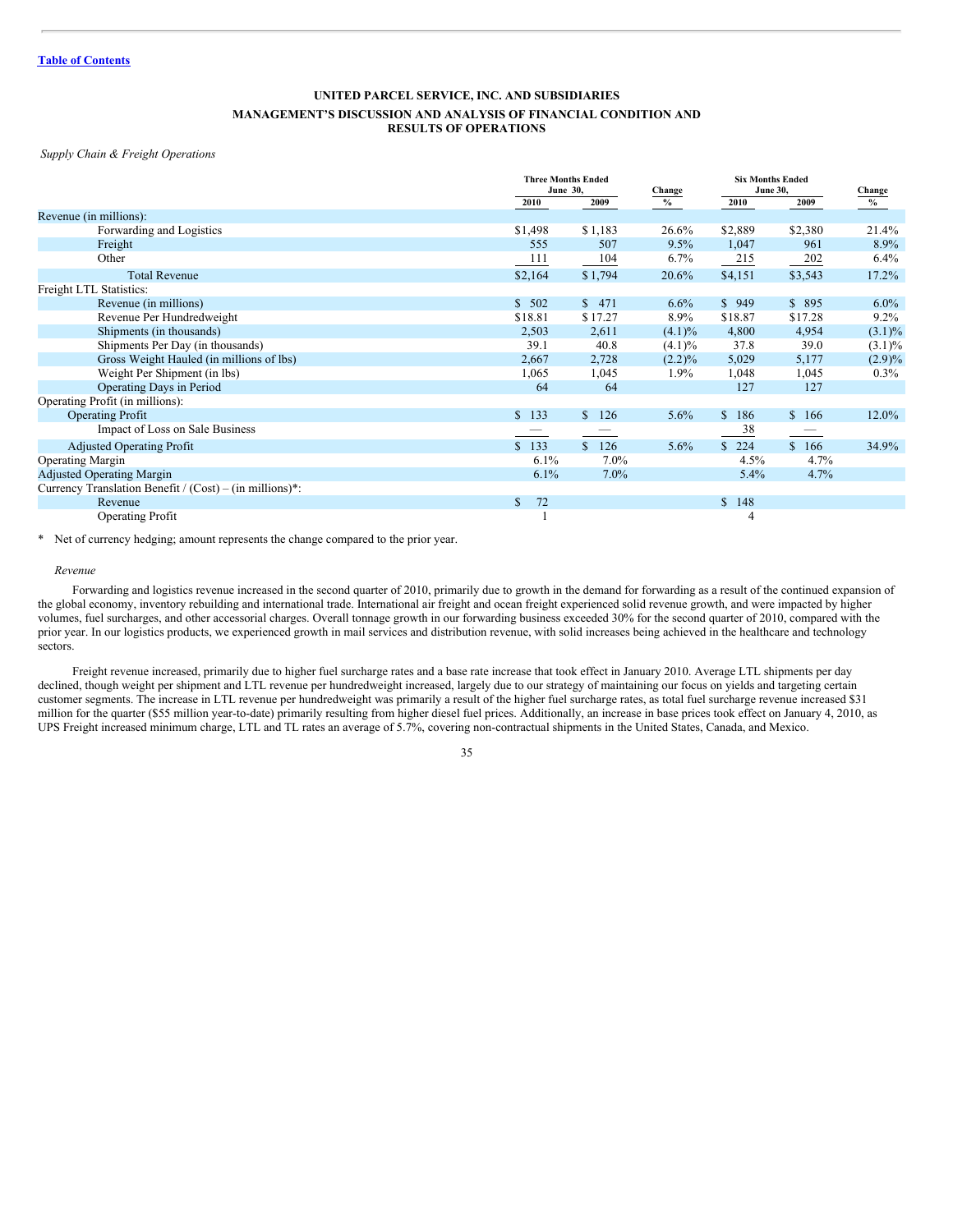[Table of Contents](#)

## UNITED PARCEL SERVICE, INC. AND SUBSIDIARIES

## MANAGEMENT'S DISCUSSION AND ANALYSIS OF FINANCIAL CONDITION AND RESULTS OF OPERATIONS

*Supply Chain & Freight Operations*

| | Three Months Ended June 30, 2010 | Three Months Ended June 30, 2009 | Change % | Six Months Ended June 30, 2010 | Six Months Ended June 30, 2009 | Change % |
|---|---|---|---|---|---|---|
| Revenue (in millions): | | | | | | |
| Forwarding and Logistics | $1,498 | $1,183 | 26.6% | $2,889 | $2,380 | 21.4% |
| Freight | 555 | 507 | 9.5% | 1,047 | 961 | 8.9% |
| Other | 111 | 104 | 6.7% | 215 | 202 | 6.4% |
| Total Revenue | $2,164 | $1,794 | 20.6% | $4,151 | $3,543 | 17.2% |
| Freight LTL Statistics: | | | | | | |
| Revenue (in millions) | $ 502 | $ 471 | 6.6% | $ 949 | $ 895 | 6.0% |
| Revenue Per Hundredweight | $18.81 | $17.27 | 8.9% | $18.87 | $17.28 | 9.2% |
| Shipments (in thousands) | 2,503 | 2,611 | (4.1)% | 4,800 | 4,954 | (3.1)% |
| Shipments Per Day (in thousands) | 39.1 | 40.8 | (4.1)% | 37.8 | 39.0 | (3.1)% |
| Gross Weight Hauled (in millions of lbs) | 2,667 | 2,728 | (2.2)% | 5,029 | 5,177 | (2.9)% |
| Weight Per Shipment (in lbs) | 1,065 | 1,045 | 1.9% | 1,048 | 1,045 | 0.3% |
| Operating Days in Period | 64 | 64 | | 127 | 127 | |
| Operating Profit (in millions): | | | | | | |
| Operating Profit | $ 133 | $ 126 | 5.6% | $ 186 | $ 166 | 12.0% |
| Impact of Loss on Sale Business | — | — | | 38 | — | |
| Adjusted Operating Profit | $ 133 | $ 126 | 5.6% | $ 224 | $ 166 | 34.9% |
| Operating Margin | 6.1% | 7.0% | | 4.5% | 4.7% | |
| Adjusted Operating Margin | 6.1% | 7.0% | | 5.4% | 4.7% | |
| Currency Translation Benefit / (Cost) – (in millions)*: | | | | | | |
| Revenue | $ 72 | | | $ 148 | | |
| Operating Profit | 1 | | | 4 | | |

\* Net of currency hedging; amount represents the change compared to the prior year.

*Revenue*

Forwarding and logistics revenue increased in the second quarter of 2010, primarily due to growth in the demand for forwarding as a result of the continued expansion of the global economy, inventory rebuilding and international trade. International air freight and ocean freight experienced solid revenue growth, and were impacted by higher volumes, fuel surcharges, and other accessorial charges. Overall tonnage growth in our forwarding business exceeded 30% for the second quarter of 2010, compared with the prior year. In our logistics products, we experienced growth in mail services and distribution revenue, with solid increases being achieved in the healthcare and technology sectors.

Freight revenue increased, primarily due to higher fuel surcharge rates and a base rate increase that took effect in January 2010. Average LTL shipments per day declined, though weight per shipment and LTL revenue per hundredweight increased, largely due to our strategy of maintaining our focus on yields and targeting certain customer segments. The increase in LTL revenue per hundredweight was primarily a result of the higher fuel surcharge rates, as total fuel surcharge revenue increased $31 million for the quarter ($55 million year-to-date) primarily resulting from higher diesel fuel prices. Additionally, an increase in base prices took effect on January 4, 2010, as UPS Freight increased minimum charge, LTL and TL rates an average of 5.7%, covering non-contractual shipments in the United States, Canada, and Mexico.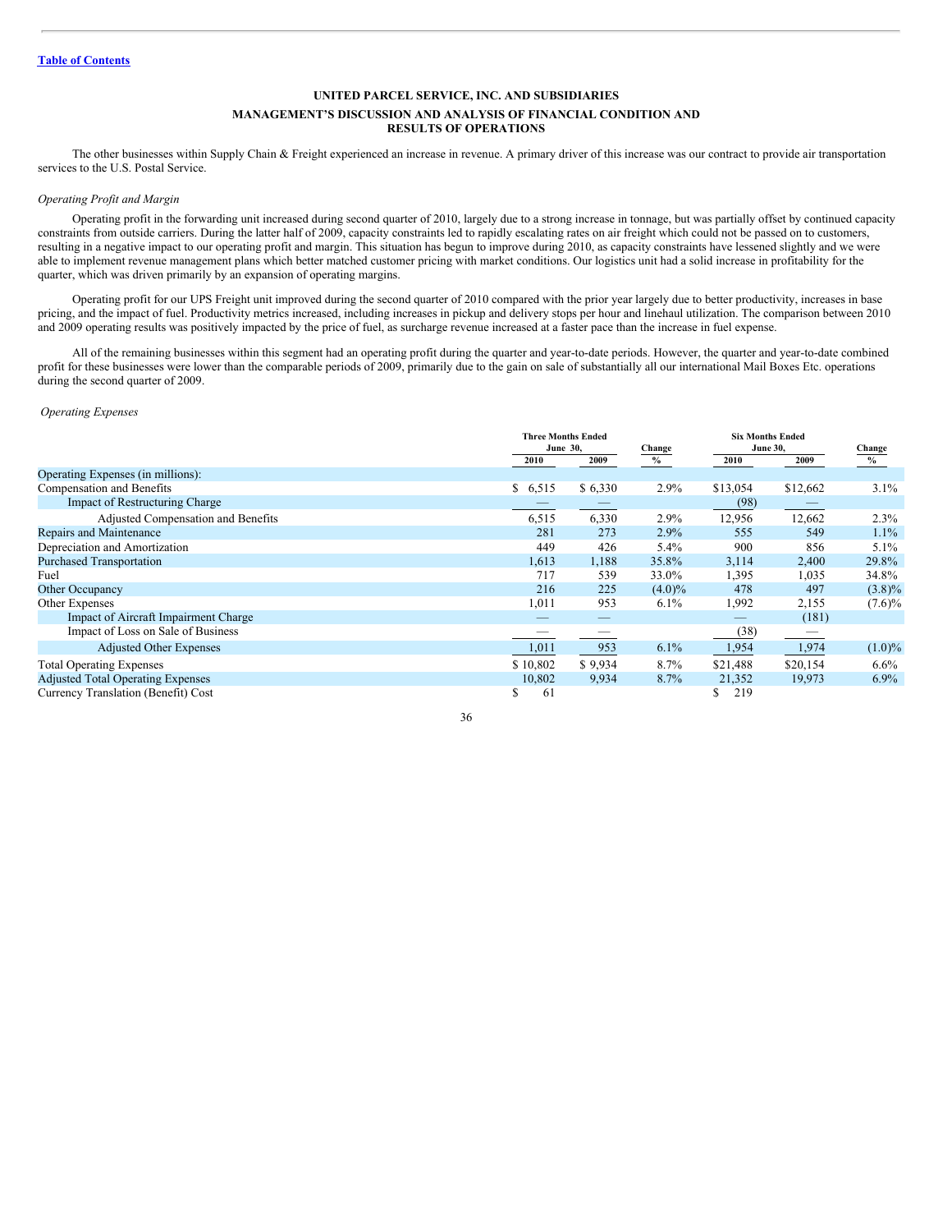[Table of Contents](#)

**UNITED PARCEL SERVICE, INC. AND SUBSIDIARIES**

**MANAGEMENT'S DISCUSSION AND ANALYSIS OF FINANCIAL CONDITION AND RESULTS OF OPERATIONS**

The other businesses within Supply Chain & Freight experienced an increase in revenue. A primary driver of this increase was our contract to provide air transportation services to the U.S. Postal Service.

*Operating Profit and Margin*

Operating profit in the forwarding unit increased during second quarter of 2010, largely due to a strong increase in tonnage, but was partially offset by continued capacity constraints from outside carriers. During the latter half of 2009, capacity constraints led to rapidly escalating rates on air freight which could not be passed on to customers, resulting in a negative impact to our operating profit and margin. This situation has begun to improve during 2010, as capacity constraints have lessened slightly and we were able to implement revenue management plans which better matched customer pricing with market conditions. Our logistics unit had a solid increase in profitability for the quarter, which was driven primarily by an expansion of operating margins.

Operating profit for our UPS Freight unit improved during the second quarter of 2010 compared with the prior year largely due to better productivity, increases in base pricing, and the impact of fuel. Productivity metrics increased, including increases in pickup and delivery stops per hour and linehaul utilization. The comparison between 2010 and 2009 operating results was positively impacted by the price of fuel, as surcharge revenue increased at a faster pace than the increase in fuel expense.

All of the remaining businesses within this segment had an operating profit during the quarter and year-to-date periods. However, the quarter and year-to-date combined profit for these businesses were lower than the comparable periods of 2009, primarily due to the gain on sale of substantially all our international Mail Boxes Etc. operations during the second quarter of 2009.

*Operating Expenses*

| | Three Months Ended June 30, | | Change | Six Months Ended June 30, | | Change |
|---|---|---|---|---|---|---|
| | 2010 | 2009 | % | 2010 | 2009 | % |
| Operating Expenses (in millions): | | | | | | |
| Compensation and Benefits | $ 6,515 | $ 6,330 | 2.9% | $13,054 | $12,662 | 3.1% |
| Impact of Restructuring Charge | — | — | | (98) | — | |
| Adjusted Compensation and Benefits | 6,515 | 6,330 | 2.9% | 12,956 | 12,662 | 2.3% |
| Repairs and Maintenance | 281 | 273 | 2.9% | 555 | 549 | 1.1% |
| Depreciation and Amortization | 449 | 426 | 5.4% | 900 | 856 | 5.1% |
| Purchased Transportation | 1,613 | 1,188 | 35.8% | 3,114 | 2,400 | 29.8% |
| Fuel | 717 | 539 | 33.0% | 1,395 | 1,035 | 34.8% |
| Other Occupancy | 216 | 225 | (4.0)% | 478 | 497 | (3.8)% |
| Other Expenses | 1,011 | 953 | 6.1% | 1,992 | 2,155 | (7.6)% |
| Impact of Aircraft Impairment Charge | — | — | | — | (181) | |
| Impact of Loss on Sale of Business | — | — | | (38) | — | |
| Adjusted Other Expenses | 1,011 | 953 | 6.1% | 1,954 | 1,974 | (1.0)% |
| Total Operating Expenses | $ 10,802 | $ 9,934 | 8.7% | $21,488 | $20,154 | 6.6% |
| Adjusted Total Operating Expenses | 10,802 | 9,934 | 8.7% | 21,352 | 19,973 | 6.9% |
| Currency Translation (Benefit) Cost | $ 61 | | | $ 219 | | |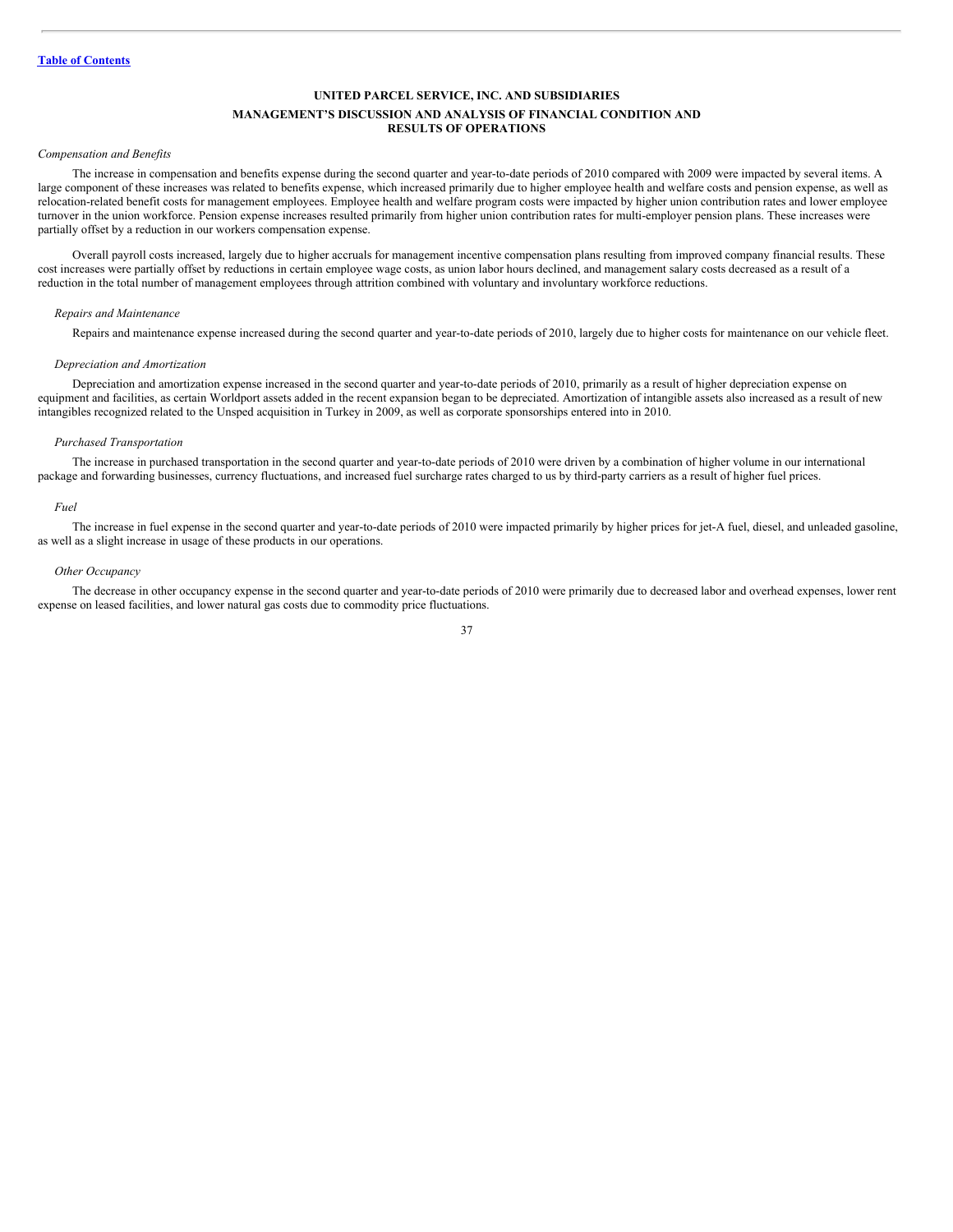## UNITED PARCEL SERVICE, INC. AND SUBSIDIARIES
## MANAGEMENT'S DISCUSSION AND ANALYSIS OF FINANCIAL CONDITION AND RESULTS OF OPERATIONS

*Compensation and Benefits*

The increase in compensation and benefits expense during the second quarter and year-to-date periods of 2010 compared with 2009 were impacted by several items. A large component of these increases was related to benefits expense, which increased primarily due to higher employee health and welfare costs and pension expense, as well as relocation-related benefit costs for management employees. Employee health and welfare program costs were impacted by higher union contribution rates and lower employee turnover in the union workforce. Pension expense increases resulted primarily from higher union contribution rates for multi-employer pension plans. These increases were partially offset by a reduction in our workers compensation expense.

Overall payroll costs increased, largely due to higher accruals for management incentive compensation plans resulting from improved company financial results. These cost increases were partially offset by reductions in certain employee wage costs, as union labor hours declined, and management salary costs decreased as a result of a reduction in the total number of management employees through attrition combined with voluntary and involuntary workforce reductions.

*Repairs and Maintenance*

Repairs and maintenance expense increased during the second quarter and year-to-date periods of 2010, largely due to higher costs for maintenance on our vehicle fleet.

*Depreciation and Amortization*

Depreciation and amortization expense increased in the second quarter and year-to-date periods of 2010, primarily as a result of higher depreciation expense on equipment and facilities, as certain Worldport assets added in the recent expansion began to be depreciated. Amortization of intangible assets also increased as a result of new intangibles recognized related to the Unsped acquisition in Turkey in 2009, as well as corporate sponsorships entered into in 2010.

*Purchased Transportation*

The increase in purchased transportation in the second quarter and year-to-date periods of 2010 were driven by a combination of higher volume in our international package and forwarding businesses, currency fluctuations, and increased fuel surcharge rates charged to us by third-party carriers as a result of higher fuel prices.

*Fuel*

The increase in fuel expense in the second quarter and year-to-date periods of 2010 were impacted primarily by higher prices for jet-A fuel, diesel, and unleaded gasoline, as well as a slight increase in usage of these products in our operations.

*Other Occupancy*

The decrease in other occupancy expense in the second quarter and year-to-date periods of 2010 were primarily due to decreased labor and overhead expenses, lower rent expense on leased facilities, and lower natural gas costs due to commodity price fluctuations.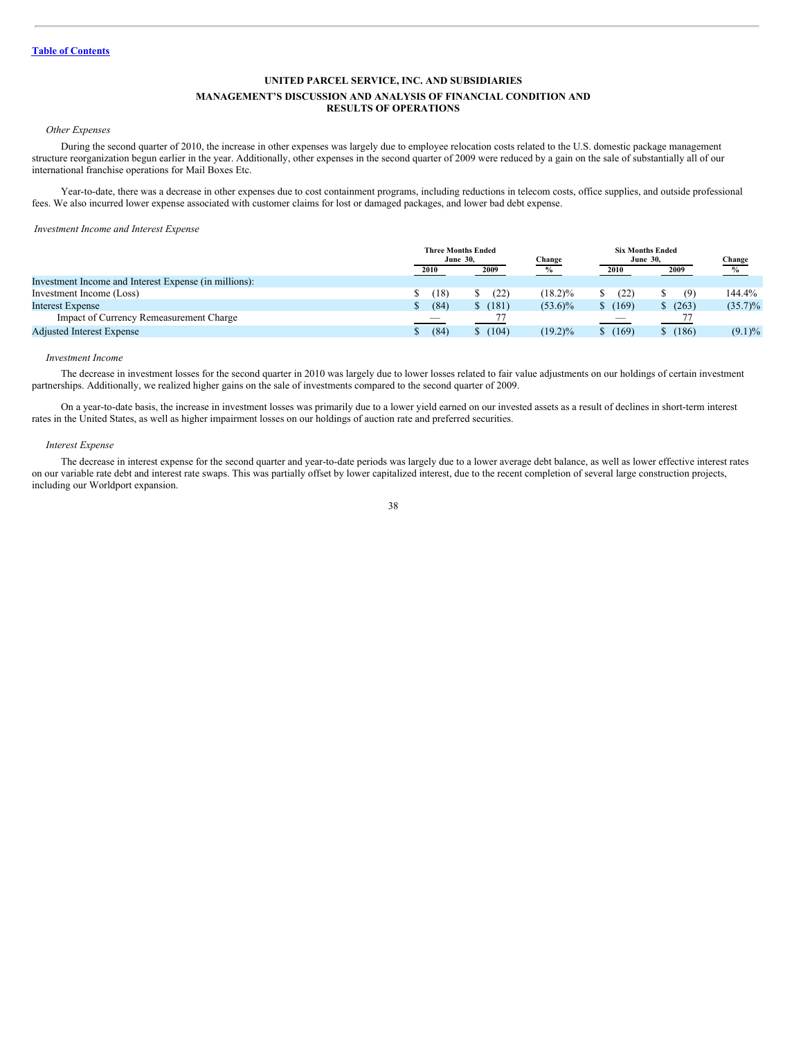**UNITED PARCEL SERVICE, INC. AND SUBSIDIARIES**

**MANAGEMENT'S DISCUSSION AND ANALYSIS OF FINANCIAL CONDITION AND RESULTS OF OPERATIONS**

*Other Expenses*

During the second quarter of 2010, the increase in other expenses was largely due to employee relocation costs related to the U.S. domestic package management structure reorganization begun earlier in the year. Additionally, other expenses in the second quarter of 2009 were reduced by a gain on the sale of substantially all of our international franchise operations for Mail Boxes Etc.

Year-to-date, there was a decrease in other expenses due to cost containment programs, including reductions in telecom costs, office supplies, and outside professional fees. We also incurred lower expense associated with customer claims for lost or damaged packages, and lower bad debt expense.

*Investment Income and Interest Expense*

| | Three Months Ended June 30, | | Change | Six Months Ended June 30, | | Change |
|---|---|---|---|---|---|---|
| | 2010 | 2009 | % | 2010 | 2009 | % |
| Investment Income and Interest Expense (in millions): | | | | | | |
| Investment Income (Loss) | $ (18) | $ (22) | (18.2)% | $ (22) | $ (9) | 144.4% |
| Interest Expense | $ (84) | $ (181) | (53.6)% | $ (169) | $ (263) | (35.7)% |
| Impact of Currency Remeasurement Charge | — | 77 | | — | 77 | |
| Adjusted Interest Expense | $ (84) | $ (104) | (19.2)% | $ (169) | $ (186) | (9.1)% |

*Investment Income*

The decrease in investment losses for the second quarter in 2010 was largely due to lower losses related to fair value adjustments on our holdings of certain investment partnerships. Additionally, we realized higher gains on the sale of investments compared to the second quarter of 2009.

On a year-to-date basis, the increase in investment losses was primarily due to a lower yield earned on our invested assets as a result of declines in short-term interest rates in the United States, as well as higher impairment losses on our holdings of auction rate and preferred securities.

*Interest Expense*

The decrease in interest expense for the second quarter and year-to-date periods was largely due to a lower average debt balance, as well as lower effective interest rates on our variable rate debt and interest rate swaps. This was partially offset by lower capitalized interest, due to the recent completion of several large construction projects, including our Worldport expansion.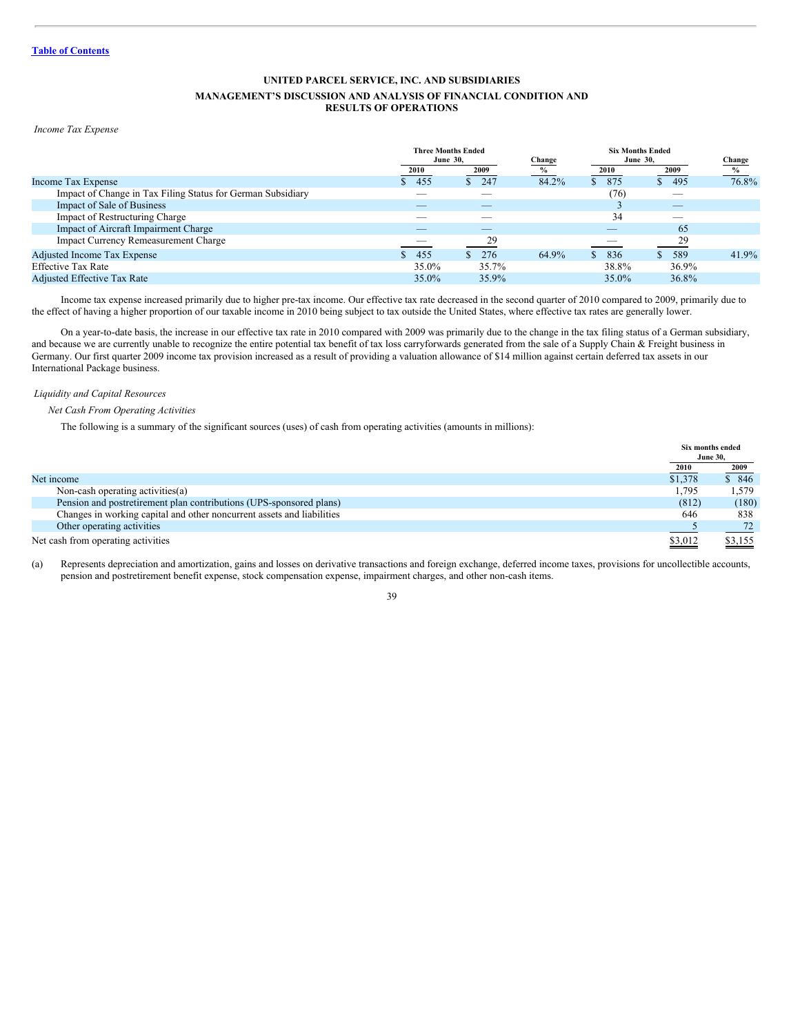[Table of Contents](#)

**UNITED PARCEL SERVICE, INC. AND SUBSIDIARIES**

**MANAGEMENT'S DISCUSSION AND ANALYSIS OF FINANCIAL CONDITION AND RESULTS OF OPERATIONS**

*Income Tax Expense*

| | Three Months Ended June 30, | | Change | Six Months Ended June 30, | | Change |
|---|---|---|---|---|---|---|
| | 2010 | 2009 | % | 2010 | 2009 | % |
| Income Tax Expense | $ 455 | $ 247 | 84.2% | $ 875 | $ 495 | 76.8% |
| Impact of Change in Tax Filing Status for German Subsidiary | — | — | | (76) | — | |
| Impact of Sale of Business | — | — | | 3 | — | |
| Impact of Restructuring Charge | — | — | | 34 | — | |
| Impact of Aircraft Impairment Charge | — | — | | — | 65 | |
| Impact Currency Remeasurement Charge | — | 29 | | — | 29 | |
| Adjusted Income Tax Expense | $ 455 | $ 276 | 64.9% | $ 836 | $ 589 | 41.9% |
| Effective Tax Rate | 35.0% | 35.7% | | 38.8% | 36.9% | |
| Adjusted Effective Tax Rate | 35.0% | 35.9% | | 35.0% | 36.8% | |

Income tax expense increased primarily due to higher pre-tax income. Our effective tax rate decreased in the second quarter of 2010 compared to 2009, primarily due to the effect of having a higher proportion of our taxable income in 2010 being subject to tax outside the United States, where effective tax rates are generally lower.

On a year-to-date basis, the increase in our effective tax rate in 2010 compared with 2009 was primarily due to the change in the tax filing status of a German subsidiary, and because we are currently unable to recognize the entire potential tax benefit of tax loss carryforwards generated from the sale of a Supply Chain & Freight business in Germany. Our first quarter 2009 income tax provision increased as a result of providing a valuation allowance of $14 million against certain deferred tax assets in our International Package business.

*Liquidity and Capital Resources*

*Net Cash From Operating Activities*

The following is a summary of the significant sources (uses) of cash from operating activities (amounts in millions):

| | Six months ended June 30, | |
|---|---|---|
| | 2010 | 2009 |
| Net income | $1,378 | $ 846 |
| Non-cash operating activities(a) | 1,795 | 1,579 |
| Pension and postretirement plan contributions (UPS-sponsored plans) | (812) | (180) |
| Changes in working capital and other noncurrent assets and liabilities | 646 | 838 |
| Other operating activities | 5 | 72 |
| Net cash from operating activities | $3,012 | $3,155 |

(a) Represents depreciation and amortization, gains and losses on derivative transactions and foreign exchange, deferred income taxes, provisions for uncollectible accounts, pension and postretirement benefit expense, stock compensation expense, impairment charges, and other non-cash items.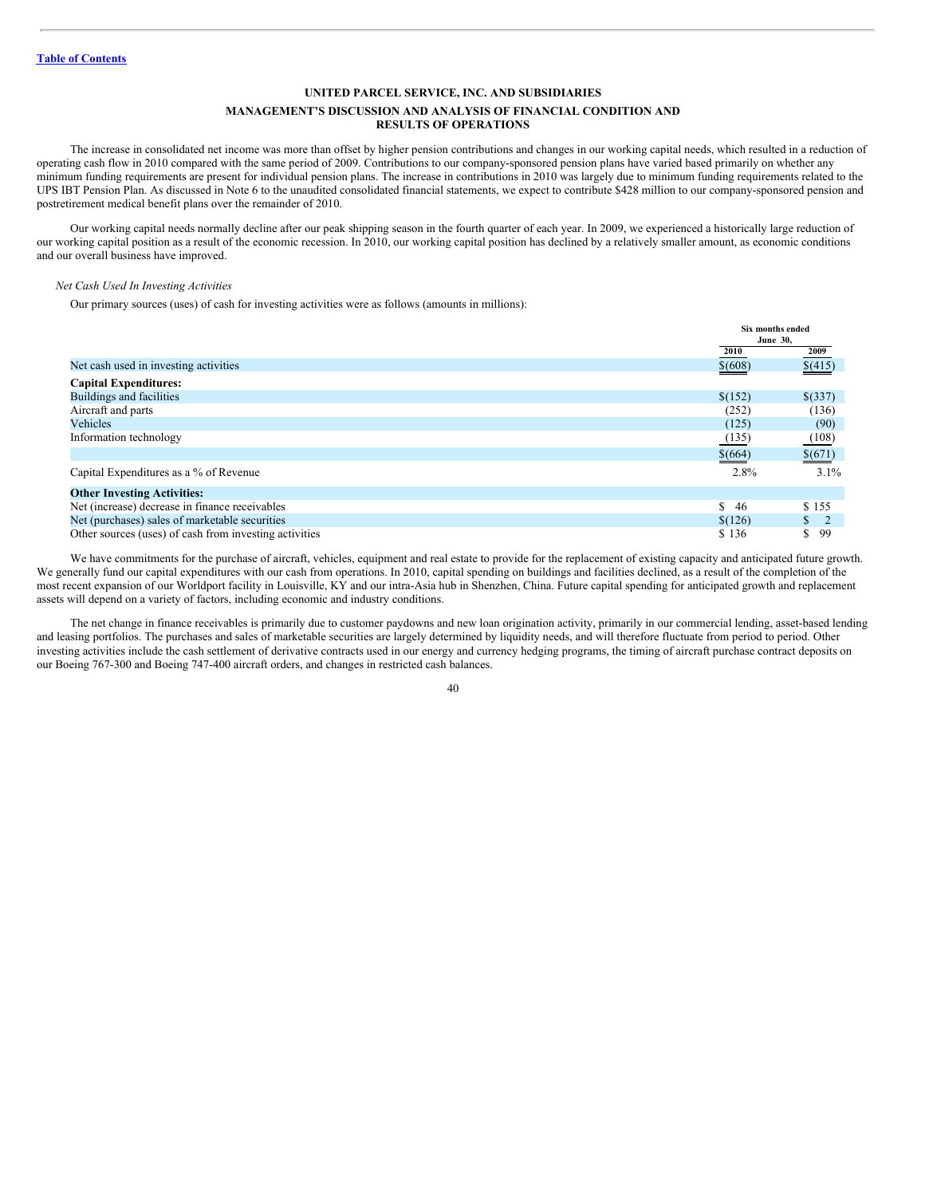**Table of Contents**

**UNITED PARCEL SERVICE, INC. AND SUBSIDIARIES**

**MANAGEMENT'S DISCUSSION AND ANALYSIS OF FINANCIAL CONDITION AND RESULTS OF OPERATIONS**

The increase in consolidated net income was more than offset by higher pension contributions and changes in our working capital needs, which resulted in a reduction of operating cash flow in 2010 compared with the same period of 2009. Contributions to our company-sponsored pension plans have varied based primarily on whether any minimum funding requirements are present for individual pension plans. The increase in contributions in 2010 was largely due to minimum funding requirements related to the UPS IBT Pension Plan. As discussed in Note 6 to the unaudited consolidated financial statements, we expect to contribute $428 million to our company-sponsored pension and postretirement medical benefit plans over the remainder of 2010.

Our working capital needs normally decline after our peak shipping season in the fourth quarter of each year. In 2009, we experienced a historically large reduction of our working capital position as a result of the economic recession. In 2010, our working capital position has declined by a relatively smaller amount, as economic conditions and our overall business have improved.

*Net Cash Used In Investing Activities*

Our primary sources (uses) of cash for investing activities were as follows (amounts in millions):

| | Six months ended June 30, | |
|---|---|---|
| | 2010 | 2009 |
| Net cash used in investing activities | $(608) | $(415) |
| **Capital Expenditures:** | | |
| Buildings and facilities | $(152) | $(337) |
| Aircraft and parts | (252) | (136) |
| Vehicles | (125) | (90) |
| Information technology | (135) | (108) |
| | $(664) | $(671) |
| Capital Expenditures as a % of Revenue | 2.8% | 3.1% |
| **Other Investing Activities:** | | |
| Net (increase) decrease in finance receivables | $ 46 | $ 155 |
| Net (purchases) sales of marketable securities | $(126) | $ 2 |
| Other sources (uses) of cash from investing activities | $ 136 | $ 99 |

We have commitments for the purchase of aircraft, vehicles, equipment and real estate to provide for the replacement of existing capacity and anticipated future growth. We generally fund our capital expenditures with our cash from operations. In 2010, capital spending on buildings and facilities declined, as a result of the completion of the most recent expansion of our Worldport facility in Louisville, KY and our intra-Asia hub in Shenzhen, China. Future capital spending for anticipated growth and replacement assets will depend on a variety of factors, including economic and industry conditions.

The net change in finance receivables is primarily due to customer paydowns and new loan origination activity, primarily in our commercial lending, asset-based lending and leasing portfolios. The purchases and sales of marketable securities are largely determined by liquidity needs, and will therefore fluctuate from period to period. Other investing activities include the cash settlement of derivative contracts used in our energy and currency hedging programs, the timing of aircraft purchase contract deposits on our Boeing 767-300 and Boeing 747-400 aircraft orders, and changes in restricted cash balances.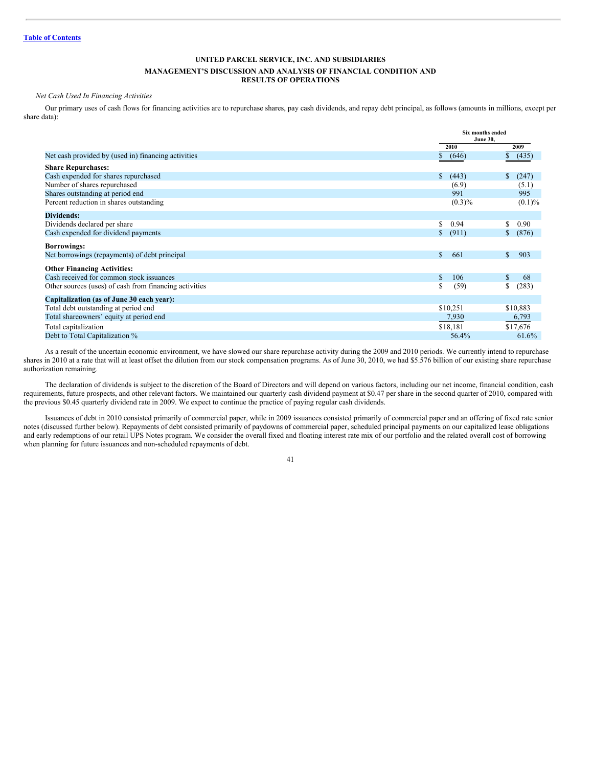Table of Contents

**UNITED PARCEL SERVICE, INC. AND SUBSIDIARIES**

**MANAGEMENT'S DISCUSSION AND ANALYSIS OF FINANCIAL CONDITION AND RESULTS OF OPERATIONS**

*Net Cash Used In Financing Activities*

Our primary uses of cash flows for financing activities are to repurchase shares, pay cash dividends, and repay debt principal, as follows (amounts in millions, except per share data):

| | Six months ended June 30, | |
|---|---|---|
| | 2010 | 2009 |
| Net cash provided by (used in) financing activities | $ (646) | $ (435) |
| **Share Repurchases:** | | |
| Cash expended for shares repurchased | $ (443) | $ (247) |
| Number of shares repurchased | (6.9) | (5.1) |
| Shares outstanding at period end | 991 | 995 |
| Percent reduction in shares outstanding | (0.3)% | (0.1)% |
| **Dividends:** | | |
| Dividends declared per share | $ 0.94 | $ 0.90 |
| Cash expended for dividend payments | $ (911) | $ (876) |
| **Borrowings:** | | |
| Net borrowings (repayments) of debt principal | $ 661 | $ 903 |
| **Other Financing Activities:** | | |
| Cash received for common stock issuances | $ 106 | $ 68 |
| Other sources (uses) of cash from financing activities | $ (59) | $ (283) |
| **Capitalization (as of June 30 each year):** | | |
| Total debt outstanding at period end | $10,251 | $10,883 |
| Total shareowners' equity at period end | 7,930 | 6,793 |
| Total capitalization | $18,181 | $17,676 |
| Debt to Total Capitalization % | 56.4% | 61.6% |

As a result of the uncertain economic environment, we have slowed our share repurchase activity during the 2009 and 2010 periods. We currently intend to repurchase shares in 2010 at a rate that will at least offset the dilution from our stock compensation programs. As of June 30, 2010, we had $5.576 billion of our existing share repurchase authorization remaining.

The declaration of dividends is subject to the discretion of the Board of Directors and will depend on various factors, including our net income, financial condition, cash requirements, future prospects, and other relevant factors. We maintained our quarterly cash dividend payment at $0.47 per share in the second quarter of 2010, compared with the previous $0.45 quarterly dividend rate in 2009. We expect to continue the practice of paying regular cash dividends.

Issuances of debt in 2010 consisted primarily of commercial paper, while in 2009 issuances consisted primarily of commercial paper and an offering of fixed rate senior notes (discussed further below). Repayments of debt consisted primarily of paydowns of commercial paper, scheduled principal payments on our capitalized lease obligations and early redemptions of our retail UPS Notes program. We consider the overall fixed and floating interest rate mix of our portfolio and the related overall cost of borrowing when planning for future issuances and non-scheduled repayments of debt.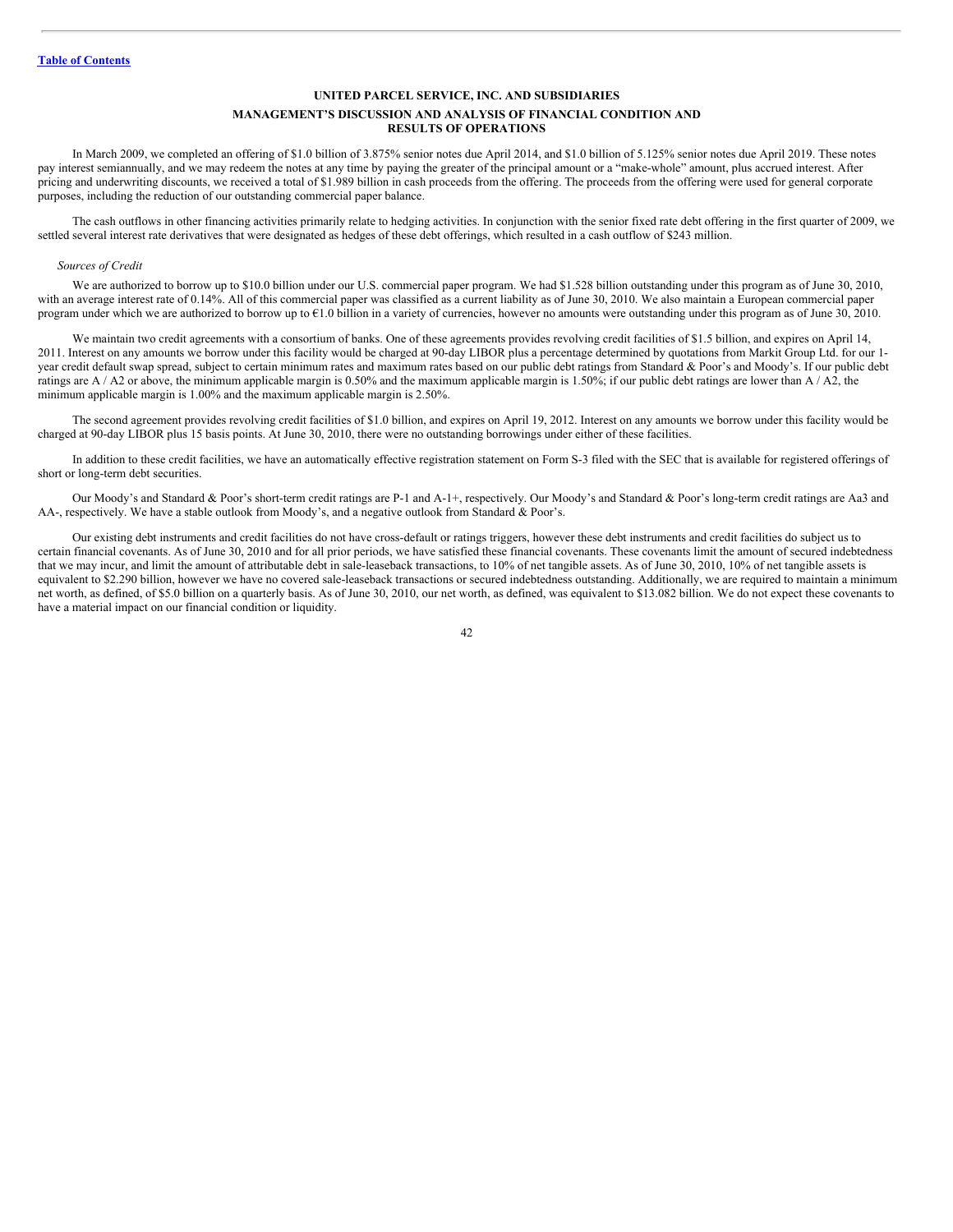In March 2009, we completed an offering of $1.0 billion of 3.875% senior notes due April 2014, and $1.0 billion of 5.125% senior notes due April 2019. These notes pay interest semiannually, and we may redeem the notes at any time by paying the greater of the principal amount or a "make-whole" amount, plus accrued interest. After pricing and underwriting discounts, we received a total of $1.989 billion in cash proceeds from the offering. The proceeds from the offering were used for general corporate purposes, including the reduction of our outstanding commercial paper balance.

The cash outflows in other financing activities primarily relate to hedging activities. In conjunction with the senior fixed rate debt offering in the first quarter of 2009, we settled several interest rate derivatives that were designated as hedges of these debt offerings, which resulted in a cash outflow of $243 million.

*Sources of Credit*

We are authorized to borrow up to $10.0 billion under our U.S. commercial paper program. We had $1.528 billion outstanding under this program as of June 30, 2010, with an average interest rate of 0.14%. All of this commercial paper was classified as a current liability as of June 30, 2010. We also maintain a European commercial paper program under which we are authorized to borrow up to €1.0 billion in a variety of currencies, however no amounts were outstanding under this program as of June 30, 2010.

We maintain two credit agreements with a consortium of banks. One of these agreements provides revolving credit facilities of $1.5 billion, and expires on April 14, 2011. Interest on any amounts we borrow under this facility would be charged at 90-day LIBOR plus a percentage determined by quotations from Markit Group Ltd. for our 1-year credit default swap spread, subject to certain minimum rates and maximum rates based on our public debt ratings from Standard & Poor's and Moody's. If our public debt ratings are A / A2 or above, the minimum applicable margin is 0.50% and the maximum applicable margin is 1.50%; if our public debt ratings are lower than A / A2, the minimum applicable margin is 1.00% and the maximum applicable margin is 2.50%.

The second agreement provides revolving credit facilities of $1.0 billion, and expires on April 19, 2012. Interest on any amounts we borrow under this facility would be charged at 90-day LIBOR plus 15 basis points. At June 30, 2010, there were no outstanding borrowings under either of these facilities.

In addition to these credit facilities, we have an automatically effective registration statement on Form S-3 filed with the SEC that is available for registered offerings of short or long-term debt securities.

Our Moody's and Standard & Poor's short-term credit ratings are P-1 and A-1+, respectively. Our Moody's and Standard & Poor's long-term credit ratings are Aa3 and AA-, respectively. We have a stable outlook from Moody's, and a negative outlook from Standard & Poor's.

Our existing debt instruments and credit facilities do not have cross-default or ratings triggers, however these debt instruments and credit facilities do subject us to certain financial covenants. As of June 30, 2010 and for all prior periods, we have satisfied these financial covenants. These covenants limit the amount of secured indebtedness that we may incur, and limit the amount of attributable debt in sale-leaseback transactions, to 10% of net tangible assets. As of June 30, 2010, 10% of net tangible assets is equivalent to $2.290 billion, however we have no covered sale-leaseback transactions or secured indebtedness outstanding. Additionally, we are required to maintain a minimum net worth, as defined, of $5.0 billion on a quarterly basis. As of June 30, 2010, our net worth, as defined, was equivalent to $13.082 billion. We do not expect these covenants to have a material impact on our financial condition or liquidity.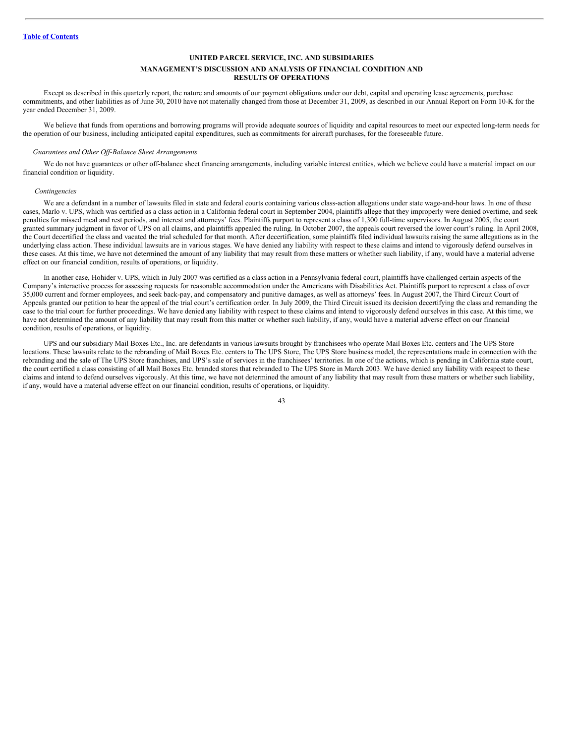Except as described in this quarterly report, the nature and amounts of our payment obligations under our debt, capital and operating lease agreements, purchase commitments, and other liabilities as of June 30, 2010 have not materially changed from those at December 31, 2009, as described in our Annual Report on Form 10-K for the year ended December 31, 2009.

We believe that funds from operations and borrowing programs will provide adequate sources of liquidity and capital resources to meet our expected long-term needs for the operation of our business, including anticipated capital expenditures, such as commitments for aircraft purchases, for the foreseeable future.

*Guarantees and Other Off-Balance Sheet Arrangements*

We do not have guarantees or other off-balance sheet financing arrangements, including variable interest entities, which we believe could have a material impact on our financial condition or liquidity.

*Contingencies*

We are a defendant in a number of lawsuits filed in state and federal courts containing various class-action allegations under state wage-and-hour laws. In one of these cases, Marlo v. UPS, which was certified as a class action in a California federal court in September 2004, plaintiffs allege that they improperly were denied overtime, and seek penalties for missed meal and rest periods, and interest and attorneys' fees. Plaintiffs purport to represent a class of 1,300 full-time supervisors. In August 2005, the court granted summary judgment in favor of UPS on all claims, and plaintiffs appealed the ruling. In October 2007, the appeals court reversed the lower court's ruling. In April 2008, the Court decertified the class and vacated the trial scheduled for that month. After decertification, some plaintiffs filed individual lawsuits raising the same allegations as in the underlying class action. These individual lawsuits are in various stages. We have denied any liability with respect to these claims and intend to vigorously defend ourselves in these cases. At this time, we have not determined the amount of any liability that may result from these matters or whether such liability, if any, would have a material adverse effect on our financial condition, results of operations, or liquidity.

In another case, Hohider v. UPS, which in July 2007 was certified as a class action in a Pennsylvania federal court, plaintiffs have challenged certain aspects of the Company's interactive process for assessing requests for reasonable accommodation under the Americans with Disabilities Act. Plaintiffs purport to represent a class of over 35,000 current and former employees, and seek back-pay, and compensatory and punitive damages, as well as attorneys' fees. In August 2007, the Third Circuit Court of Appeals granted our petition to hear the appeal of the trial court's certification order. In July 2009, the Third Circuit issued its decision decertifying the class and remanding the case to the trial court for further proceedings. We have denied any liability with respect to these claims and intend to vigorously defend ourselves in this case. At this time, we have not determined the amount of any liability that may result from this matter or whether such liability, if any, would have a material adverse effect on our financial condition, results of operations, or liquidity.

UPS and our subsidiary Mail Boxes Etc., Inc. are defendants in various lawsuits brought by franchisees who operate Mail Boxes Etc. centers and The UPS Store locations. These lawsuits relate to the rebranding of Mail Boxes Etc. centers to The UPS Store, The UPS Store business model, the representations made in connection with the rebranding and the sale of The UPS Store franchises, and UPS's sale of services in the franchisees' territories. In one of the actions, which is pending in California state court, the court certified a class consisting of all Mail Boxes Etc. branded stores that rebranded to The UPS Store in March 2003. We have denied any liability with respect to these claims and intend to defend ourselves vigorously. At this time, we have not determined the amount of any liability that may result from these matters or whether such liability, if any, would have a material adverse effect on our financial condition, results of operations, or liquidity.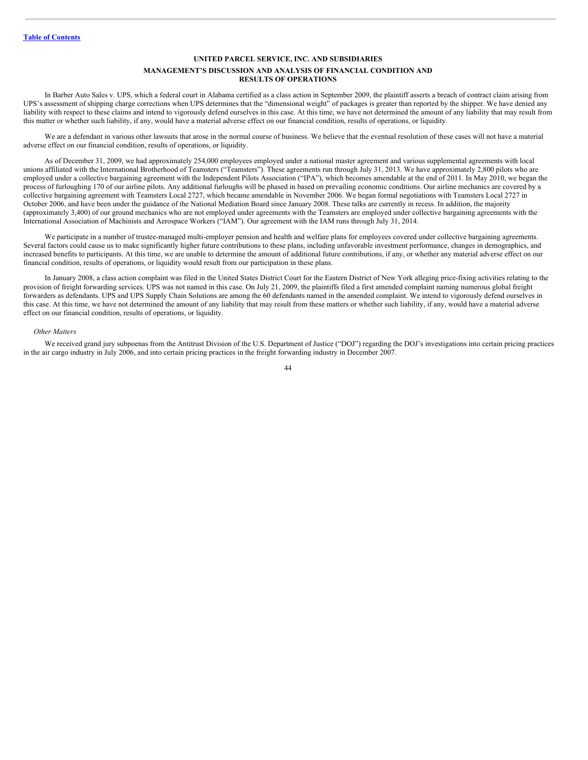In Barber Auto Sales v. UPS, which a federal court in Alabama certified as a class action in September 2009, the plaintiff asserts a breach of contract claim arising from UPS's assessment of shipping charge corrections when UPS determines that the "dimensional weight" of packages is greater than reported by the shipper. We have denied any liability with respect to these claims and intend to vigorously defend ourselves in this case. At this time, we have not determined the amount of any liability that may result from this matter or whether such liability, if any, would have a material adverse effect on our financial condition, results of operations, or liquidity.

We are a defendant in various other lawsuits that arose in the normal course of business. We believe that the eventual resolution of these cases will not have a material adverse effect on our financial condition, results of operations, or liquidity.

As of December 31, 2009, we had approximately 254,000 employees employed under a national master agreement and various supplemental agreements with local unions affiliated with the International Brotherhood of Teamsters ("Teamsters"). These agreements run through July 31, 2013. We have approximately 2,800 pilots who are employed under a collective bargaining agreement with the Independent Pilots Association ("IPA"), which becomes amendable at the end of 2011. In May 2010, we began the process of furloughing 170 of our airline pilots. Any additional furloughs will be phased in based on prevailing economic conditions. Our airline mechanics are covered by a collective bargaining agreement with Teamsters Local 2727, which became amendable in November 2006. We began formal negotiations with Teamsters Local 2727 in October 2006, and have been under the guidance of the National Mediation Board since January 2008. These talks are currently in recess. In addition, the majority (approximately 3,400) of our ground mechanics who are not employed under agreements with the Teamsters are employed under collective bargaining agreements with the International Association of Machinists and Aerospace Workers ("IAM"). Our agreement with the IAM runs through July 31, 2014.

We participate in a number of trustee-managed multi-employer pension and health and welfare plans for employees covered under collective bargaining agreements. Several factors could cause us to make significantly higher future contributions to these plans, including unfavorable investment performance, changes in demographics, and increased benefits to participants. At this time, we are unable to determine the amount of additional future contributions, if any, or whether any material adverse effect on our financial condition, results of operations, or liquidity would result from our participation in these plans.

In January 2008, a class action complaint was filed in the United States District Court for the Eastern District of New York alleging price-fixing activities relating to the provision of freight forwarding services. UPS was not named in this case. On July 21, 2009, the plaintiffs filed a first amended complaint naming numerous global freight forwarders as defendants. UPS and UPS Supply Chain Solutions are among the 60 defendants named in the amended complaint. We intend to vigorously defend ourselves in this case. At this time, we have not determined the amount of any liability that may result from these matters or whether such liability, if any, would have a material adverse effect on our financial condition, results of operations, or liquidity.

*Other Matters*

We received grand jury subpoenas from the Antitrust Division of the U.S. Department of Justice ("DOJ") regarding the DOJ's investigations into certain pricing practices in the air cargo industry in July 2006, and into certain pricing practices in the freight forwarding industry in December 2007.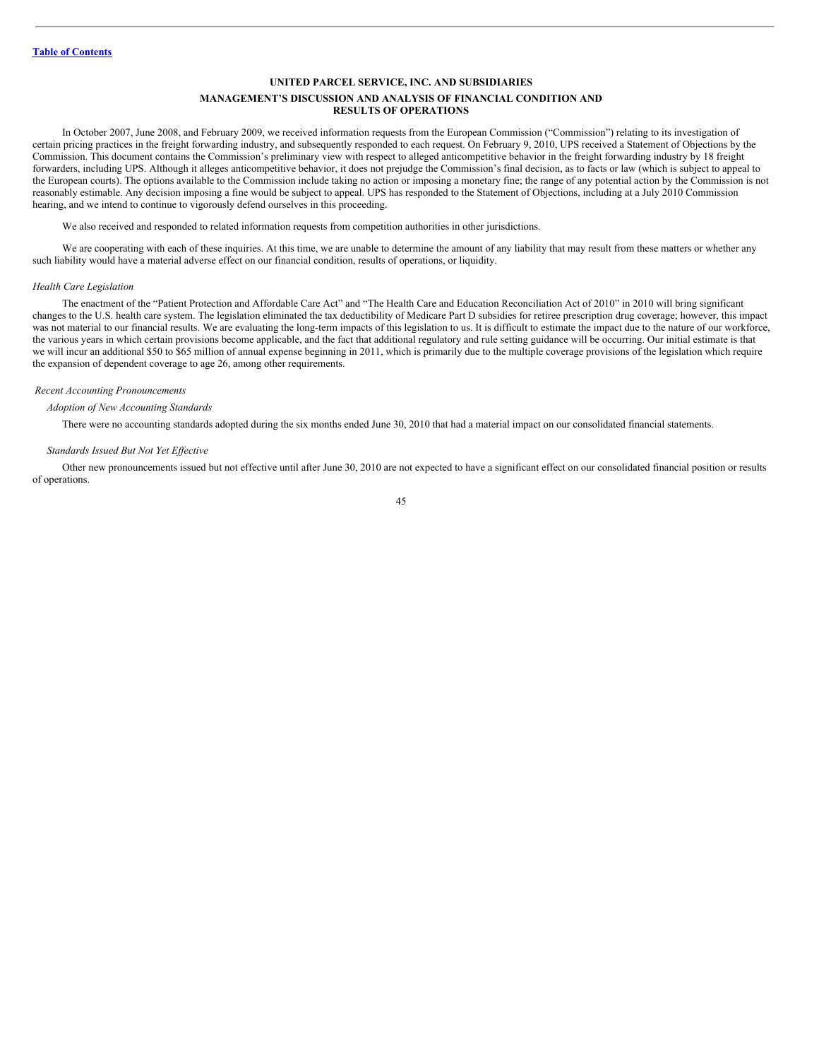In October 2007, June 2008, and February 2009, we received information requests from the European Commission ("Commission") relating to its investigation of certain pricing practices in the freight forwarding industry, and subsequently responded to each request. On February 9, 2010, UPS received a Statement of Objections by the Commission. This document contains the Commission's preliminary view with respect to alleged anticompetitive behavior in the freight forwarding industry by 18 freight forwarders, including UPS. Although it alleges anticompetitive behavior, it does not prejudge the Commission's final decision, as to facts or law (which is subject to appeal to the European courts). The options available to the Commission include taking no action or imposing a monetary fine; the range of any potential action by the Commission is not reasonably estimable. Any decision imposing a fine would be subject to appeal. UPS has responded to the Statement of Objections, including at a July 2010 Commission hearing, and we intend to continue to vigorously defend ourselves in this proceeding.

We also received and responded to related information requests from competition authorities in other jurisdictions.

We are cooperating with each of these inquiries. At this time, we are unable to determine the amount of any liability that may result from these matters or whether any such liability would have a material adverse effect on our financial condition, results of operations, or liquidity.

*Health Care Legislation*

The enactment of the "Patient Protection and Affordable Care Act" and "The Health Care and Education Reconciliation Act of 2010" in 2010 will bring significant changes to the U.S. health care system. The legislation eliminated the tax deductibility of Medicare Part D subsidies for retiree prescription drug coverage; however, this impact was not material to our financial results. We are evaluating the long-term impacts of this legislation to us. It is difficult to estimate the impact due to the nature of our workforce, the various years in which certain provisions become applicable, and the fact that additional regulatory and rule setting guidance will be occurring. Our initial estimate is that we will incur an additional $50 to $65 million of annual expense beginning in 2011, which is primarily due to the multiple coverage provisions of the legislation which require the expansion of dependent coverage to age 26, among other requirements.

*Recent Accounting Pronouncements*

*Adoption of New Accounting Standards*

There were no accounting standards adopted during the six months ended June 30, 2010 that had a material impact on our consolidated financial statements.

*Standards Issued But Not Yet Effective*

Other new pronouncements issued but not effective until after June 30, 2010 are not expected to have a significant effect on our consolidated financial position or results of operations.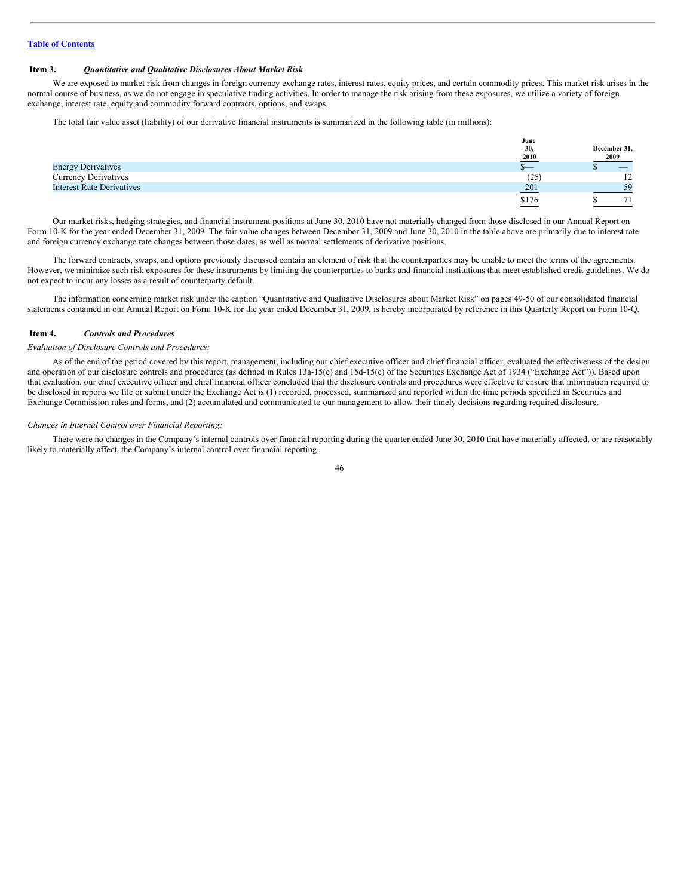Table of Contents

### Item 3. *Quantitative and Qualitative Disclosures About Market Risk*

We are exposed to market risk from changes in foreign currency exchange rates, interest rates, equity prices, and certain commodity prices. This market risk arises in the normal course of business, as we do not engage in speculative trading activities. In order to manage the risk arising from these exposures, we utilize a variety of foreign exchange, interest rate, equity and commodity forward contracts, options, and swaps.

The total fair value asset (liability) of our derivative financial instruments is summarized in the following table (in millions):

| | June 30, 2010 | December 31, 2009 |
|---|---|---|
| Energy Derivatives | $— | $ — |
| Currency Derivatives | (25) | 12 |
| Interest Rate Derivatives | 201 | 59 |
| | $176 | $ 71 |

Our market risks, hedging strategies, and financial instrument positions at June 30, 2010 have not materially changed from those disclosed in our Annual Report on Form 10-K for the year ended December 31, 2009. The fair value changes between December 31, 2009 and June 30, 2010 in the table above are primarily due to interest rate and foreign currency exchange rate changes between those dates, as well as normal settlements of derivative positions.

The forward contracts, swaps, and options previously discussed contain an element of risk that the counterparties may be unable to meet the terms of the agreements. However, we minimize such risk exposures for these instruments by limiting the counterparties to banks and financial institutions that meet established credit guidelines. We do not expect to incur any losses as a result of counterparty default.

The information concerning market risk under the caption "Quantitative and Qualitative Disclosures about Market Risk" on pages 49-50 of our consolidated financial statements contained in our Annual Report on Form 10-K for the year ended December 31, 2009, is hereby incorporated by reference in this Quarterly Report on Form 10-Q.

### Item 4. *Controls and Procedures*

*Evaluation of Disclosure Controls and Procedures:*

As of the end of the period covered by this report, management, including our chief executive officer and chief financial officer, evaluated the effectiveness of the design and operation of our disclosure controls and procedures (as defined in Rules 13a-15(e) and 15d-15(e) of the Securities Exchange Act of 1934 ("Exchange Act")). Based upon that evaluation, our chief executive officer and chief financial officer concluded that the disclosure controls and procedures were effective to ensure that information required to be disclosed in reports we file or submit under the Exchange Act is (1) recorded, processed, summarized and reported within the time periods specified in Securities and Exchange Commission rules and forms, and (2) accumulated and communicated to our management to allow their timely decisions regarding required disclosure.

*Changes in Internal Control over Financial Reporting:*

There were no changes in the Company's internal controls over financial reporting during the quarter ended June 30, 2010 that have materially affected, or are reasonably likely to materially affect, the Company's internal control over financial reporting.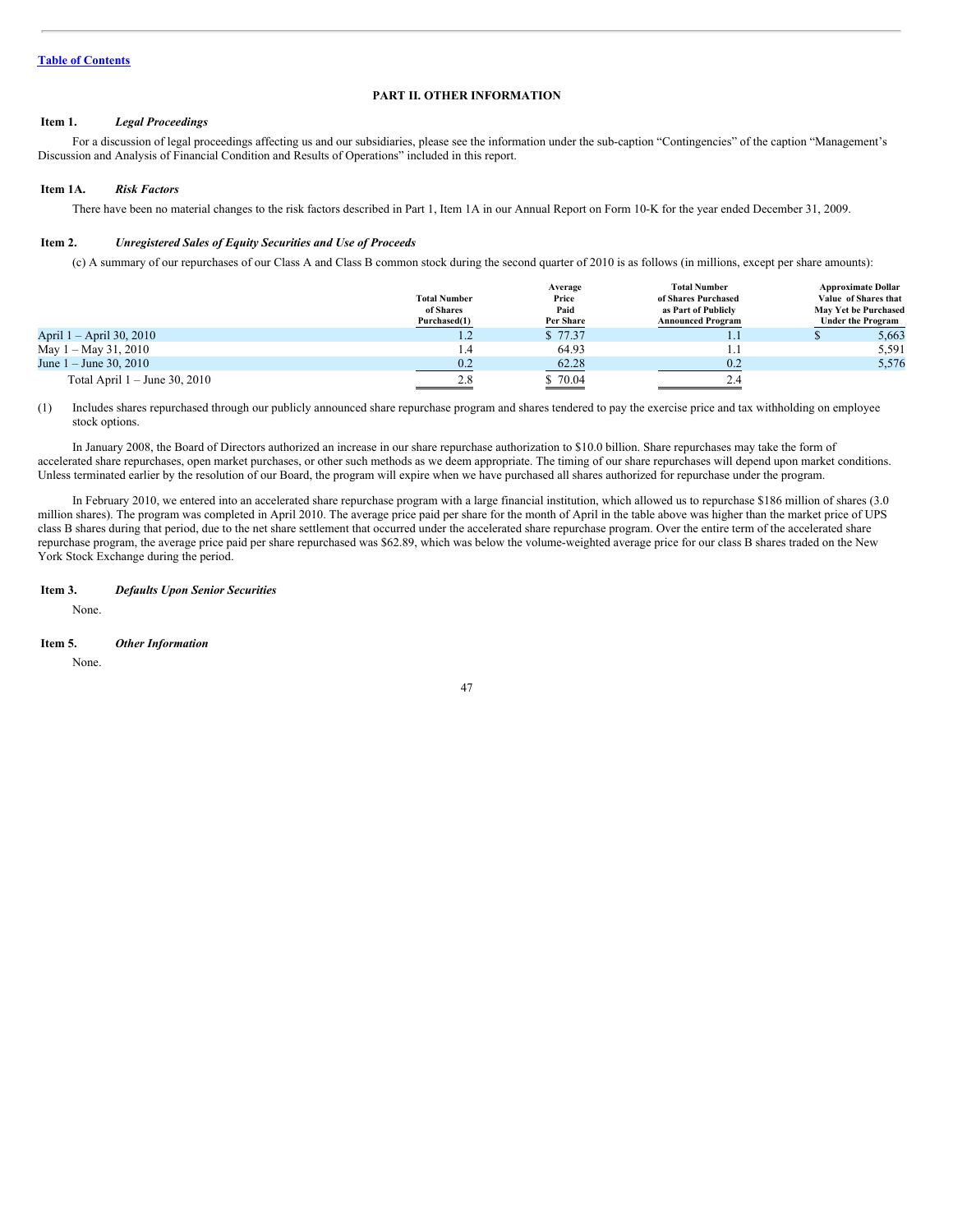Table of Contents

## PART II. OTHER INFORMATION

**Item 1.** ***Legal Proceedings***

For a discussion of legal proceedings affecting us and our subsidiaries, please see the information under the sub-caption "Contingencies" of the caption "Management's Discussion and Analysis of Financial Condition and Results of Operations" included in this report.

**Item 1A.** ***Risk Factors***

There have been no material changes to the risk factors described in Part 1, Item 1A in our Annual Report on Form 10-K for the year ended December 31, 2009.

**Item 2.** ***Unregistered Sales of Equity Securities and Use of Proceeds***

(c) A summary of our repurchases of our Class A and Class B common stock during the second quarter of 2010 is as follows (in millions, except per share amounts):

| | Total Number of Shares Purchased(1) | Average Price Paid Per Share | Total Number of Shares Purchased as Part of Publicly Announced Program | Approximate Dollar Value of Shares that May Yet be Purchased Under the Program |
|---|---|---|---|---|
| April 1 – April 30, 2010 | 1.2 | $ 77.37 | 1.1 | $ 5,663 |
| May 1 – May 31, 2010 | 1.4 | 64.93 | 1.1 | 5,591 |
| June 1 – June 30, 2010 | 0.2 | 62.28 | 0.2 | 5,576 |
| Total April 1 – June 30, 2010 | 2.8 | $ 70.04 | 2.4 | |

(1) Includes shares repurchased through our publicly announced share repurchase program and shares tendered to pay the exercise price and tax withholding on employee stock options.

In January 2008, the Board of Directors authorized an increase in our share repurchase authorization to $10.0 billion. Share repurchases may take the form of accelerated share repurchases, open market purchases, or other such methods as we deem appropriate. The timing of our share repurchases will depend upon market conditions. Unless terminated earlier by the resolution of our Board, the program will expire when we have purchased all shares authorized for repurchase under the program.

In February 2010, we entered into an accelerated share repurchase program with a large financial institution, which allowed us to repurchase $186 million of shares (3.0 million shares). The program was completed in April 2010. The average price paid per share for the month of April in the table above was higher than the market price of UPS class B shares during that period, due to the net share settlement that occurred under the accelerated share repurchase program. Over the entire term of the accelerated share repurchase program, the average price paid per share repurchased was $62.89, which was below the volume-weighted average price for our class B shares traded on the New York Stock Exchange during the period.

**Item 3.** ***Defaults Upon Senior Securities***

None.

**Item 5.** ***Other Information***

None.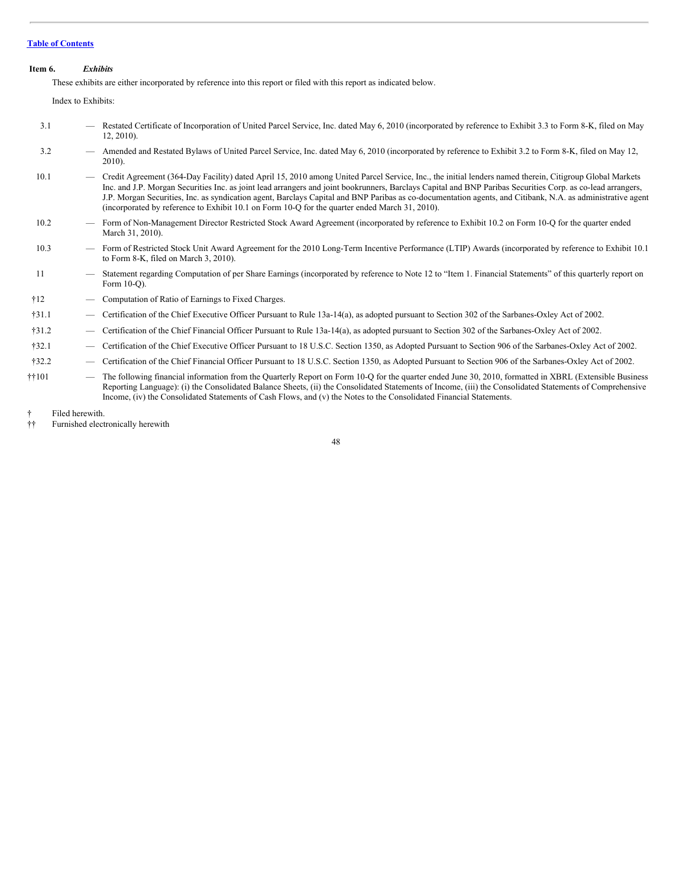[Table of Contents](#)

**Item 6.** ***Exhibits***

These exhibits are either incorporated by reference into this report or filed with this report as indicated below.

Index to Exhibits:

| | | |
|---|---|---|
| 3.1 | — | Restated Certificate of Incorporation of United Parcel Service, Inc. dated May 6, 2010 (incorporated by reference to Exhibit 3.3 to Form 8-K, filed on May 12, 2010). |
| 3.2 | — | Amended and Restated Bylaws of United Parcel Service, Inc. dated May 6, 2010 (incorporated by reference to Exhibit 3.2 to Form 8-K, filed on May 12, 2010). |
| 10.1 | — | Credit Agreement (364-Day Facility) dated April 15, 2010 among United Parcel Service, Inc., the initial lenders named therein, Citigroup Global Markets Inc. and J.P. Morgan Securities Inc. as joint lead arrangers and joint bookrunners, Barclays Capital and BNP Paribas Securities Corp. as co-lead arrangers, J.P. Morgan Securities, Inc. as syndication agent, Barclays Capital and BNP Paribas as co-documentation agents, and Citibank, N.A. as administrative agent (incorporated by reference to Exhibit 10.1 on Form 10-Q for the quarter ended March 31, 2010). |
| 10.2 | — | Form of Non-Management Director Restricted Stock Award Agreement (incorporated by reference to Exhibit 10.2 on Form 10-Q for the quarter ended March 31, 2010). |
| 10.3 | — | Form of Restricted Stock Unit Award Agreement for the 2010 Long-Term Incentive Performance (LTIP) Awards (incorporated by reference to Exhibit 10.1 to Form 8-K, filed on March 3, 2010). |
| 11 | — | Statement regarding Computation of per Share Earnings (incorporated by reference to Note 12 to "Item 1. Financial Statements" of this quarterly report on Form 10-Q). |
| †12 | — | Computation of Ratio of Earnings to Fixed Charges. |
| †31.1 | — | Certification of the Chief Executive Officer Pursuant to Rule 13a-14(a), as adopted pursuant to Section 302 of the Sarbanes-Oxley Act of 2002. |
| †31.2 | — | Certification of the Chief Financial Officer Pursuant to Rule 13a-14(a), as adopted pursuant to Section 302 of the Sarbanes-Oxley Act of 2002. |
| †32.1 | — | Certification of the Chief Executive Officer Pursuant to 18 U.S.C. Section 1350, as Adopted Pursuant to Section 906 of the Sarbanes-Oxley Act of 2002. |
| †32.2 | — | Certification of the Chief Financial Officer Pursuant to 18 U.S.C. Section 1350, as Adopted Pursuant to Section 906 of the Sarbanes-Oxley Act of 2002. |
| ††101 | — | The following financial information from the Quarterly Report on Form 10-Q for the quarter ended June 30, 2010, formatted in XBRL (Extensible Business Reporting Language): (i) the Consolidated Balance Sheets, (ii) the Consolidated Statements of Income, (iii) the Consolidated Statements of Comprehensive Income, (iv) the Consolidated Statements of Cash Flows, and (v) the Notes to the Consolidated Financial Statements. |

† Filed herewith.

†† Furnished electronically herewith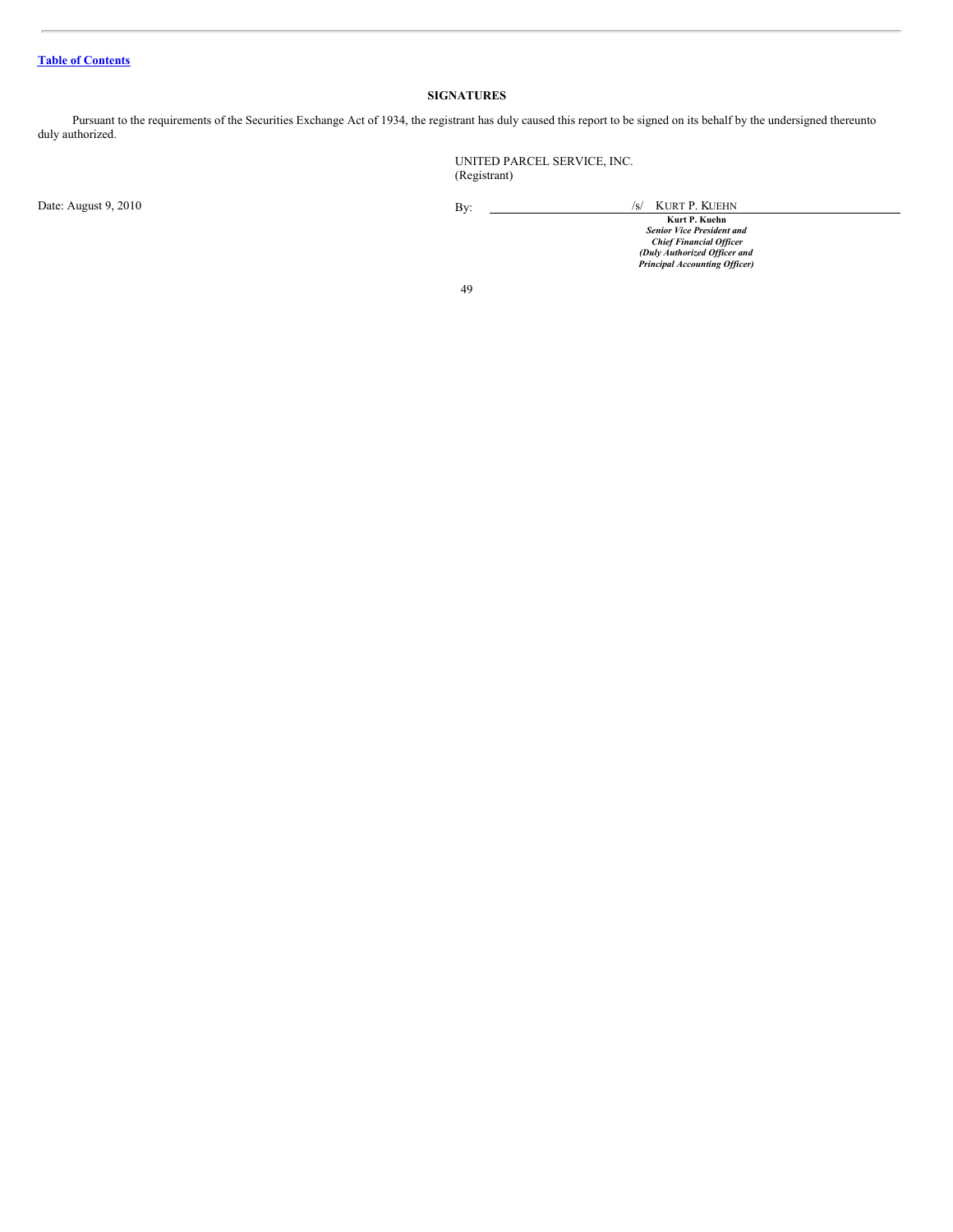## SIGNATURES

Pursuant to the requirements of the Securities Exchange Act of 1934, the registrant has duly caused this report to be signed on its behalf by the undersigned thereunto duly authorized.

UNITED PARCEL SERVICE, INC.
(Registrant)

Date: August 9, 2010

By: /s/ KURT P. KUEHN

**Kurt P. Kuehn**
***Senior Vice President and***
***Chief Financial Officer***
***(Duly Authorized Officer and***
***Principal Accounting Officer)***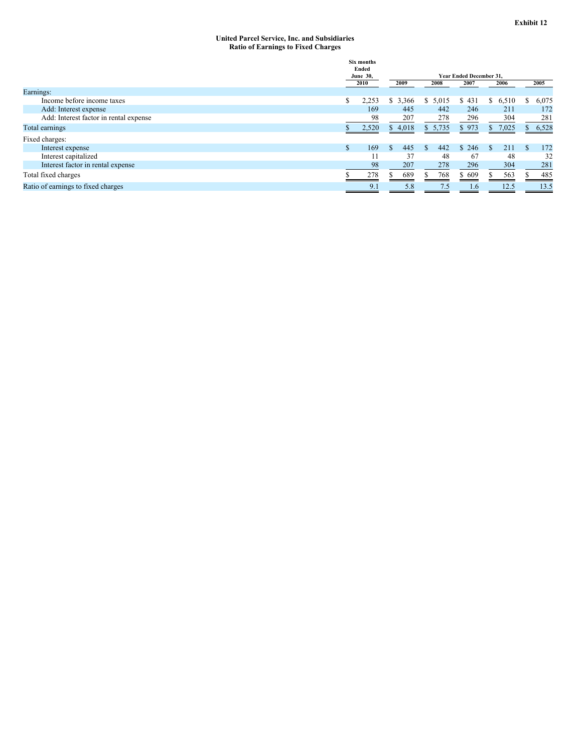**Exhibit 12**

**United Parcel Service, Inc. and Subsidiaries**
**Ratio of Earnings to Fixed Charges**

| | Six months Ended June 30, 2010 | 2009 | 2008 | 2007 | 2006 | 2005 |
|---|---|---|---|---|---|---|
| | | Year Ended December 31, | | | | |
| Earnings: | | | | | | |
| Income before income taxes | $ 2,253 | $ 3,366 | $ 5,015 | $ 431 | $ 6,510 | $ 6,075 |
| Add: Interest expense | 169 | 445 | 442 | 246 | 211 | 172 |
| Add: Interest factor in rental expense | 98 | 207 | 278 | 296 | 304 | 281 |
| Total earnings | $ 2,520 | $ 4,018 | $ 5,735 | $ 973 | $ 7,025 | $ 6,528 |
| Fixed charges: | | | | | | |
| Interest expense | $ 169 | $ 445 | $ 442 | $ 246 | $ 211 | $ 172 |
| Interest capitalized | 11 | 37 | 48 | 67 | 48 | 32 |
| Interest factor in rental expense | 98 | 207 | 278 | 296 | 304 | 281 |
| Total fixed charges | $ 278 | $ 689 | $ 768 | $ 609 | $ 563 | $ 485 |
| Ratio of earnings to fixed charges | 9.1 | 5.8 | 7.5 | 1.6 | 12.5 | 13.5 |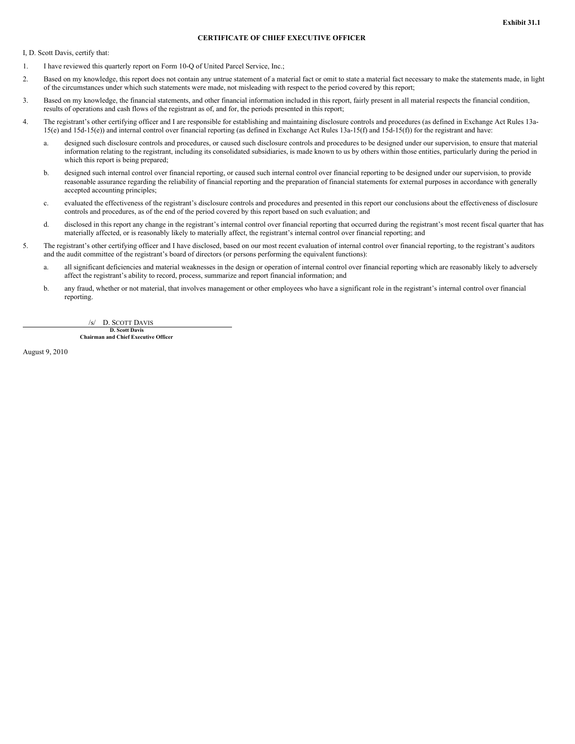**Exhibit 31.1**

**CERTIFICATE OF CHIEF EXECUTIVE OFFICER**

I, D. Scott Davis, certify that:

1. I have reviewed this quarterly report on Form 10-Q of United Parcel Service, Inc.;

2. Based on my knowledge, this report does not contain any untrue statement of a material fact or omit to state a material fact necessary to make the statements made, in light of the circumstances under which such statements were made, not misleading with respect to the period covered by this report;

3. Based on my knowledge, the financial statements, and other financial information included in this report, fairly present in all material respects the financial condition, results of operations and cash flows of the registrant as of, and for, the periods presented in this report;

4. The registrant's other certifying officer and I are responsible for establishing and maintaining disclosure controls and procedures (as defined in Exchange Act Rules 13a-15(e) and 15d-15(e)) and internal control over financial reporting (as defined in Exchange Act Rules 13a-15(f) and 15d-15(f)) for the registrant and have:

   a. designed such disclosure controls and procedures, or caused such disclosure controls and procedures to be designed under our supervision, to ensure that material information relating to the registrant, including its consolidated subsidiaries, is made known to us by others within those entities, particularly during the period in which this report is being prepared;

   b. designed such internal control over financial reporting, or caused such internal control over financial reporting to be designed under our supervision, to provide reasonable assurance regarding the reliability of financial reporting and the preparation of financial statements for external purposes in accordance with generally accepted accounting principles;

   c. evaluated the effectiveness of the registrant's disclosure controls and procedures and presented in this report our conclusions about the effectiveness of disclosure controls and procedures, as of the end of the period covered by this report based on such evaluation; and

   d. disclosed in this report any change in the registrant's internal control over financial reporting that occurred during the registrant's most recent fiscal quarter that has materially affected, or is reasonably likely to materially affect, the registrant's internal control over financial reporting; and

5. The registrant's other certifying officer and I have disclosed, based on our most recent evaluation of internal control over financial reporting, to the registrant's auditors and the audit committee of the registrant's board of directors (or persons performing the equivalent functions):

   a. all significant deficiencies and material weaknesses in the design or operation of internal control over financial reporting which are reasonably likely to adversely affect the registrant's ability to record, process, summarize and report financial information; and

   b. any fraud, whether or not material, that involves management or other employees who have a significant role in the registrant's internal control over financial reporting.

/s/ D. SCOTT DAVIS

**D. Scott Davis**
**Chairman and Chief Executive Officer**

August 9, 2010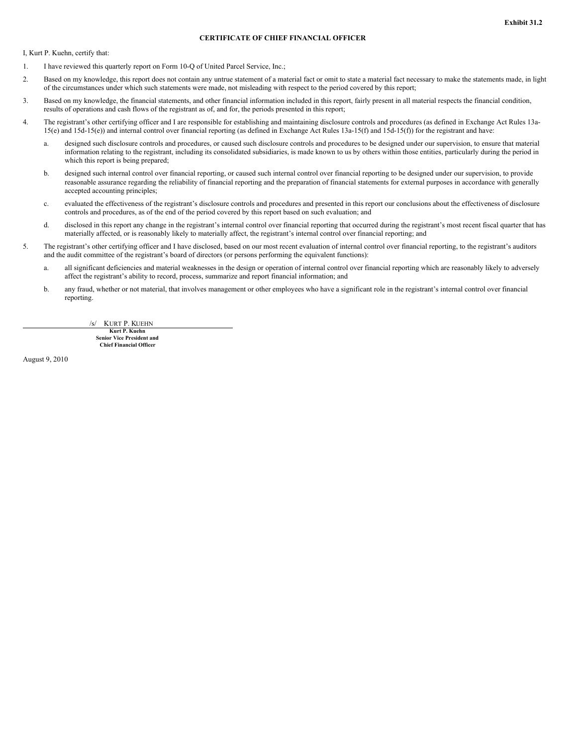Exhibit 31.2

# CERTIFICATE OF CHIEF FINANCIAL OFFICER

I, Kurt P. Kuehn, certify that:

1. I have reviewed this quarterly report on Form 10-Q of United Parcel Service, Inc.;

2. Based on my knowledge, this report does not contain any untrue statement of a material fact or omit to state a material fact necessary to make the statements made, in light of the circumstances under which such statements were made, not misleading with respect to the period covered by this report;

3. Based on my knowledge, the financial statements, and other financial information included in this report, fairly present in all material respects the financial condition, results of operations and cash flows of the registrant as of, and for, the periods presented in this report;

4. The registrant's other certifying officer and I are responsible for establishing and maintaining disclosure controls and procedures (as defined in Exchange Act Rules 13a-15(e) and 15d-15(e)) and internal control over financial reporting (as defined in Exchange Act Rules 13a-15(f) and 15d-15(f)) for the registrant and have:

   a. designed such disclosure controls and procedures, or caused such disclosure controls and procedures to be designed under our supervision, to ensure that material information relating to the registrant, including its consolidated subsidiaries, is made known to us by others within those entities, particularly during the period in which this report is being prepared;

   b. designed such internal control over financial reporting, or caused such internal control over financial reporting to be designed under our supervision, to provide reasonable assurance regarding the reliability of financial reporting and the preparation of financial statements for external purposes in accordance with generally accepted accounting principles;

   c. evaluated the effectiveness of the registrant's disclosure controls and procedures and presented in this report our conclusions about the effectiveness of disclosure controls and procedures, as of the end of the period covered by this report based on such evaluation; and

   d. disclosed in this report any change in the registrant's internal control over financial reporting that occurred during the registrant's most recent fiscal quarter that has materially affected, or is reasonably likely to materially affect, the registrant's internal control over financial reporting; and

5. The registrant's other certifying officer and I have disclosed, based on our most recent evaluation of internal control over financial reporting, to the registrant's auditors and the audit committee of the registrant's board of directors (or persons performing the equivalent functions):

   a. all significant deficiencies and material weaknesses in the design or operation of internal control over financial reporting which are reasonably likely to adversely affect the registrant's ability to record, process, summarize and report financial information; and

   b. any fraud, whether or not material, that involves management or other employees who have a significant role in the registrant's internal control over financial reporting.

/s/ KURT P. KUEHN

**Kurt P. Kuehn**
**Senior Vice President and**
**Chief Financial Officer**

August 9, 2010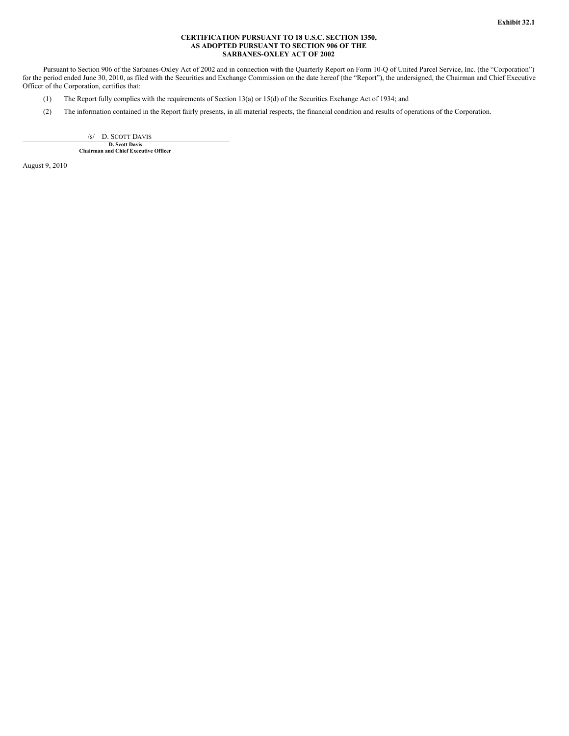Exhibit 32.1

**CERTIFICATION PURSUANT TO 18 U.S.C. SECTION 1350, AS ADOPTED PURSUANT TO SECTION 906 OF THE SARBANES-OXLEY ACT OF 2002**

Pursuant to Section 906 of the Sarbanes-Oxley Act of 2002 and in connection with the Quarterly Report on Form 10-Q of United Parcel Service, Inc. (the "Corporation") for the period ended June 30, 2010, as filed with the Securities and Exchange Commission on the date hereof (the "Report"), the undersigned, the Chairman and Chief Executive Officer of the Corporation, certifies that:

(1) The Report fully complies with the requirements of Section 13(a) or 15(d) of the Securities Exchange Act of 1934; and

(2) The information contained in the Report fairly presents, in all material respects, the financial condition and results of operations of the Corporation.

/s/ D. SCOTT DAVIS

**D. Scott Davis**
**Chairman and Chief Executive Officer**

August 9, 2010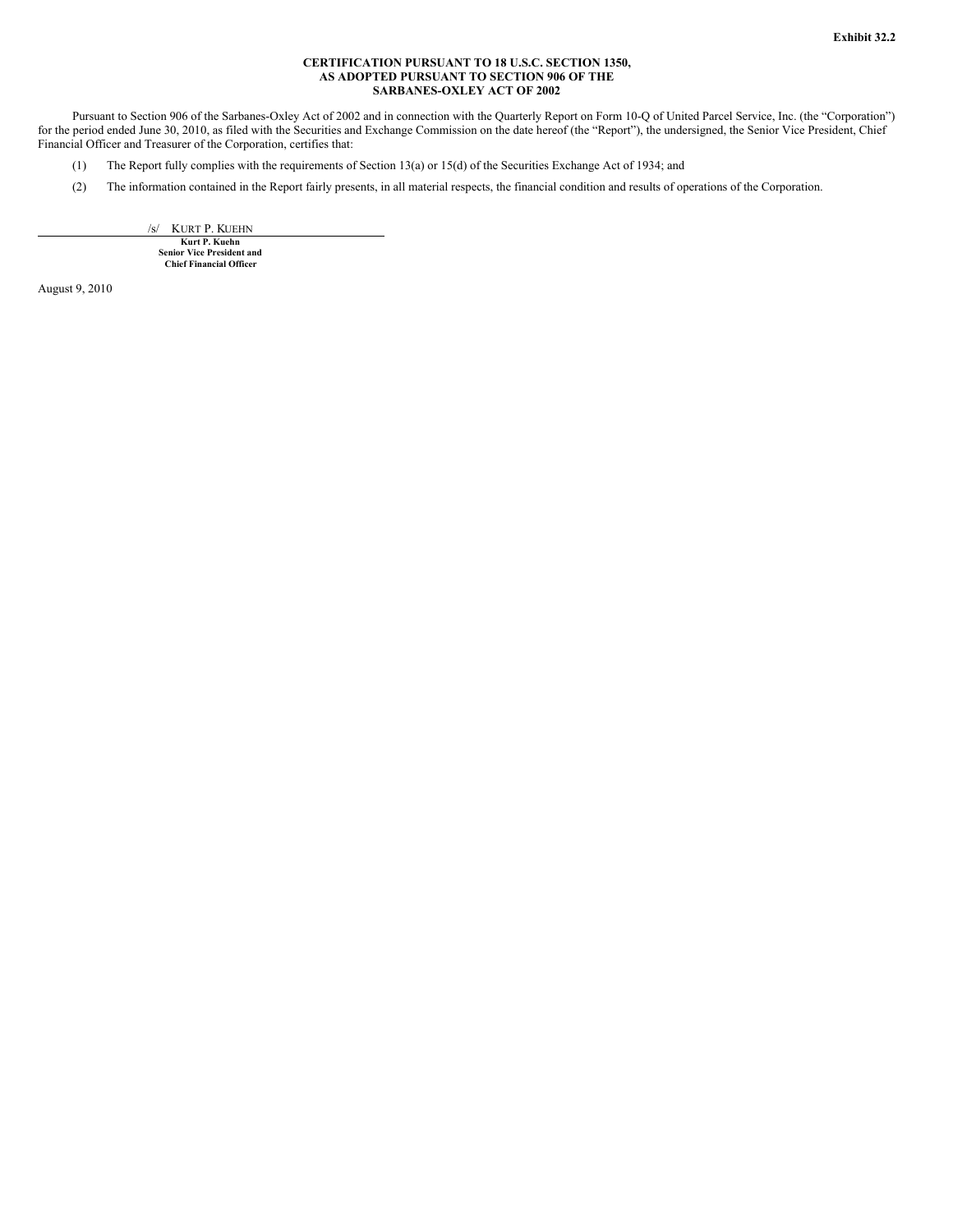**Exhibit 32.2**

**CERTIFICATION PURSUANT TO 18 U.S.C. SECTION 1350,
AS ADOPTED PURSUANT TO SECTION 906 OF THE
SARBANES-OXLEY ACT OF 2002**

Pursuant to Section 906 of the Sarbanes-Oxley Act of 2002 and in connection with the Quarterly Report on Form 10-Q of United Parcel Service, Inc. (the "Corporation") for the period ended June 30, 2010, as filed with the Securities and Exchange Commission on the date hereof (the "Report"), the undersigned, the Senior Vice President, Chief Financial Officer and Treasurer of the Corporation, certifies that:

(1) The Report fully complies with the requirements of Section 13(a) or 15(d) of the Securities Exchange Act of 1934; and

(2) The information contained in the Report fairly presents, in all material respects, the financial condition and results of operations of the Corporation.

/s/ KURT P. KUEHN

**Kurt P. Kuehn**
**Senior Vice President and**
**Chief Financial Officer**

August 9, 2010